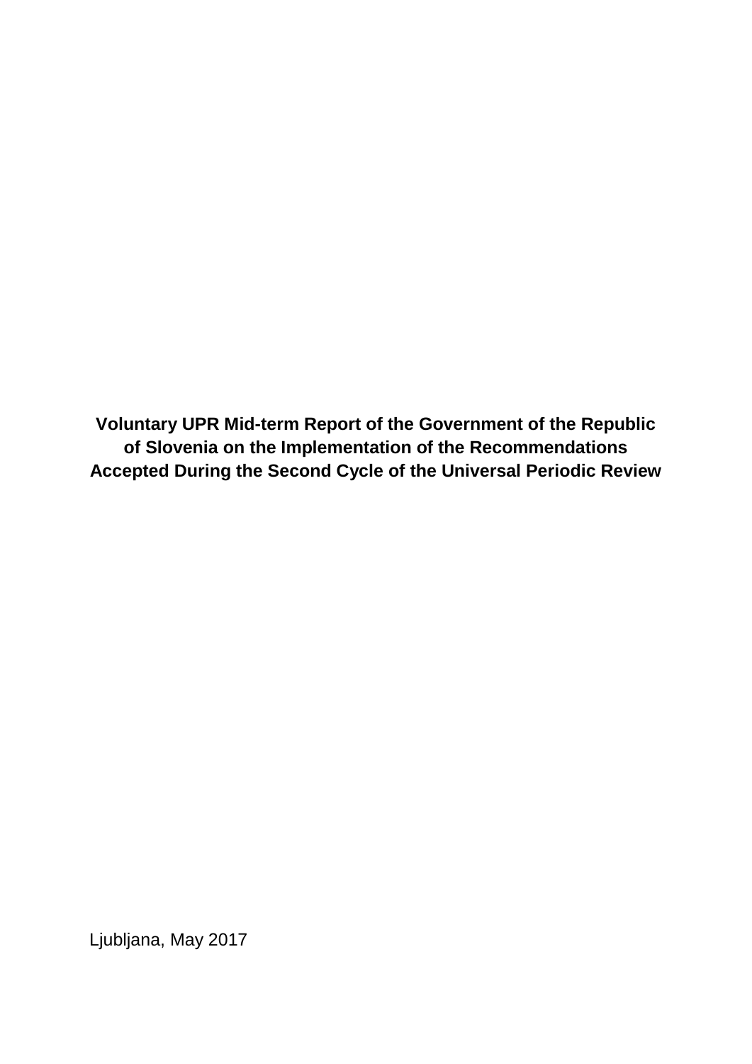# Voluntary UPR Mid-term Report of the Government of the Republic of Slovenia on the Implementation of the Recommendations Accepted During the Second Cycle of the Universal Periodic Review

Ljubljana, May 2017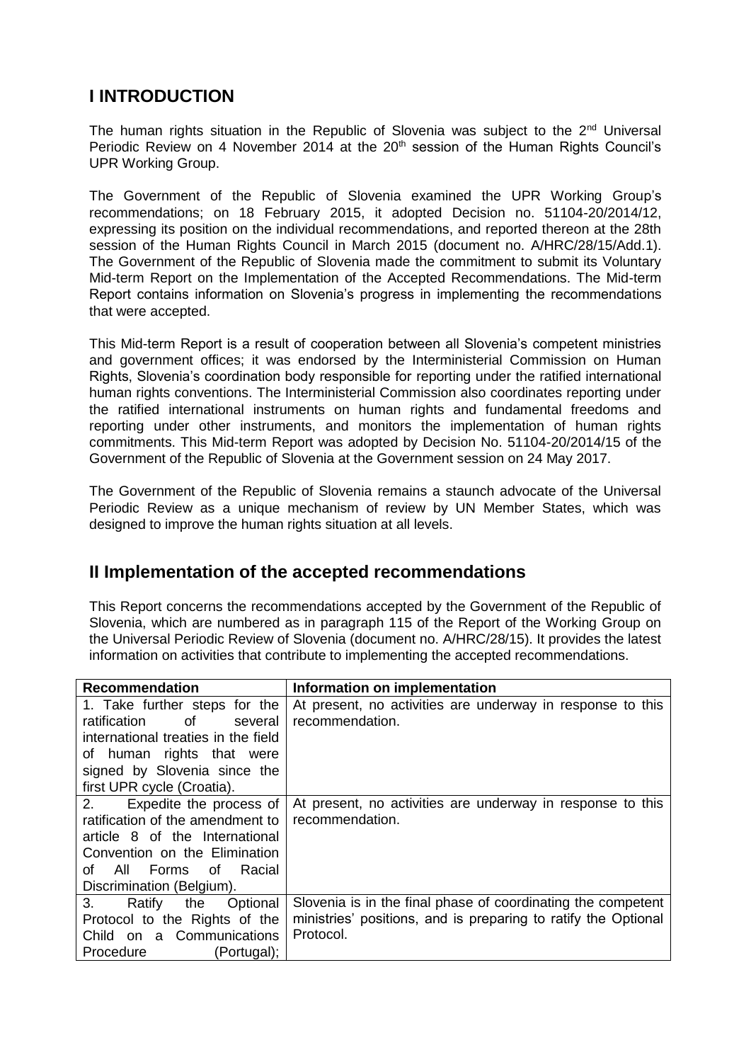## I INTRODUCTION

The human rights situation in the Republic of Slovenia was subject to the 2nd Universal Periodic Review on 4 November 2014 at the 20th session of the Human Rights Council's UPR Working Group.

The Government of the Republic of Slovenia examined the UPR Working Group's recommendations; on 18 February 2015, it adopted Decision no. 51104-20/2014/12, expressing its position on the individual recommendations, and reported thereon at the 28th session of the Human Rights Council in March 2015 (document no. A/HRC/28/15/Add.1). The Government of the Republic of Slovenia made the commitment to submit its Voluntary Mid-term Report on the Implementation of the Accepted Recommendations. The Mid-term Report contains information on Slovenia's progress in implementing the recommendations that were accepted.

This Mid-term Report is a result of cooperation between all Slovenia's competent ministries and government offices; it was endorsed by the Interministerial Commission on Human Rights, Slovenia's coordination body responsible for reporting under the ratified international human rights conventions. The Interministerial Commission also coordinates reporting under the ratified international instruments on human rights and fundamental freedoms and reporting under other instruments, and monitors the implementation of human rights commitments. This Mid-term Report was adopted by Decision No. 51104-20/2014/15 of the Government of the Republic of Slovenia at the Government session on 24 May 2017.

The Government of the Republic of Slovenia remains a staunch advocate of the Universal Periodic Review as a unique mechanism of review by UN Member States, which was designed to improve the human rights situation at all levels.

## II Implementation of the accepted recommendations

This Report concerns the recommendations accepted by the Government of the Republic of Slovenia, which are numbered as in paragraph 115 of the Report of the Working Group on the Universal Periodic Review of Slovenia (document no. A/HRC/28/15). It provides the latest information on activities that contribute to implementing the accepted recommendations.

| Recommendation | Information on implementation |
|---|---|
| 1. Take further steps for the ratification of several international treaties in the field of human rights that were signed by Slovenia since the first UPR cycle (Croatia). | At present, no activities are underway in response to this recommendation. |
| 2. Expedite the process of ratification of the amendment to article 8 of the International Convention on the Elimination of All Forms of Racial Discrimination (Belgium). | At present, no activities are underway in response to this recommendation. |
| 3. Ratify the Optional Protocol to the Rights of the Child on a Communications Procedure (Portugal); | Slovenia is in the final phase of coordinating the competent ministries' positions, and is preparing to ratify the Optional Protocol. |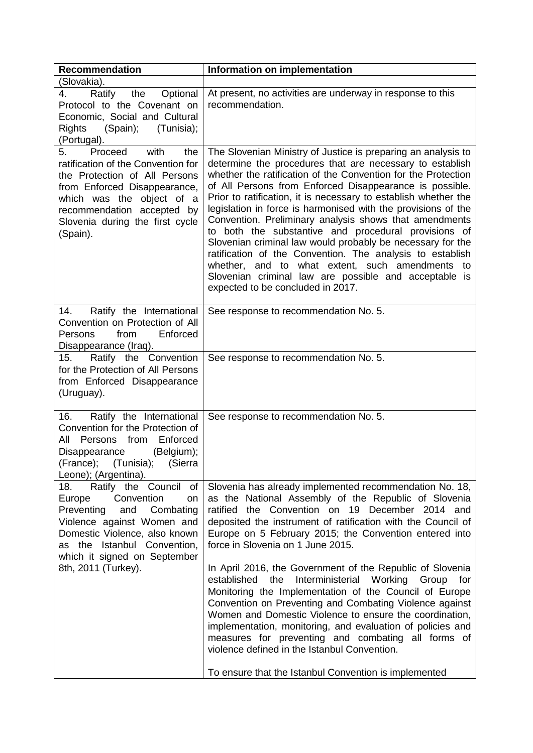| Recommendation | Information on implementation |
|---|---|
| (Slovakia). | |
| 4. Ratify the Optional Protocol to the Covenant on Economic, Social and Cultural Rights (Spain); (Tunisia); (Portugal). | At present, no activities are underway in response to this recommendation. |
| 5. Proceed with the ratification of the Convention for the Protection of All Persons from Enforced Disappearance, which was the object of a recommendation accepted by Slovenia during the first cycle (Spain). | The Slovenian Ministry of Justice is preparing an analysis to determine the procedures that are necessary to establish whether the ratification of the Convention for the Protection of All Persons from Enforced Disappearance is possible. Prior to ratification, it is necessary to establish whether the legislation in force is harmonised with the provisions of the Convention. Preliminary analysis shows that amendments to both the substantive and procedural provisions of Slovenian criminal law would probably be necessary for the ratification of the Convention. The analysis to establish whether, and to what extent, such amendments to Slovenian criminal law are possible and acceptable is expected to be concluded in 2017. |
| 14. Ratify the International Convention on Protection of All Persons from Enforced Disappearance (Iraq). | See response to recommendation No. 5. |
| 15. Ratify the Convention for the Protection of All Persons from Enforced Disappearance (Uruguay). | See response to recommendation No. 5. |
| 16. Ratify the International Convention for the Protection of All Persons from Enforced Disappearance (Belgium); (France); (Tunisia); (Sierra Leone); (Argentina). | See response to recommendation No. 5. |
| 18. Ratify the Council of Europe Convention on Preventing and Combating Violence against Women and Domestic Violence, also known as the Istanbul Convention, which it signed on September 8th, 2011 (Turkey). | Slovenia has already implemented recommendation No. 18, as the National Assembly of the Republic of Slovenia ratified the Convention on 19 December 2014 and deposited the instrument of ratification with the Council of Europe on 5 February 2015; the Convention entered into force in Slovenia on 1 June 2015.<br><br>In April 2016, the Government of the Republic of Slovenia established the Interministerial Working Group for Monitoring the Implementation of the Council of Europe Convention on Preventing and Combating Violence against Women and Domestic Violence to ensure the coordination, implementation, monitoring, and evaluation of policies and measures for preventing and combating all forms of violence defined in the Istanbul Convention.<br><br>To ensure that the Istanbul Convention is implemented |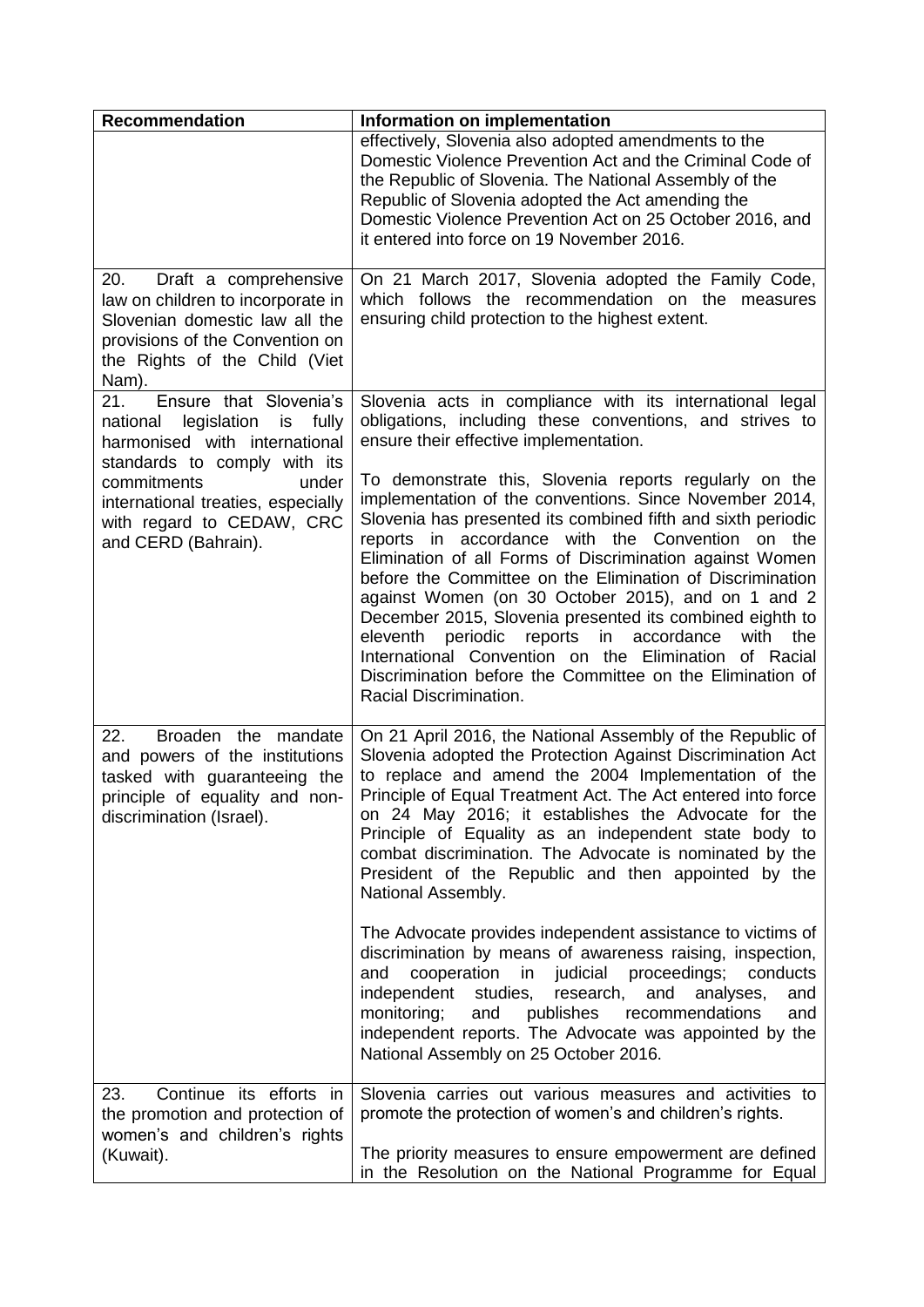| Recommendation | Information on implementation |
|---|---|
| | effectively, Slovenia also adopted amendments to the Domestic Violence Prevention Act and the Criminal Code of the Republic of Slovenia. The National Assembly of the Republic of Slovenia adopted the Act amending the Domestic Violence Prevention Act on 25 October 2016, and it entered into force on 19 November 2016. |
| 20. Draft a comprehensive law on children to incorporate in Slovenian domestic law all the provisions of the Convention on the Rights of the Child (Viet Nam). | On 21 March 2017, Slovenia adopted the Family Code, which follows the recommendation on the measures ensuring child protection to the highest extent. |
| 21. Ensure that Slovenia's national legislation is fully harmonised with international standards to comply with its commitments under international treaties, especially with regard to CEDAW, CRC and CERD (Bahrain). | Slovenia acts in compliance with its international legal obligations, including these conventions, and strives to ensure their effective implementation.<br><br>To demonstrate this, Slovenia reports regularly on the implementation of the conventions. Since November 2014, Slovenia has presented its combined fifth and sixth periodic reports in accordance with the Convention on the Elimination of all Forms of Discrimination against Women before the Committee on the Elimination of Discrimination against Women (on 30 October 2015), and on 1 and 2 December 2015, Slovenia presented its combined eighth to eleventh periodic reports in accordance with the International Convention on the Elimination of Racial Discrimination before the Committee on the Elimination of Racial Discrimination. |
| 22. Broaden the mandate and powers of the institutions tasked with guaranteeing the principle of equality and non-discrimination (Israel). | On 21 April 2016, the National Assembly of the Republic of Slovenia adopted the Protection Against Discrimination Act to replace and amend the 2004 Implementation of the Principle of Equal Treatment Act. The Act entered into force on 24 May 2016; it establishes the Advocate for the Principle of Equality as an independent state body to combat discrimination. The Advocate is nominated by the President of the Republic and then appointed by the National Assembly.<br><br>The Advocate provides independent assistance to victims of discrimination by means of awareness raising, inspection, and cooperation in judicial proceedings; conducts independent studies, research, and analyses, and monitoring; and publishes recommendations and independent reports. The Advocate was appointed by the National Assembly on 25 October 2016. |
| 23. Continue its efforts in the promotion and protection of women's and children's rights (Kuwait). | Slovenia carries out various measures and activities to promote the protection of women's and children's rights.<br><br>The priority measures to ensure empowerment are defined in the Resolution on the National Programme for Equal |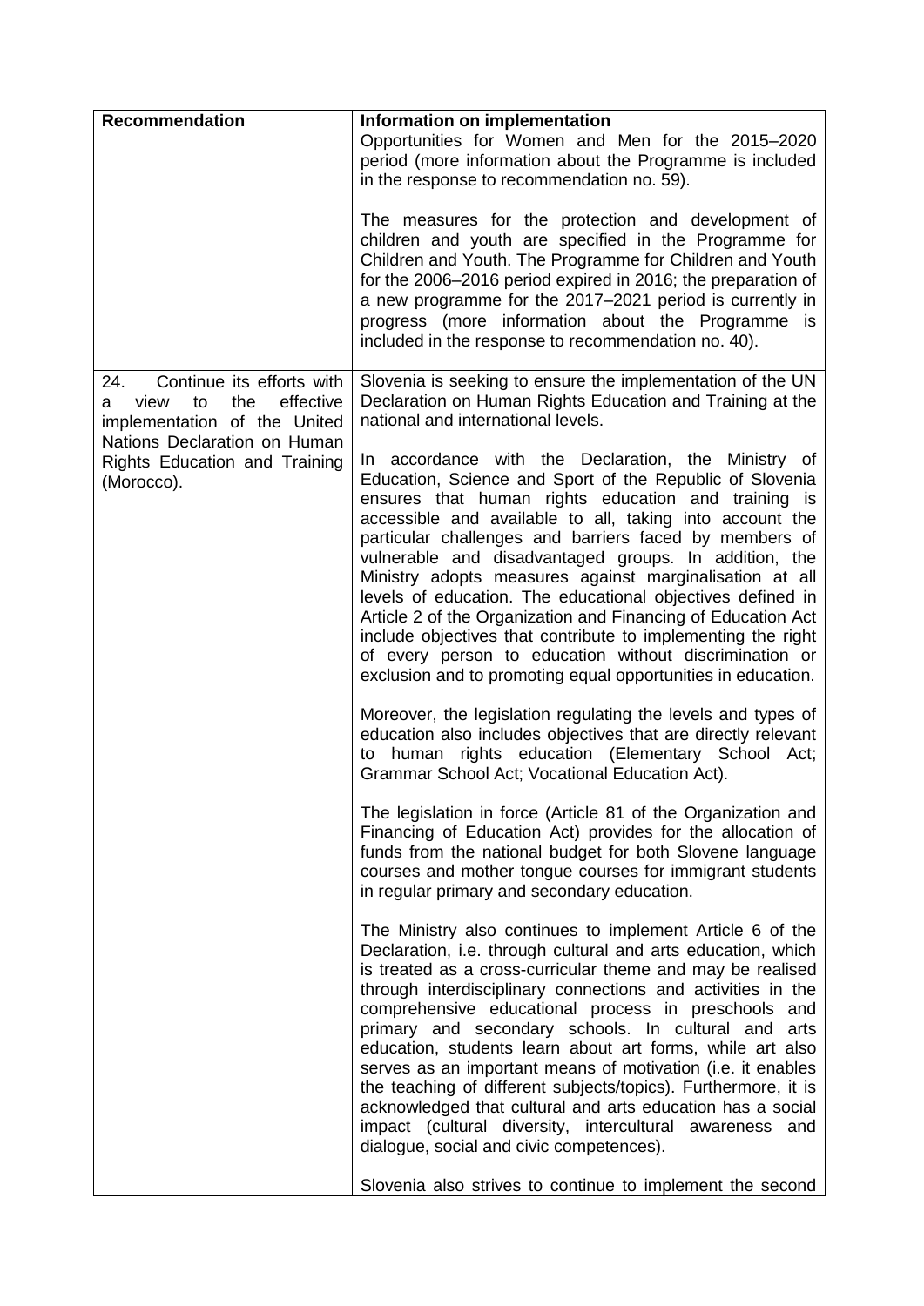| Recommendation | Information on implementation |
|---|---|
| | Opportunities for Women and Men for the 2015–2020 period (more information about the Programme is included in the response to recommendation no. 59).<br><br>The measures for the protection and development of children and youth are specified in the Programme for Children and Youth. The Programme for Children and Youth for the 2006–2016 period expired in 2016; the preparation of a new programme for the 2017–2021 period is currently in progress (more information about the Programme is included in the response to recommendation no. 40). |
| 24. Continue its efforts with a view to the effective implementation of the United Nations Declaration on Human Rights Education and Training (Morocco). | Slovenia is seeking to ensure the implementation of the UN Declaration on Human Rights Education and Training at the national and international levels.<br><br>In accordance with the Declaration, the Ministry of Education, Science and Sport of the Republic of Slovenia ensures that human rights education and training is accessible and available to all, taking into account the particular challenges and barriers faced by members of vulnerable and disadvantaged groups. In addition, the Ministry adopts measures against marginalisation at all levels of education. The educational objectives defined in Article 2 of the Organization and Financing of Education Act include objectives that contribute to implementing the right of every person to education without discrimination or exclusion and to promoting equal opportunities in education.<br><br>Moreover, the legislation regulating the levels and types of education also includes objectives that are directly relevant to human rights education (Elementary School Act; Grammar School Act; Vocational Education Act).<br><br>The legislation in force (Article 81 of the Organization and Financing of Education Act) provides for the allocation of funds from the national budget for both Slovene language courses and mother tongue courses for immigrant students in regular primary and secondary education.<br><br>The Ministry also continues to implement Article 6 of the Declaration, i.e. through cultural and arts education, which is treated as a cross-curricular theme and may be realised through interdisciplinary connections and activities in the comprehensive educational process in preschools and primary and secondary schools. In cultural and arts education, students learn about art forms, while art also serves as an important means of motivation (i.e. it enables the teaching of different subjects/topics). Furthermore, it is acknowledged that cultural and arts education has a social impact (cultural diversity, intercultural awareness and dialogue, social and civic competences).<br><br>Slovenia also strives to continue to implement the second |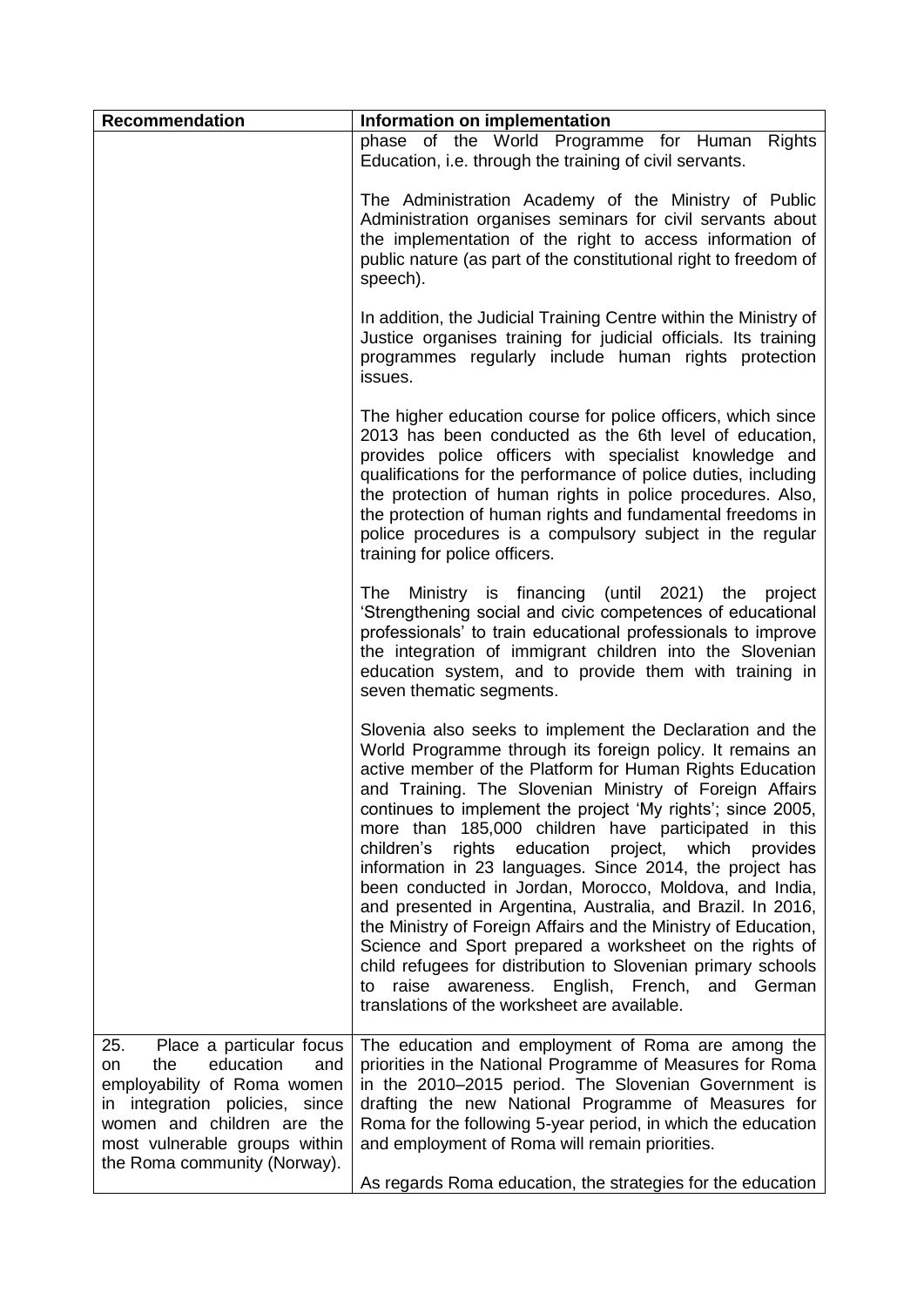| Recommendation | Information on implementation |
|---|---|
| | phase of the World Programme for Human Rights Education, i.e. through the training of civil servants.<br><br>The Administration Academy of the Ministry of Public Administration organises seminars for civil servants about the implementation of the right to access information of public nature (as part of the constitutional right to freedom of speech).<br><br>In addition, the Judicial Training Centre within the Ministry of Justice organises training for judicial officials. Its training programmes regularly include human rights protection issues.<br><br>The higher education course for police officers, which since 2013 has been conducted as the 6th level of education, provides police officers with specialist knowledge and qualifications for the performance of police duties, including the protection of human rights in police procedures. Also, the protection of human rights and fundamental freedoms in police procedures is a compulsory subject in the regular training for police officers.<br><br>The Ministry is financing (until 2021) the project 'Strengthening social and civic competences of educational professionals' to train educational professionals to improve the integration of immigrant children into the Slovenian education system, and to provide them with training in seven thematic segments.<br><br>Slovenia also seeks to implement the Declaration and the World Programme through its foreign policy. It remains an active member of the Platform for Human Rights Education and Training. The Slovenian Ministry of Foreign Affairs continues to implement the project 'My rights'; since 2005, more than 185,000 children have participated in this children's rights education project, which provides information in 23 languages. Since 2014, the project has been conducted in Jordan, Morocco, Moldova, and India, and presented in Argentina, Australia, and Brazil. In 2016, the Ministry of Foreign Affairs and the Ministry of Education, Science and Sport prepared a worksheet on the rights of child refugees for distribution to Slovenian primary schools to raise awareness. English, French, and German translations of the worksheet are available. |
| 25. Place a particular focus on the education and employability of Roma women in integration policies, since women and children are the most vulnerable groups within the Roma community (Norway). | The education and employment of Roma are among the priorities in the National Programme of Measures for Roma in the 2010–2015 period. The Slovenian Government is drafting the new National Programme of Measures for Roma for the following 5-year period, in which the education and employment of Roma will remain priorities.<br><br>As regards Roma education, the strategies for the education |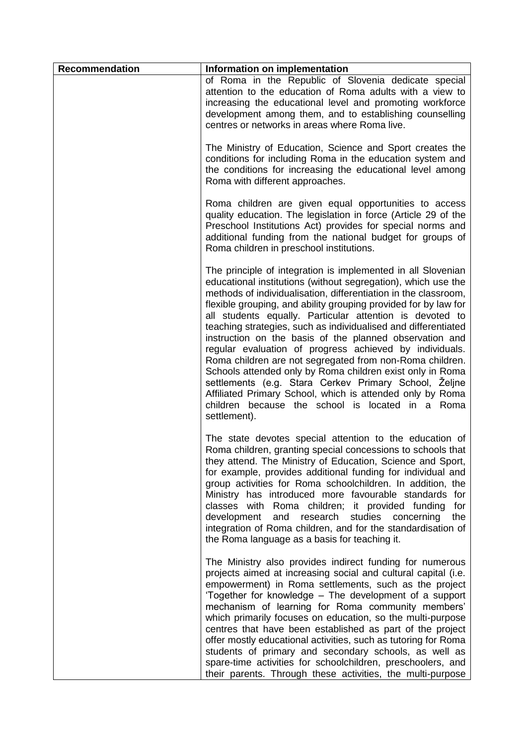| Recommendation | Information on implementation |
| --- | --- |
| | of Roma in the Republic of Slovenia dedicate special attention to the education of Roma adults with a view to increasing the educational level and promoting workforce development among them, and to establishing counselling centres or networks in areas where Roma live.<br><br>The Ministry of Education, Science and Sport creates the conditions for including Roma in the education system and the conditions for increasing the educational level among Roma with different approaches.<br><br>Roma children are given equal opportunities to access quality education. The legislation in force (Article 29 of the Preschool Institutions Act) provides for special norms and additional funding from the national budget for groups of Roma children in preschool institutions.<br><br>The principle of integration is implemented in all Slovenian educational institutions (without segregation), which use the methods of individualisation, differentiation in the classroom, flexible grouping, and ability grouping provided for by law for all students equally. Particular attention is devoted to teaching strategies, such as individualised and differentiated instruction on the basis of the planned observation and regular evaluation of progress achieved by individuals. Roma children are not segregated from non-Roma children. Schools attended only by Roma children exist only in Roma settlements (e.g. Stara Cerkev Primary School, Željne Affiliated Primary School, which is attended only by Roma children because the school is located in a Roma settlement).<br><br>The state devotes special attention to the education of Roma children, granting special concessions to schools that they attend. The Ministry of Education, Science and Sport, for example, provides additional funding for individual and group activities for Roma schoolchildren. In addition, the Ministry has introduced more favourable standards for classes with Roma children; it provided funding for development and research studies concerning the integration of Roma children, and for the standardisation of the Roma language as a basis for teaching it.<br><br>The Ministry also provides indirect funding for numerous projects aimed at increasing social and cultural capital (i.e. empowerment) in Roma settlements, such as the project 'Together for knowledge – The development of a support mechanism of learning for Roma community members' which primarily focuses on education, so the multi-purpose centres that have been established as part of the project offer mostly educational activities, such as tutoring for Roma students of primary and secondary schools, as well as spare-time activities for schoolchildren, preschoolers, and their parents. Through these activities, the multi-purpose |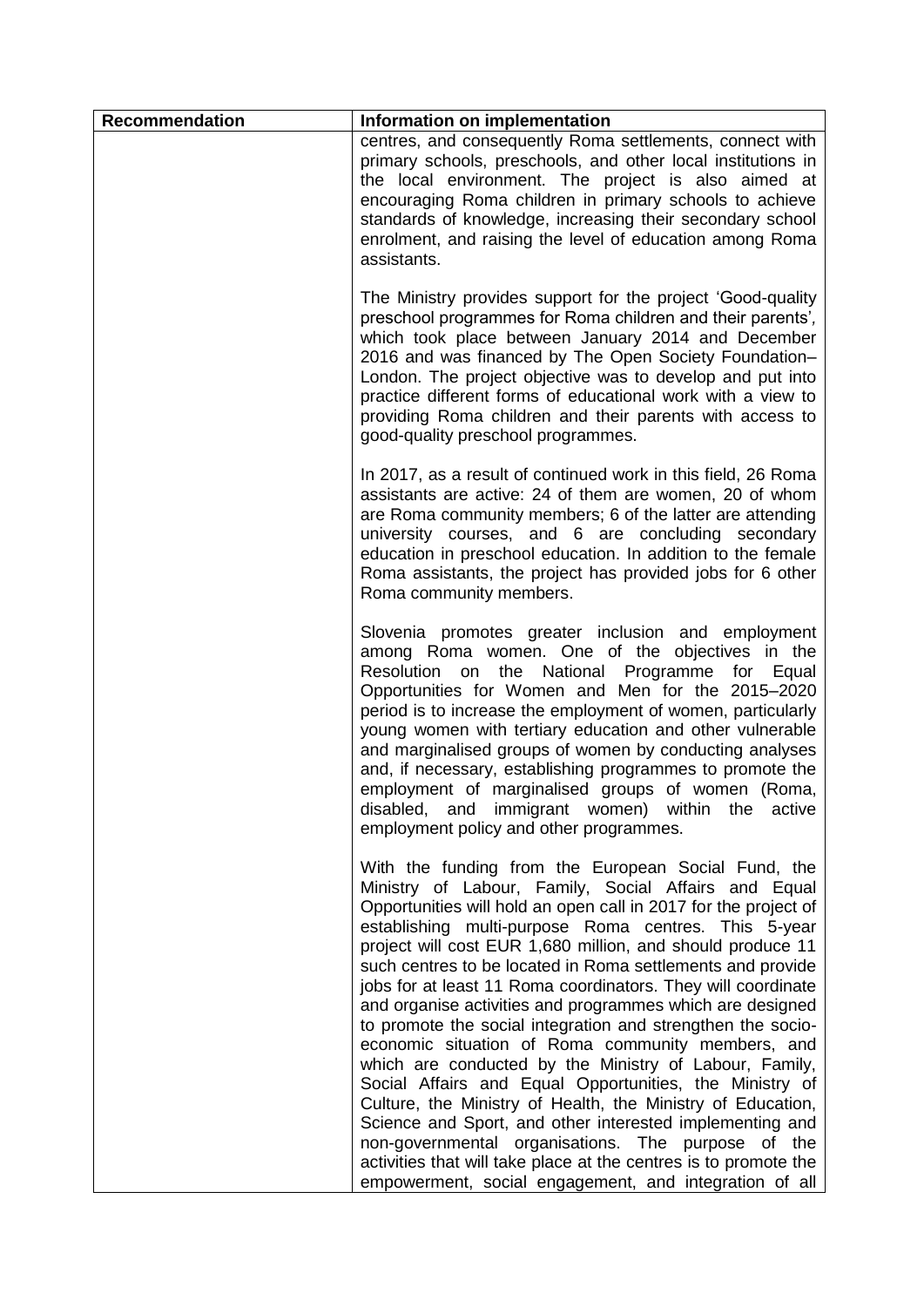| Recommendation | Information on implementation |
| --- | --- |
| | centres, and consequently Roma settlements, connect with primary schools, preschools, and other local institutions in the local environment. The project is also aimed at encouraging Roma children in primary schools to achieve standards of knowledge, increasing their secondary school enrolment, and raising the level of education among Roma assistants.<br><br>The Ministry provides support for the project 'Good-quality preschool programmes for Roma children and their parents', which took place between January 2014 and December 2016 and was financed by The Open Society Foundation–London. The project objective was to develop and put into practice different forms of educational work with a view to providing Roma children and their parents with access to good-quality preschool programmes.<br><br>In 2017, as a result of continued work in this field, 26 Roma assistants are active: 24 of them are women, 20 of whom are Roma community members; 6 of the latter are attending university courses, and 6 are concluding secondary education in preschool education. In addition to the female Roma assistants, the project has provided jobs for 6 other Roma community members.<br><br>Slovenia promotes greater inclusion and employment among Roma women. One of the objectives in the Resolution on the National Programme for Equal Opportunities for Women and Men for the 2015–2020 period is to increase the employment of women, particularly young women with tertiary education and other vulnerable and marginalised groups of women by conducting analyses and, if necessary, establishing programmes to promote the employment of marginalised groups of women (Roma, disabled, and immigrant women) within the active employment policy and other programmes.<br><br>With the funding from the European Social Fund, the Ministry of Labour, Family, Social Affairs and Equal Opportunities will hold an open call in 2017 for the project of establishing multi-purpose Roma centres. This 5-year project will cost EUR 1,680 million, and should produce 11 such centres to be located in Roma settlements and provide jobs for at least 11 Roma coordinators. They will coordinate and organise activities and programmes which are designed to promote the social integration and strengthen the socio-economic situation of Roma community members, and which are conducted by the Ministry of Labour, Family, Social Affairs and Equal Opportunities, the Ministry of Culture, the Ministry of Health, the Ministry of Education, Science and Sport, and other interested implementing and non-governmental organisations. The purpose of the activities that will take place at the centres is to promote the empowerment, social engagement, and integration of all |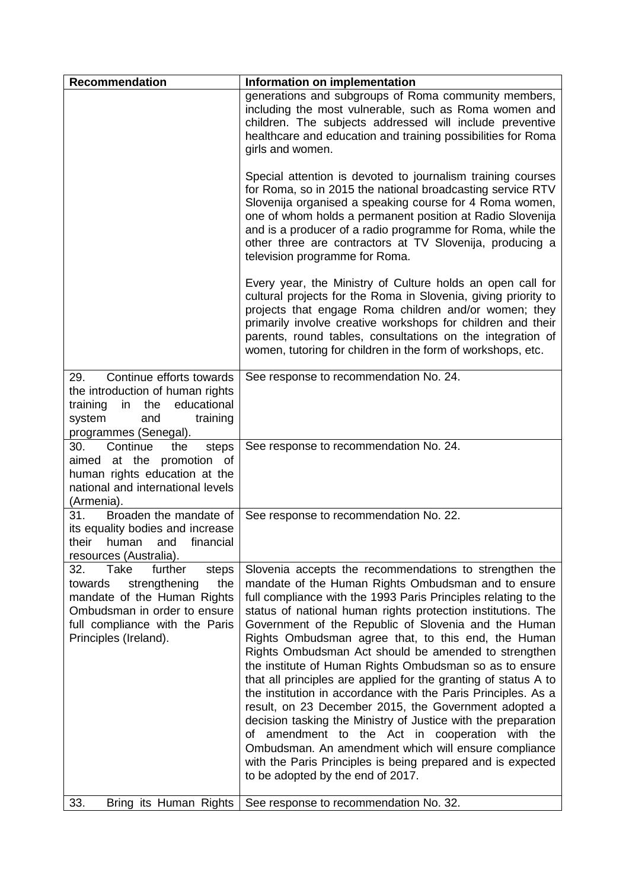| Recommendation | Information on implementation |
|---|---|
| | generations and subgroups of Roma community members, including the most vulnerable, such as Roma women and children. The subjects addressed will include preventive healthcare and education and training possibilities for Roma girls and women.<br><br>Special attention is devoted to journalism training courses for Roma, so in 2015 the national broadcasting service RTV Slovenija organised a speaking course for 4 Roma women, one of whom holds a permanent position at Radio Slovenija and is a producer of a radio programme for Roma, while the other three are contractors at TV Slovenija, producing a television programme for Roma.<br><br>Every year, the Ministry of Culture holds an open call for cultural projects for the Roma in Slovenia, giving priority to projects that engage Roma children and/or women; they primarily involve creative workshops for children and their parents, round tables, consultations on the integration of women, tutoring for children in the form of workshops, etc. |
| 29. Continue efforts towards the introduction of human rights training in the educational system and training programmes (Senegal). | See response to recommendation No. 24. |
| 30. Continue the steps aimed at the promotion of human rights education at the national and international levels (Armenia). | See response to recommendation No. 24. |
| 31. Broaden the mandate of its equality bodies and increase their human and financial resources (Australia). | See response to recommendation No. 22. |
| 32. Take further steps towards strengthening the mandate of the Human Rights Ombudsman in order to ensure full compliance with the Paris Principles (Ireland). | Slovenia accepts the recommendations to strengthen the mandate of the Human Rights Ombudsman and to ensure full compliance with the 1993 Paris Principles relating to the status of national human rights protection institutions. The Government of the Republic of Slovenia and the Human Rights Ombudsman agree that, to this end, the Human Rights Ombudsman Act should be amended to strengthen the institute of Human Rights Ombudsman so as to ensure that all principles are applied for the granting of status A to the institution in accordance with the Paris Principles. As a result, on 23 December 2015, the Government adopted a decision tasking the Ministry of Justice with the preparation of amendment to the Act in cooperation with the Ombudsman. An amendment which will ensure compliance with the Paris Principles is being prepared and is expected to be adopted by the end of 2017. |
| 33. Bring its Human Rights | See response to recommendation No. 32. |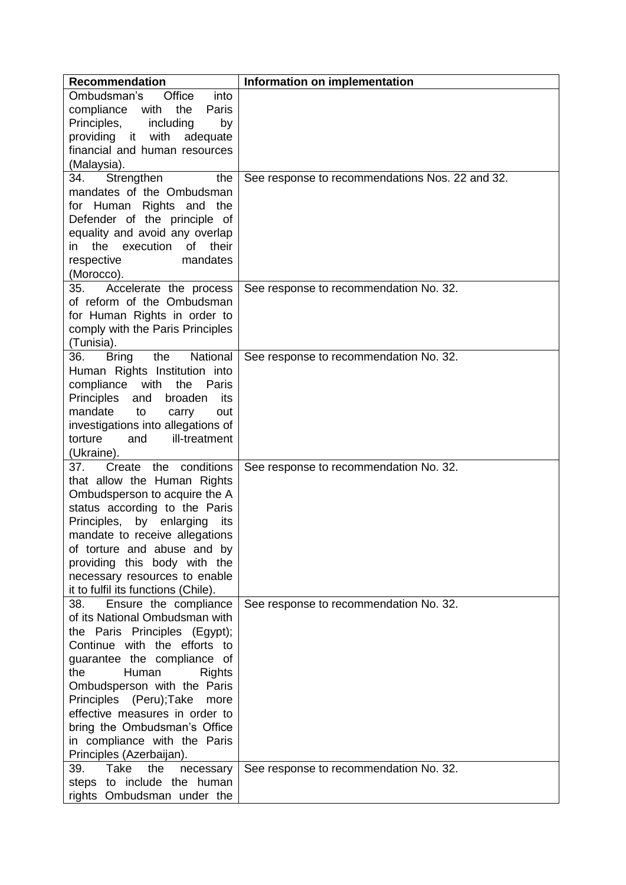| Recommendation | Information on implementation |
|---|---|
| Ombudsman's Office into compliance with the Paris Principles, including by providing it with adequate financial and human resources (Malaysia). | |
| 34. Strengthen the mandates of the Ombudsman for Human Rights and the Defender of the principle of equality and avoid any overlap in the execution of their respective mandates (Morocco). | See response to recommendations Nos. 22 and 32. |
| 35. Accelerate the process of reform of the Ombudsman for Human Rights in order to comply with the Paris Principles (Tunisia). | See response to recommendation No. 32. |
| 36. Bring the National Human Rights Institution into compliance with the Paris Principles and broaden its mandate to carry out investigations into allegations of torture and ill-treatment (Ukraine). | See response to recommendation No. 32. |
| 37. Create the conditions that allow the Human Rights Ombudsperson to acquire the A status according to the Paris Principles, by enlarging its mandate to receive allegations of torture and abuse and by providing this body with the necessary resources to enable it to fulfil its functions (Chile). | See response to recommendation No. 32. |
| 38. Ensure the compliance of its National Ombudsman with the Paris Principles (Egypt); Continue with the efforts to guarantee the compliance of the Human Rights Ombudsperson with the Paris Principles (Peru);Take more effective measures in order to bring the Ombudsman's Office in compliance with the Paris Principles (Azerbaijan). | See response to recommendation No. 32. |
| 39. Take the necessary steps to include the human rights Ombudsman under the | See response to recommendation No. 32. |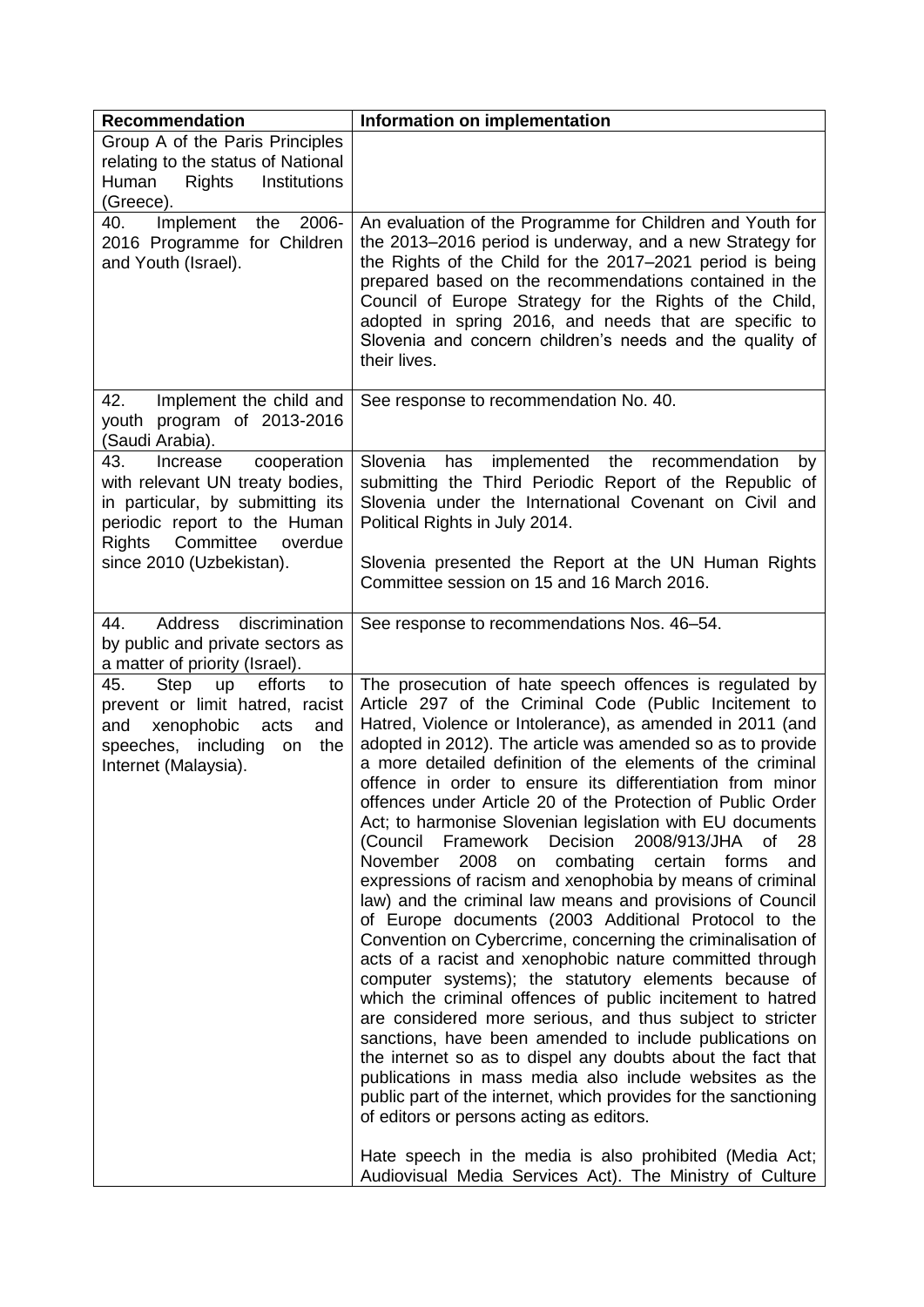| Recommendation | Information on implementation |
|---|---|
| Group A of the Paris Principles relating to the status of National Human Rights Institutions (Greece). | |
| 40. Implement the 2006-2016 Programme for Children and Youth (Israel). | An evaluation of the Programme for Children and Youth for the 2013–2016 period is underway, and a new Strategy for the Rights of the Child for the 2017–2021 period is being prepared based on the recommendations contained in the Council of Europe Strategy for the Rights of the Child, adopted in spring 2016, and needs that are specific to Slovenia and concern children's needs and the quality of their lives. |
| 42. Implement the child and youth program of 2013-2016 (Saudi Arabia). | See response to recommendation No. 40. |
| 43. Increase cooperation with relevant UN treaty bodies, in particular, by submitting its periodic report to the Human Rights Committee overdue since 2010 (Uzbekistan). | Slovenia has implemented the recommendation by submitting the Third Periodic Report of the Republic of Slovenia under the International Covenant on Civil and Political Rights in July 2014.<br><br>Slovenia presented the Report at the UN Human Rights Committee session on 15 and 16 March 2016. |
| 44. Address discrimination by public and private sectors as a matter of priority (Israel). | See response to recommendations Nos. 46–54. |
| 45. Step up efforts to prevent or limit hatred, racist and xenophobic acts and speeches, including on the Internet (Malaysia). | The prosecution of hate speech offences is regulated by Article 297 of the Criminal Code (Public Incitement to Hatred, Violence or Intolerance), as amended in 2011 (and adopted in 2012). The article was amended so as to provide a more detailed definition of the elements of the criminal offence in order to ensure its differentiation from minor offences under Article 20 of the Protection of Public Order Act; to harmonise Slovenian legislation with EU documents (Council Framework Decision 2008/913/JHA of 28 November 2008 on combating certain forms and expressions of racism and xenophobia by means of criminal law) and the criminal law means and provisions of Council of Europe documents (2003 Additional Protocol to the Convention on Cybercrime, concerning the criminalisation of acts of a racist and xenophobic nature committed through computer systems); the statutory elements because of which the criminal offences of public incitement to hatred are considered more serious, and thus subject to stricter sanctions, have been amended to include publications on the internet so as to dispel any doubts about the fact that publications in mass media also include websites as the public part of the internet, which provides for the sanctioning of editors or persons acting as editors.<br><br>Hate speech in the media is also prohibited (Media Act; Audiovisual Media Services Act). The Ministry of Culture |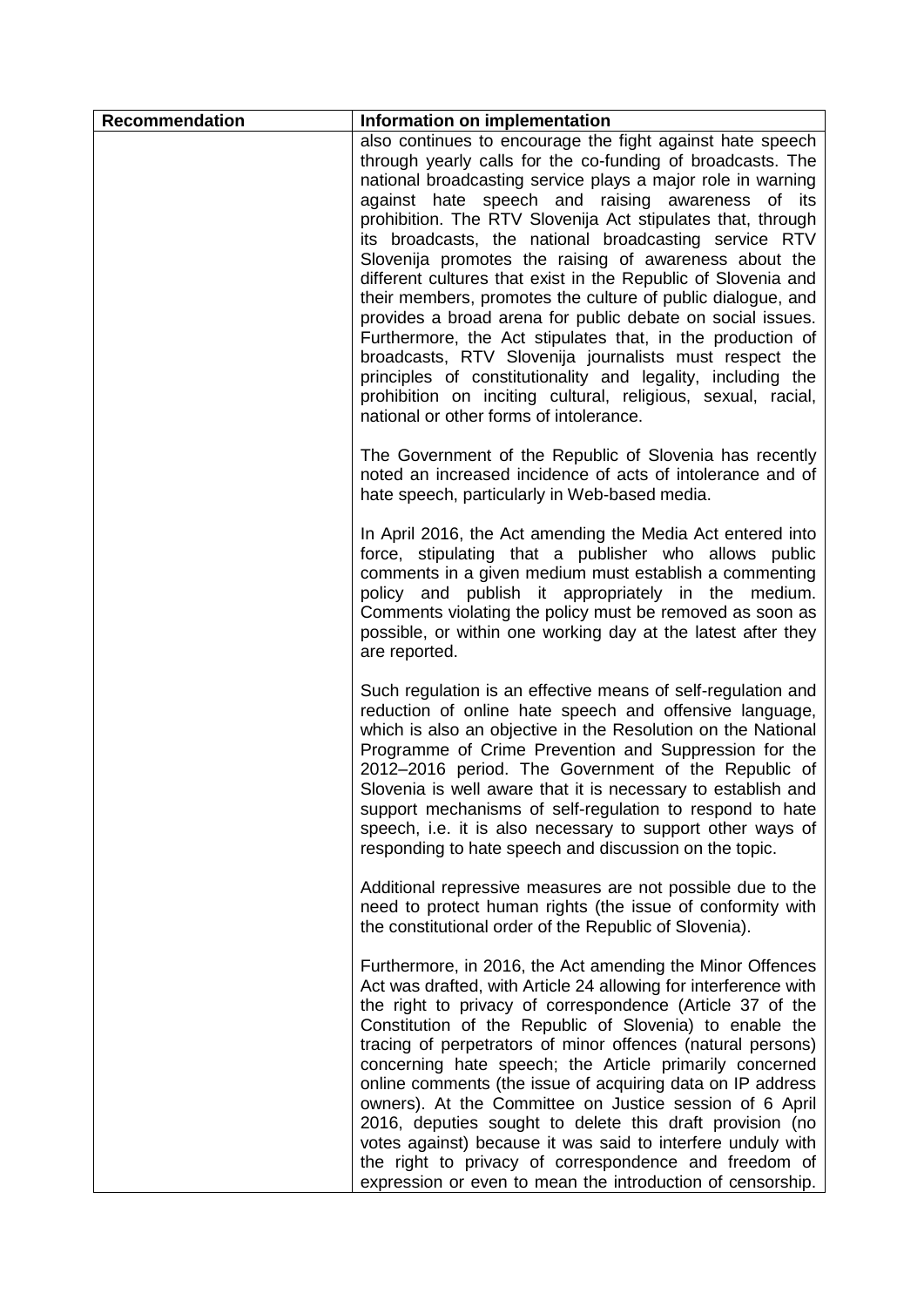| Recommendation | Information on implementation |
| --- | --- |
| | also continues to encourage the fight against hate speech through yearly calls for the co-funding of broadcasts. The national broadcasting service plays a major role in warning against hate speech and raising awareness of its prohibition. The RTV Slovenija Act stipulates that, through its broadcasts, the national broadcasting service RTV Slovenija promotes the raising of awareness about the different cultures that exist in the Republic of Slovenia and their members, promotes the culture of public dialogue, and provides a broad arena for public debate on social issues. Furthermore, the Act stipulates that, in the production of broadcasts, RTV Slovenija journalists must respect the principles of constitutionality and legality, including the prohibition on inciting cultural, religious, sexual, racial, national or other forms of intolerance.<br><br>The Government of the Republic of Slovenia has recently noted an increased incidence of acts of intolerance and of hate speech, particularly in Web-based media.<br><br>In April 2016, the Act amending the Media Act entered into force, stipulating that a publisher who allows public comments in a given medium must establish a commenting policy and publish it appropriately in the medium. Comments violating the policy must be removed as soon as possible, or within one working day at the latest after they are reported.<br><br>Such regulation is an effective means of self-regulation and reduction of online hate speech and offensive language, which is also an objective in the Resolution on the National Programme of Crime Prevention and Suppression for the 2012–2016 period. The Government of the Republic of Slovenia is well aware that it is necessary to establish and support mechanisms of self-regulation to respond to hate speech, i.e. it is also necessary to support other ways of responding to hate speech and discussion on the topic.<br><br>Additional repressive measures are not possible due to the need to protect human rights (the issue of conformity with the constitutional order of the Republic of Slovenia).<br><br>Furthermore, in 2016, the Act amending the Minor Offences Act was drafted, with Article 24 allowing for interference with the right to privacy of correspondence (Article 37 of the Constitution of the Republic of Slovenia) to enable the tracing of perpetrators of minor offences (natural persons) concerning hate speech; the Article primarily concerned online comments (the issue of acquiring data on IP address owners). At the Committee on Justice session of 6 April 2016, deputies sought to delete this draft provision (no votes against) because it was said to interfere unduly with the right to privacy of correspondence and freedom of expression or even to mean the introduction of censorship. |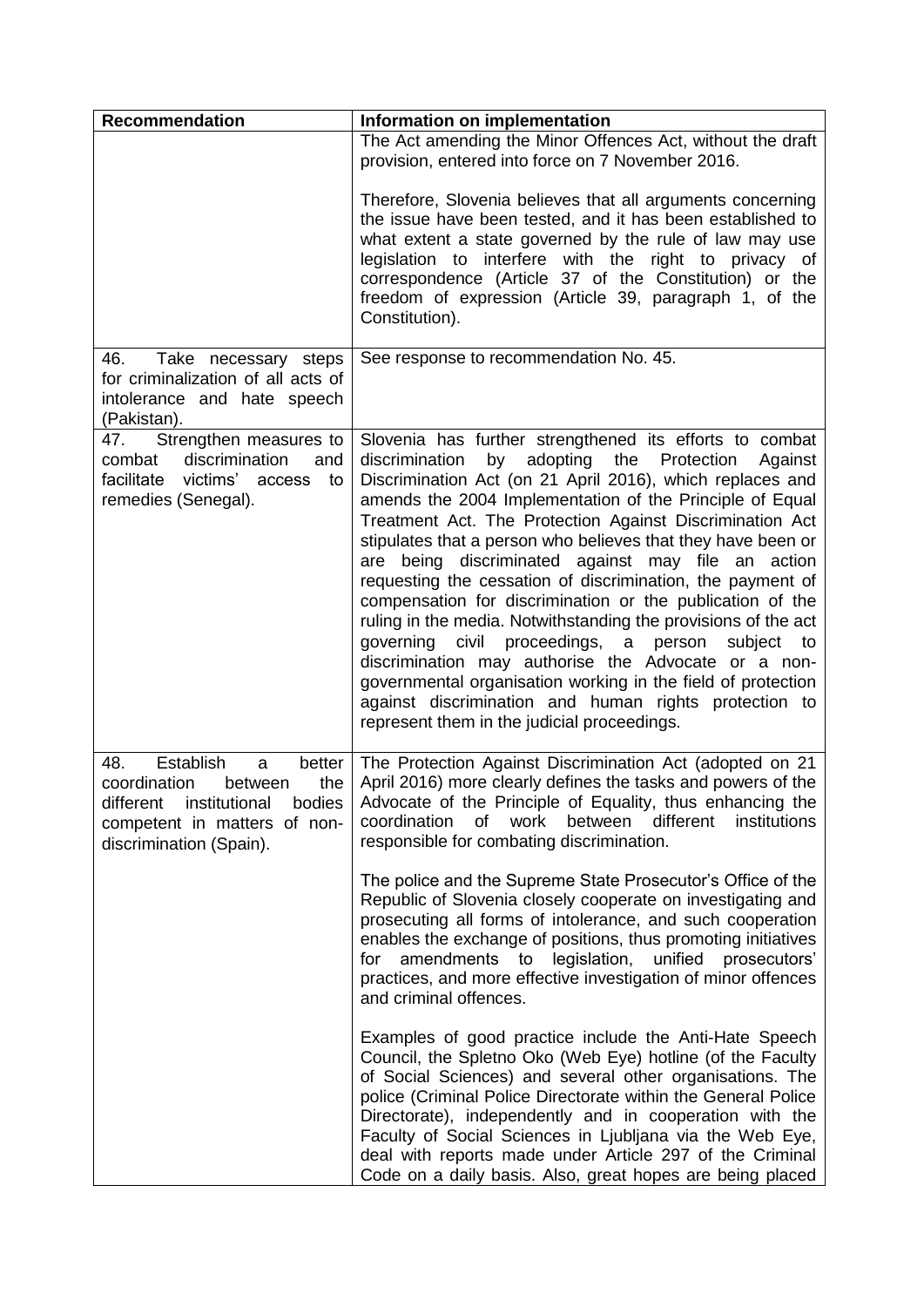| Recommendation | Information on implementation |
|---|---|
| | The Act amending the Minor Offences Act, without the draft provision, entered into force on 7 November 2016.<br><br>Therefore, Slovenia believes that all arguments concerning the issue have been tested, and it has been established to what extent a state governed by the rule of law may use legislation to interfere with the right to privacy of correspondence (Article 37 of the Constitution) or the freedom of expression (Article 39, paragraph 1, of the Constitution). |
| 46. Take necessary steps for criminalization of all acts of intolerance and hate speech (Pakistan). | See response to recommendation No. 45. |
| 47. Strengthen measures to combat discrimination and facilitate victims' access to remedies (Senegal). | Slovenia has further strengthened its efforts to combat discrimination by adopting the Protection Against Discrimination Act (on 21 April 2016), which replaces and amends the 2004 Implementation of the Principle of Equal Treatment Act. The Protection Against Discrimination Act stipulates that a person who believes that they have been or are being discriminated against may file an action requesting the cessation of discrimination, the payment of compensation for discrimination or the publication of the ruling in the media. Notwithstanding the provisions of the act governing civil proceedings, a person subject to discrimination may authorise the Advocate or a non-governmental organisation working in the field of protection against discrimination and human rights protection to represent them in the judicial proceedings. |
| 48. Establish a better coordination between the different institutional bodies competent in matters of non-discrimination (Spain). | The Protection Against Discrimination Act (adopted on 21 April 2016) more clearly defines the tasks and powers of the Advocate of the Principle of Equality, thus enhancing the coordination of work between different institutions responsible for combating discrimination.<br><br>The police and the Supreme State Prosecutor's Office of the Republic of Slovenia closely cooperate on investigating and prosecuting all forms of intolerance, and such cooperation enables the exchange of positions, thus promoting initiatives for amendments to legislation, unified prosecutors' practices, and more effective investigation of minor offences and criminal offences.<br><br>Examples of good practice include the Anti-Hate Speech Council, the Spletno Oko (Web Eye) hotline (of the Faculty of Social Sciences) and several other organisations. The police (Criminal Police Directorate within the General Police Directorate), independently and in cooperation with the Faculty of Social Sciences in Ljubljana via the Web Eye, deal with reports made under Article 297 of the Criminal Code on a daily basis. Also, great hopes are being placed |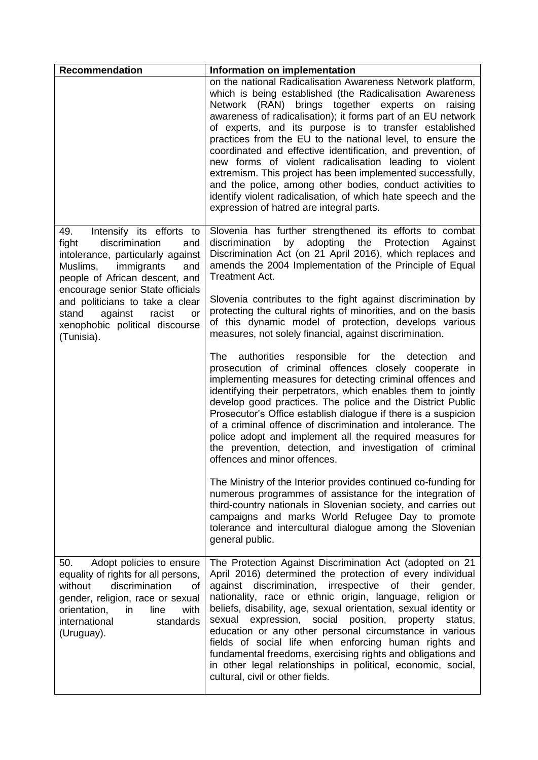| Recommendation | Information on implementation |
|---|---|
| | on the national Radicalisation Awareness Network platform, which is being established (the Radicalisation Awareness Network (RAN) brings together experts on raising awareness of radicalisation); it forms part of an EU network of experts, and its purpose is to transfer established practices from the EU to the national level, to ensure the coordinated and effective identification, and prevention, of new forms of violent radicalisation leading to violent extremism. This project has been implemented successfully, and the police, among other bodies, conduct activities to identify violent radicalisation, of which hate speech and the expression of hatred are integral parts. |
| 49. Intensify its efforts to fight discrimination and intolerance, particularly against Muslims, immigrants and people of African descent, and encourage senior State officials and politicians to take a clear stand against racist or xenophobic political discourse (Tunisia). | Slovenia has further strengthened its efforts to combat discrimination by adopting the Protection Against Discrimination Act (on 21 April 2016), which replaces and amends the 2004 Implementation of the Principle of Equal Treatment Act.<br><br>Slovenia contributes to the fight against discrimination by protecting the cultural rights of minorities, and on the basis of this dynamic model of protection, develops various measures, not solely financial, against discrimination.<br><br>The authorities responsible for the detection and prosecution of criminal offences closely cooperate in implementing measures for detecting criminal offences and identifying their perpetrators, which enables them to jointly develop good practices. The police and the District Public Prosecutor's Office establish dialogue if there is a suspicion of a criminal offence of discrimination and intolerance. The police adopt and implement all the required measures for the prevention, detection, and investigation of criminal offences and minor offences.<br><br>The Ministry of the Interior provides continued co-funding for numerous programmes of assistance for the integration of third-country nationals in Slovenian society, and carries out campaigns and marks World Refugee Day to promote tolerance and intercultural dialogue among the Slovenian general public. |
| 50. Adopt policies to ensure equality of rights for all persons, without discrimination of gender, religion, race or sexual orientation, in line with international standards (Uruguay). | The Protection Against Discrimination Act (adopted on 21 April 2016) determined the protection of every individual against discrimination, irrespective of their gender, nationality, race or ethnic origin, language, religion or beliefs, disability, age, sexual orientation, sexual identity or sexual expression, social position, property status, education or any other personal circumstance in various fields of social life when enforcing human rights and fundamental freedoms, exercising rights and obligations and in other legal relationships in political, economic, social, cultural, civil or other fields. |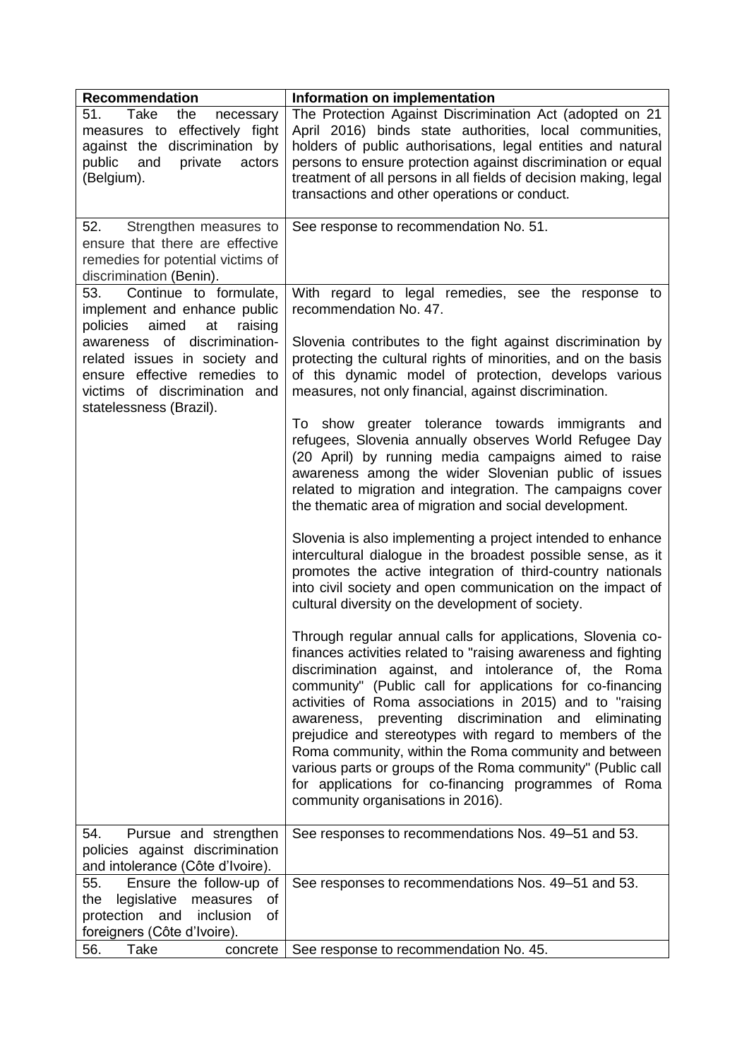| Recommendation | Information on implementation |
| --- | --- |
| 51. Take the necessary measures to effectively fight against the discrimination by public and private actors (Belgium). | The Protection Against Discrimination Act (adopted on 21 April 2016) binds state authorities, local communities, holders of public authorisations, legal entities and natural persons to ensure protection against discrimination or equal treatment of all persons in all fields of decision making, legal transactions and other operations or conduct. |
| 52. Strengthen measures to ensure that there are effective remedies for potential victims of discrimination (Benin). | See response to recommendation No. 51. |
| 53. Continue to formulate, implement and enhance public policies aimed at raising awareness of discrimination-related issues in society and ensure effective remedies to victims of discrimination and statelessness (Brazil). | With regard to legal remedies, see the response to recommendation No. 47.<br><br>Slovenia contributes to the fight against discrimination by protecting the cultural rights of minorities, and on the basis of this dynamic model of protection, develops various measures, not only financial, against discrimination.<br><br>To show greater tolerance towards immigrants and refugees, Slovenia annually observes World Refugee Day (20 April) by running media campaigns aimed to raise awareness among the wider Slovenian public of issues related to migration and integration. The campaigns cover the thematic area of migration and social development.<br><br>Slovenia is also implementing a project intended to enhance intercultural dialogue in the broadest possible sense, as it promotes the active integration of third-country nationals into civil society and open communication on the impact of cultural diversity on the development of society.<br><br>Through regular annual calls for applications, Slovenia co-finances activities related to "raising awareness and fighting discrimination against, and intolerance of, the Roma community" (Public call for applications for co-financing activities of Roma associations in 2015) and to "raising awareness, preventing discrimination and eliminating prejudice and stereotypes with regard to members of the Roma community, within the Roma community and between various parts or groups of the Roma community" (Public call for applications for co-financing programmes of Roma community organisations in 2016). |
| 54. Pursue and strengthen policies against discrimination and intolerance (Côte d'Ivoire). | See responses to recommendations Nos. 49–51 and 53. |
| 55. Ensure the follow-up of the legislative measures of protection and inclusion of foreigners (Côte d'Ivoire). | See responses to recommendations Nos. 49–51 and 53. |
| 56. Take concrete | See response to recommendation No. 45. |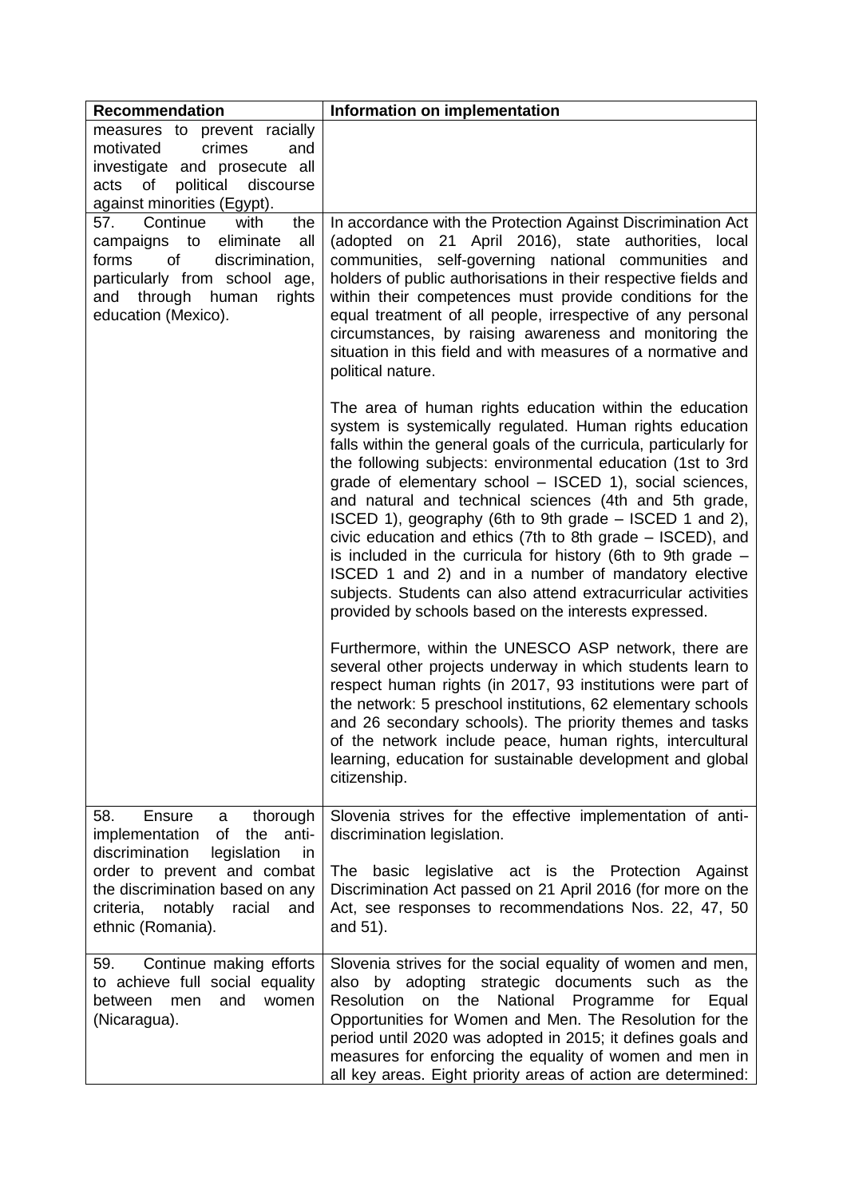| Recommendation | Information on implementation |
|---|---|
| measures to prevent racially motivated crimes and investigate and prosecute all acts of political discourse against minorities (Egypt). | |
| 57. Continue with the campaigns to eliminate all forms of discrimination, particularly from school age, and through human rights education (Mexico). | In accordance with the Protection Against Discrimination Act (adopted on 21 April 2016), state authorities, local communities, self-governing national communities and holders of public authorisations in their respective fields and within their competences must provide conditions for the equal treatment of all people, irrespective of any personal circumstances, by raising awareness and monitoring the situation in this field and with measures of a normative and political nature.<br><br>The area of human rights education within the education system is systemically regulated. Human rights education falls within the general goals of the curricula, particularly for the following subjects: environmental education (1st to 3rd grade of elementary school – ISCED 1), social sciences, and natural and technical sciences (4th and 5th grade, ISCED 1), geography (6th to 9th grade – ISCED 1 and 2), civic education and ethics (7th to 8th grade – ISCED), and is included in the curricula for history (6th to 9th grade – ISCED 1 and 2) and in a number of mandatory elective subjects. Students can also attend extracurricular activities provided by schools based on the interests expressed.<br><br>Furthermore, within the UNESCO ASP network, there are several other projects underway in which students learn to respect human rights (in 2017, 93 institutions were part of the network: 5 preschool institutions, 62 elementary schools and 26 secondary schools). The priority themes and tasks of the network include peace, human rights, intercultural learning, education for sustainable development and global citizenship. |
| 58. Ensure a thorough implementation of the anti-discrimination legislation in order to prevent and combat the discrimination based on any criteria, notably racial and ethnic (Romania). | Slovenia strives for the effective implementation of anti-discrimination legislation.<br><br>The basic legislative act is the Protection Against Discrimination Act passed on 21 April 2016 (for more on the Act, see responses to recommendations Nos. 22, 47, 50 and 51). |
| 59. Continue making efforts to achieve full social equality between men and women (Nicaragua). | Slovenia strives for the social equality of women and men, also by adopting strategic documents such as the Resolution on the National Programme for Equal Opportunities for Women and Men. The Resolution for the period until 2020 was adopted in 2015; it defines goals and measures for enforcing the equality of women and men in all key areas. Eight priority areas of action are determined: |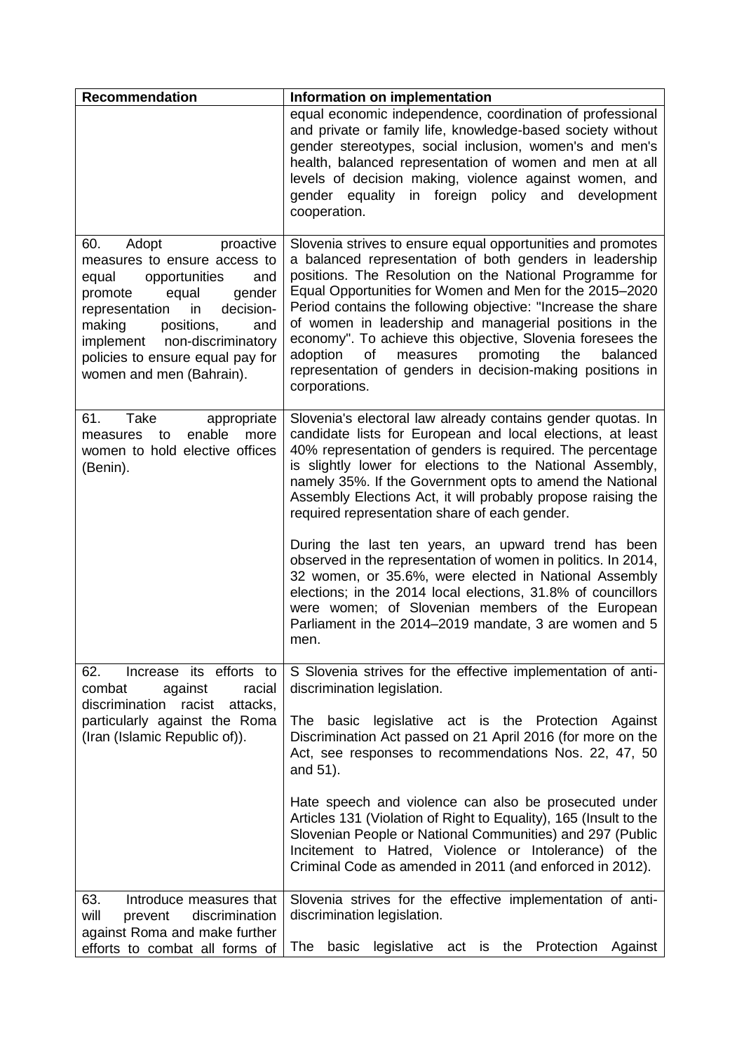| Recommendation | Information on implementation |
|---|---|
| | equal economic independence, coordination of professional and private or family life, knowledge-based society without gender stereotypes, social inclusion, women's and men's health, balanced representation of women and men at all levels of decision making, violence against women, and gender equality in foreign policy and development cooperation. |
| 60. Adopt proactive measures to ensure access to equal opportunities and promote equal gender representation in decision-making positions, and implement non-discriminatory policies to ensure equal pay for women and men (Bahrain). | Slovenia strives to ensure equal opportunities and promotes a balanced representation of both genders in leadership positions. The Resolution on the National Programme for Equal Opportunities for Women and Men for the 2015–2020 Period contains the following objective: "Increase the share of women in leadership and managerial positions in the economy". To achieve this objective, Slovenia foresees the adoption of measures promoting the balanced representation of genders in decision-making positions in corporations. |
| 61. Take appropriate measures to enable more women to hold elective offices (Benin). | Slovenia's electoral law already contains gender quotas. In candidate lists for European and local elections, at least 40% representation of genders is required. The percentage is slightly lower for elections to the National Assembly, namely 35%. If the Government opts to amend the National Assembly Elections Act, it will probably propose raising the required representation share of each gender.<br><br>During the last ten years, an upward trend has been observed in the representation of women in politics. In 2014, 32 women, or 35.6%, were elected in National Assembly elections; in the 2014 local elections, 31.8% of councillors were women; of Slovenian members of the European Parliament in the 2014–2019 mandate, 3 are women and 5 men. |
| 62. Increase its efforts to combat against racial discrimination racist attacks, particularly against the Roma (Iran (Islamic Republic of)). | S Slovenia strives for the effective implementation of anti-discrimination legislation.<br><br>The basic legislative act is the Protection Against Discrimination Act passed on 21 April 2016 (for more on the Act, see responses to recommendations Nos. 22, 47, 50 and 51).<br><br>Hate speech and violence can also be prosecuted under Articles 131 (Violation of Right to Equality), 165 (Insult to the Slovenian People or National Communities) and 297 (Public Incitement to Hatred, Violence or Intolerance) of the Criminal Code as amended in 2011 (and enforced in 2012). |
| 63. Introduce measures that will prevent discrimination against Roma and make further efforts to combat all forms of | Slovenia strives for the effective implementation of anti-discrimination legislation.<br><br>The basic legislative act is the Protection Against |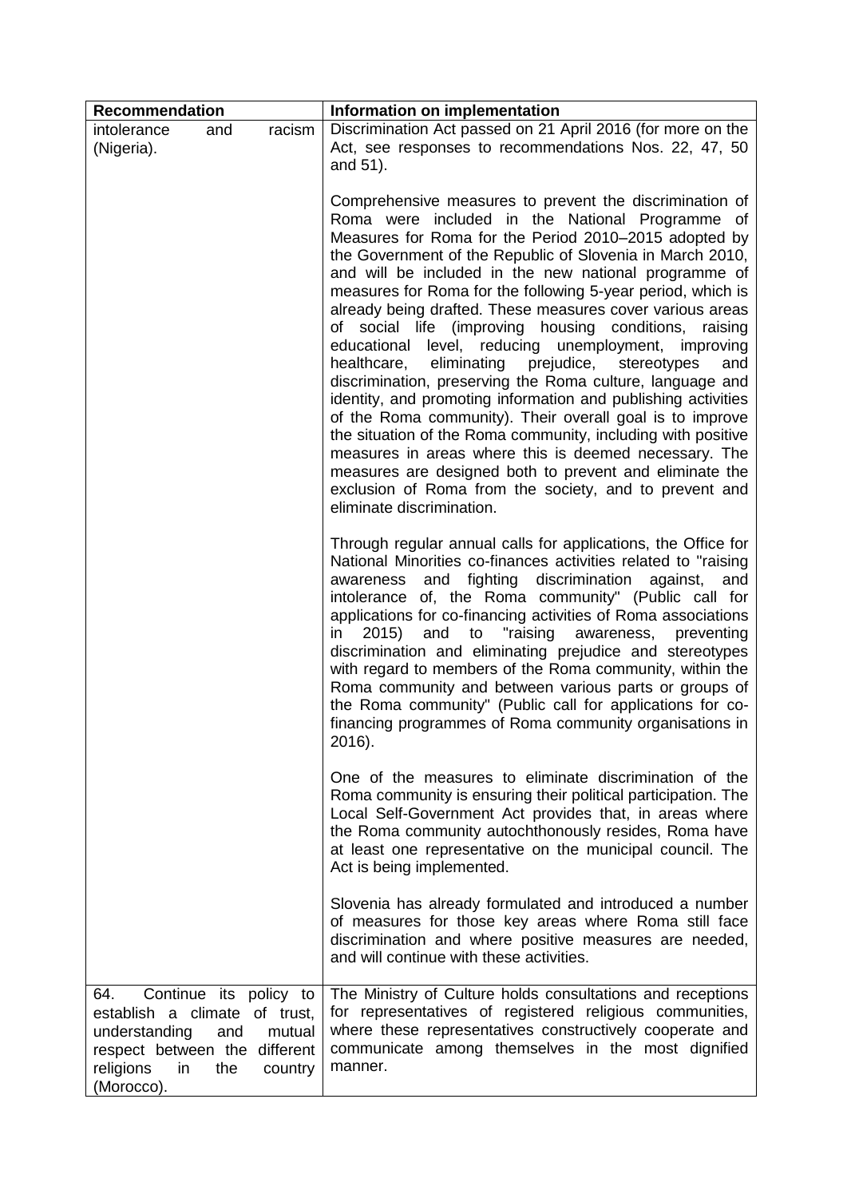| Recommendation | Information on implementation |
|---|---|
| intolerance and racism (Nigeria). | Discrimination Act passed on 21 April 2016 (for more on the Act, see responses to recommendations Nos. 22, 47, 50 and 51).<br><br>Comprehensive measures to prevent the discrimination of Roma were included in the National Programme of Measures for Roma for the Period 2010–2015 adopted by the Government of the Republic of Slovenia in March 2010, and will be included in the new national programme of measures for Roma for the following 5-year period, which is already being drafted. These measures cover various areas of social life (improving housing conditions, raising educational level, reducing unemployment, improving healthcare, eliminating prejudice, stereotypes and discrimination, preserving the Roma culture, language and identity, and promoting information and publishing activities of the Roma community). Their overall goal is to improve the situation of the Roma community, including with positive measures in areas where this is deemed necessary. The measures are designed both to prevent and eliminate the exclusion of Roma from the society, and to prevent and eliminate discrimination.<br><br>Through regular annual calls for applications, the Office for National Minorities co-finances activities related to "raising awareness and fighting discrimination against, and intolerance of, the Roma community" (Public call for applications for co-financing activities of Roma associations in 2015) and to "raising awareness, preventing discrimination and eliminating prejudice and stereotypes with regard to members of the Roma community, within the Roma community and between various parts or groups of the Roma community" (Public call for applications for co-financing programmes of Roma community organisations in 2016).<br><br>One of the measures to eliminate discrimination of the Roma community is ensuring their political participation. The Local Self-Government Act provides that, in areas where the Roma community autochthonously resides, Roma have at least one representative on the municipal council. The Act is being implemented.<br><br>Slovenia has already formulated and introduced a number of measures for those key areas where Roma still face discrimination and where positive measures are needed, and will continue with these activities. |
| 64. Continue its policy to establish a climate of trust, understanding and mutual respect between the different religions in the country (Morocco). | The Ministry of Culture holds consultations and receptions for representatives of registered religious communities, where these representatives constructively cooperate and communicate among themselves in the most dignified manner. |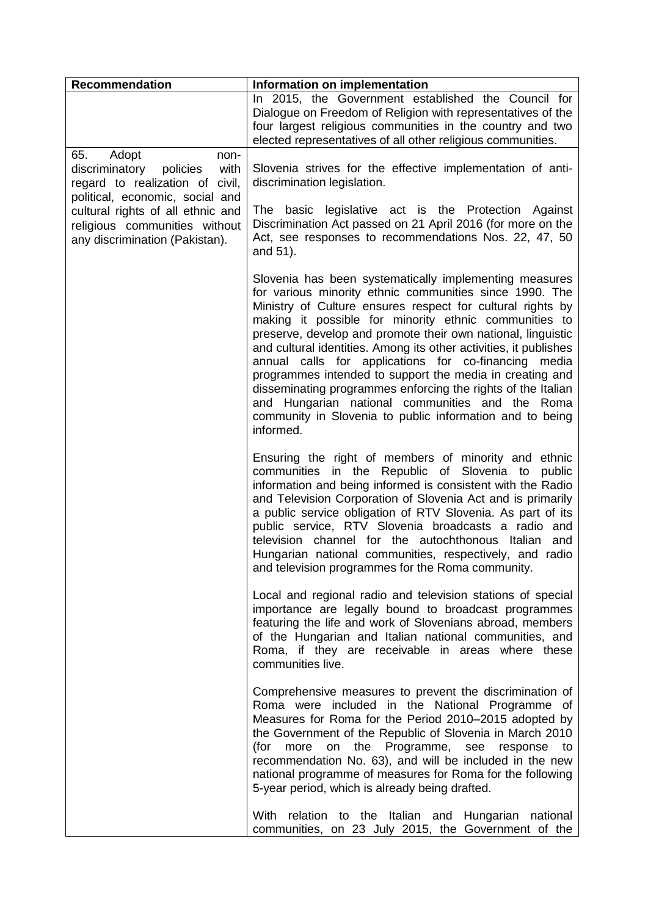| Recommendation | Information on implementation |
| --- | --- |
| | In 2015, the Government established the Council for Dialogue on Freedom of Religion with representatives of the four largest religious communities in the country and two elected representatives of all other religious communities. |
| 65. Adopt non-discriminatory policies with regard to realization of civil, political, economic, social and cultural rights of all ethnic and religious communities without any discrimination (Pakistan). | Slovenia strives for the effective implementation of anti-discrimination legislation.<br><br>The basic legislative act is the Protection Against Discrimination Act passed on 21 April 2016 (for more on the Act, see responses to recommendations Nos. 22, 47, 50 and 51).<br><br>Slovenia has been systematically implementing measures for various minority ethnic communities since 1990. The Ministry of Culture ensures respect for cultural rights by making it possible for minority ethnic communities to preserve, develop and promote their own national, linguistic and cultural identities. Among its other activities, it publishes annual calls for applications for co-financing media programmes intended to support the media in creating and disseminating programmes enforcing the rights of the Italian and Hungarian national communities and the Roma community in Slovenia to public information and to being informed.<br><br>Ensuring the right of members of minority and ethnic communities in the Republic of Slovenia to public information and being informed is consistent with the Radio and Television Corporation of Slovenia Act and is primarily a public service obligation of RTV Slovenia. As part of its public service, RTV Slovenia broadcasts a radio and television channel for the autochthonous Italian and Hungarian national communities, respectively, and radio and television programmes for the Roma community.<br><br>Local and regional radio and television stations of special importance are legally bound to broadcast programmes featuring the life and work of Slovenians abroad, members of the Hungarian and Italian national communities, and Roma, if they are receivable in areas where these communities live.<br><br>Comprehensive measures to prevent the discrimination of Roma were included in the National Programme of Measures for Roma for the Period 2010–2015 adopted by the Government of the Republic of Slovenia in March 2010 (for more on the Programme, see response to recommendation No. 63), and will be included in the new national programme of measures for Roma for the following 5-year period, which is already being drafted.<br><br>With relation to the Italian and Hungarian national communities, on 23 July 2015, the Government of the |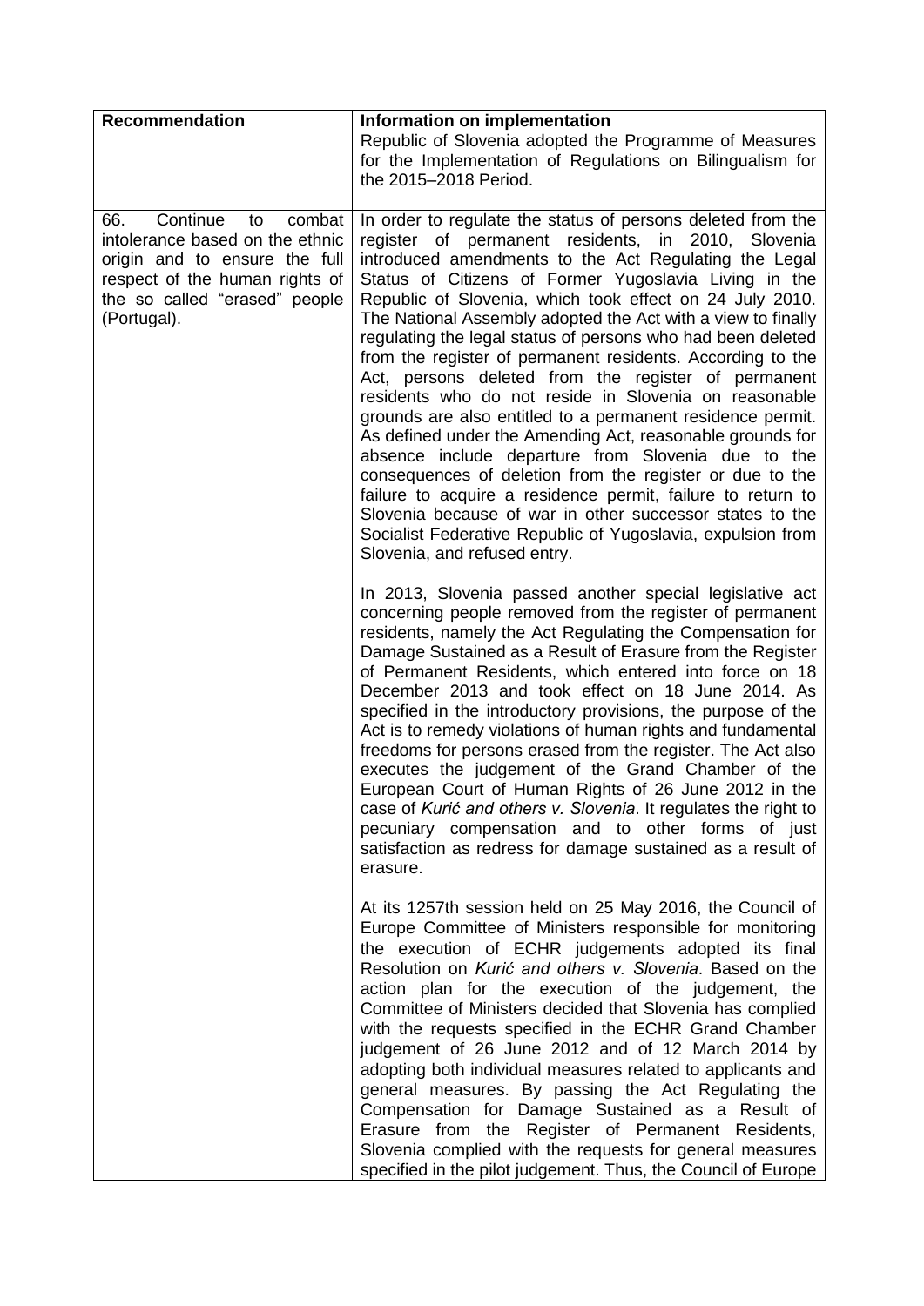| Recommendation | Information on implementation |
| --- | --- |
| | Republic of Slovenia adopted the Programme of Measures for the Implementation of Regulations on Bilingualism for the 2015–2018 Period. |
| 66. Continue to combat intolerance based on the ethnic origin and to ensure the full respect of the human rights of the so called "erased" people (Portugal). | In order to regulate the status of persons deleted from the register of permanent residents, in 2010, Slovenia introduced amendments to the Act Regulating the Legal Status of Citizens of Former Yugoslavia Living in the Republic of Slovenia, which took effect on 24 July 2010. The National Assembly adopted the Act with a view to finally regulating the legal status of persons who had been deleted from the register of permanent residents. According to the Act, persons deleted from the register of permanent residents who do not reside in Slovenia on reasonable grounds are also entitled to a permanent residence permit. As defined under the Amending Act, reasonable grounds for absence include departure from Slovenia due to the consequences of deletion from the register or due to the failure to acquire a residence permit, failure to return to Slovenia because of war in other successor states to the Socialist Federative Republic of Yugoslavia, expulsion from Slovenia, and refused entry.<br><br>In 2013, Slovenia passed another special legislative act concerning people removed from the register of permanent residents, namely the Act Regulating the Compensation for Damage Sustained as a Result of Erasure from the Register of Permanent Residents, which entered into force on 18 December 2013 and took effect on 18 June 2014. As specified in the introductory provisions, the purpose of the Act is to remedy violations of human rights and fundamental freedoms for persons erased from the register. The Act also executes the judgement of the Grand Chamber of the European Court of Human Rights of 26 June 2012 in the case of *Kurić and others v. Slovenia*. It regulates the right to pecuniary compensation and to other forms of just satisfaction as redress for damage sustained as a result of erasure.<br><br>At its 1257th session held on 25 May 2016, the Council of Europe Committee of Ministers responsible for monitoring the execution of ECHR judgements adopted its final Resolution on *Kurić and others v. Slovenia*. Based on the action plan for the execution of the judgement, the Committee of Ministers decided that Slovenia has complied with the requests specified in the ECHR Grand Chamber judgement of 26 June 2012 and of 12 March 2014 by adopting both individual measures related to applicants and general measures. By passing the Act Regulating the Compensation for Damage Sustained as a Result of Erasure from the Register of Permanent Residents, Slovenia complied with the requests for general measures specified in the pilot judgement. Thus, the Council of Europe |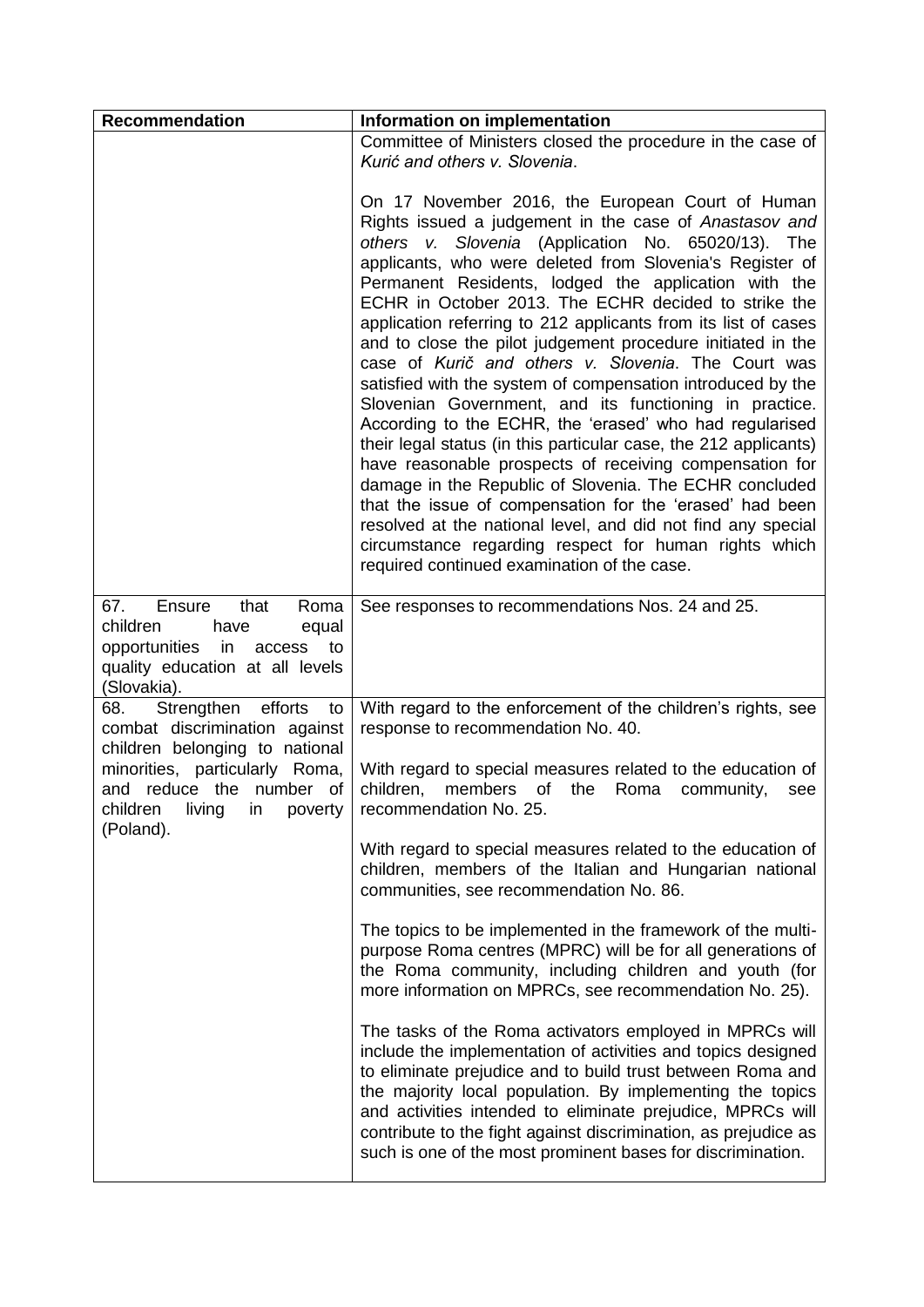| Recommendation | Information on implementation |
|---|---|
| | Committee of Ministers closed the procedure in the case of *Kurić and others v. Slovenia*.<br><br>On 17 November 2016, the European Court of Human Rights issued a judgement in the case of *Anastasov and others v. Slovenia* (Application No. 65020/13). The applicants, who were deleted from Slovenia's Register of Permanent Residents, lodged the application with the ECHR in October 2013. The ECHR decided to strike the application referring to 212 applicants from its list of cases and to close the pilot judgement procedure initiated in the case of *Kurič and others v. Slovenia*. The Court was satisfied with the system of compensation introduced by the Slovenian Government, and its functioning in practice. According to the ECHR, the 'erased' who had regularised their legal status (in this particular case, the 212 applicants) have reasonable prospects of receiving compensation for damage in the Republic of Slovenia. The ECHR concluded that the issue of compensation for the 'erased' had been resolved at the national level, and did not find any special circumstance regarding respect for human rights which required continued examination of the case. |
| 67. Ensure that Roma children have equal opportunities in access to quality education at all levels (Slovakia). | See responses to recommendations Nos. 24 and 25. |
| 68. Strengthen efforts to combat discrimination against children belonging to national minorities, particularly Roma, and reduce the number of children living in poverty (Poland). | With regard to the enforcement of the children's rights, see response to recommendation No. 40.<br><br>With regard to special measures related to the education of children, members of the Roma community, see recommendation No. 25.<br><br>With regard to special measures related to the education of children, members of the Italian and Hungarian national communities, see recommendation No. 86.<br><br>The topics to be implemented in the framework of the multi-purpose Roma centres (MPRC) will be for all generations of the Roma community, including children and youth (for more information on MPRCs, see recommendation No. 25).<br><br>The tasks of the Roma activators employed in MPRCs will include the implementation of activities and topics designed to eliminate prejudice and to build trust between Roma and the majority local population. By implementing the topics and activities intended to eliminate prejudice, MPRCs will contribute to the fight against discrimination, as prejudice as such is one of the most prominent bases for discrimination. |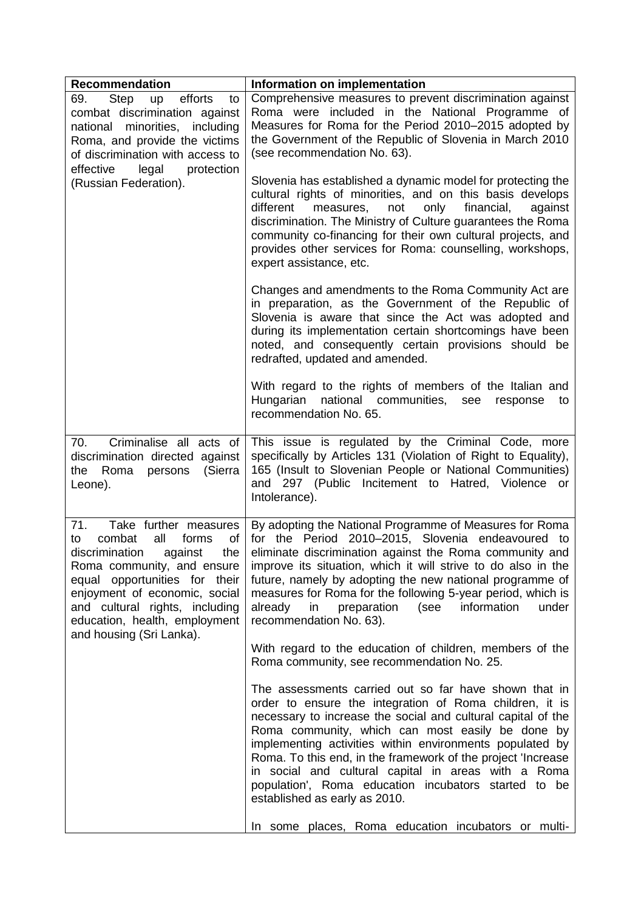| Recommendation | Information on implementation |
| --- | --- |
| 69. Step up efforts to combat discrimination against national minorities, including Roma, and provide the victims of discrimination with access to effective legal protection (Russian Federation). | Comprehensive measures to prevent discrimination against Roma were included in the National Programme of Measures for Roma for the Period 2010–2015 adopted by the Government of the Republic of Slovenia in March 2010 (see recommendation No. 63).<br><br>Slovenia has established a dynamic model for protecting the cultural rights of minorities, and on this basis develops different measures, not only financial, against discrimination. The Ministry of Culture guarantees the Roma community co-financing for their own cultural projects, and provides other services for Roma: counselling, workshops, expert assistance, etc.<br><br>Changes and amendments to the Roma Community Act are in preparation, as the Government of the Republic of Slovenia is aware that since the Act was adopted and during its implementation certain shortcomings have been noted, and consequently certain provisions should be redrafted, updated and amended.<br><br>With regard to the rights of members of the Italian and Hungarian national communities, see response to recommendation No. 65. |
| 70. Criminalise all acts of discrimination directed against the Roma persons (Sierra Leone). | This issue is regulated by the Criminal Code, more specifically by Articles 131 (Violation of Right to Equality), 165 (Insult to Slovenian People or National Communities) and 297 (Public Incitement to Hatred, Violence or Intolerance). |
| 71. Take further measures to combat all forms of discrimination against the Roma community, and ensure equal opportunities for their enjoyment of economic, social and cultural rights, including education, health, employment and housing (Sri Lanka). | By adopting the National Programme of Measures for Roma for the Period 2010–2015, Slovenia endeavoured to eliminate discrimination against the Roma community and improve its situation, which it will strive to do also in the future, namely by adopting the new national programme of measures for Roma for the following 5-year period, which is already in preparation (see information under recommendation No. 63).<br><br>With regard to the education of children, members of the Roma community, see recommendation No. 25.<br><br>The assessments carried out so far have shown that in order to ensure the integration of Roma children, it is necessary to increase the social and cultural capital of the Roma community, which can most easily be done by implementing activities within environments populated by Roma. To this end, in the framework of the project 'Increase in social and cultural capital in areas with a Roma population', Roma education incubators started to be established as early as 2010.<br><br>In some places, Roma education incubators or multi- |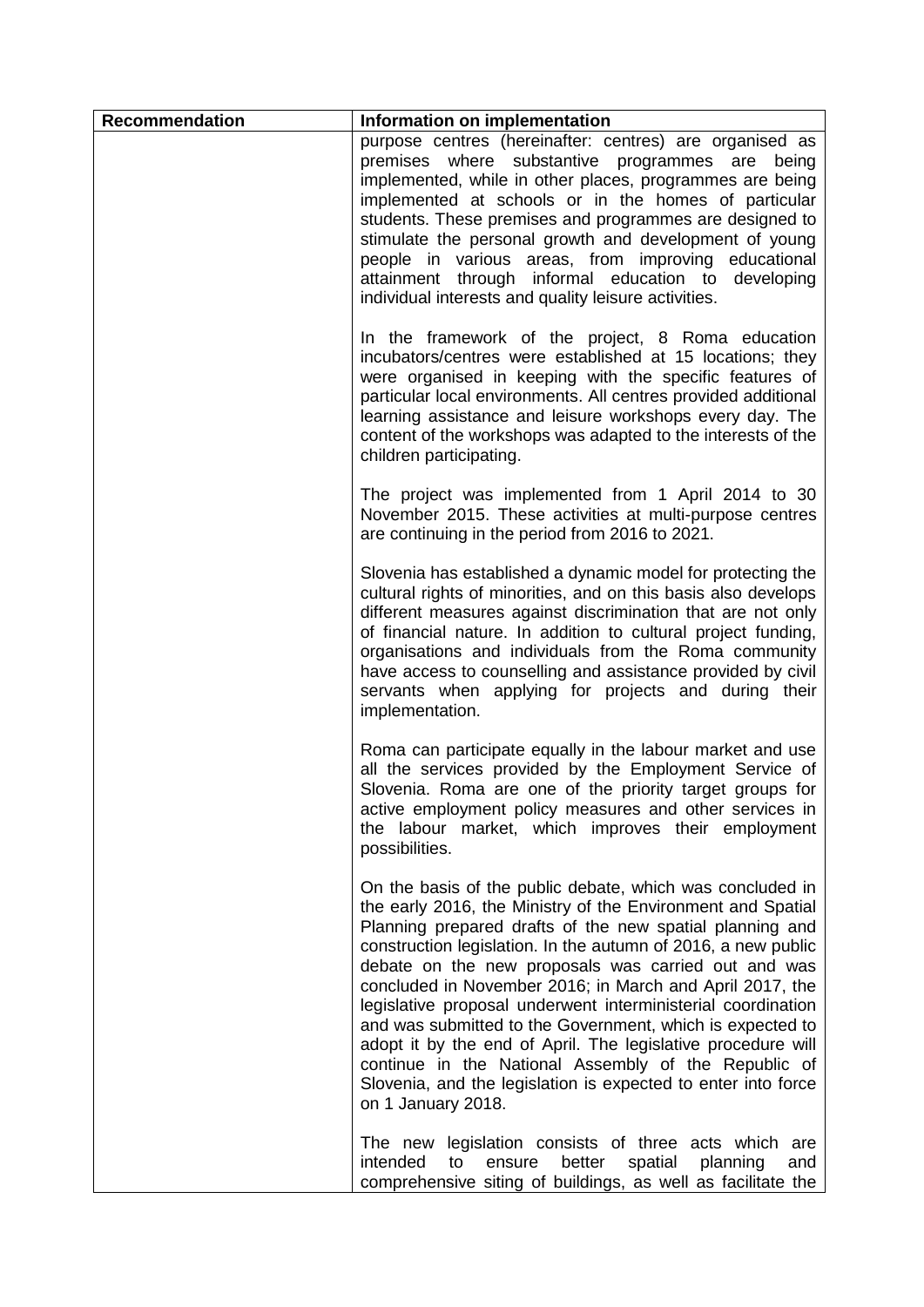| Recommendation | Information on implementation |
|---|---|
| | purpose centres (hereinafter: centres) are organised as premises where substantive programmes are being implemented, while in other places, programmes are being implemented at schools or in the homes of particular students. These premises and programmes are designed to stimulate the personal growth and development of young people in various areas, from improving educational attainment through informal education to developing individual interests and quality leisure activities.<br><br>In the framework of the project, 8 Roma education incubators/centres were established at 15 locations; they were organised in keeping with the specific features of particular local environments. All centres provided additional learning assistance and leisure workshops every day. The content of the workshops was adapted to the interests of the children participating.<br><br>The project was implemented from 1 April 2014 to 30 November 2015. These activities at multi-purpose centres are continuing in the period from 2016 to 2021.<br><br>Slovenia has established a dynamic model for protecting the cultural rights of minorities, and on this basis also develops different measures against discrimination that are not only of financial nature. In addition to cultural project funding, organisations and individuals from the Roma community have access to counselling and assistance provided by civil servants when applying for projects and during their implementation.<br><br>Roma can participate equally in the labour market and use all the services provided by the Employment Service of Slovenia. Roma are one of the priority target groups for active employment policy measures and other services in the labour market, which improves their employment possibilities.<br><br>On the basis of the public debate, which was concluded in the early 2016, the Ministry of the Environment and Spatial Planning prepared drafts of the new spatial planning and construction legislation. In the autumn of 2016, a new public debate on the new proposals was carried out and was concluded in November 2016; in March and April 2017, the legislative proposal underwent interministerial coordination and was submitted to the Government, which is expected to adopt it by the end of April. The legislative procedure will continue in the National Assembly of the Republic of Slovenia, and the legislation is expected to enter into force on 1 January 2018.<br><br>The new legislation consists of three acts which are intended to ensure better spatial planning and comprehensive siting of buildings, as well as facilitate the |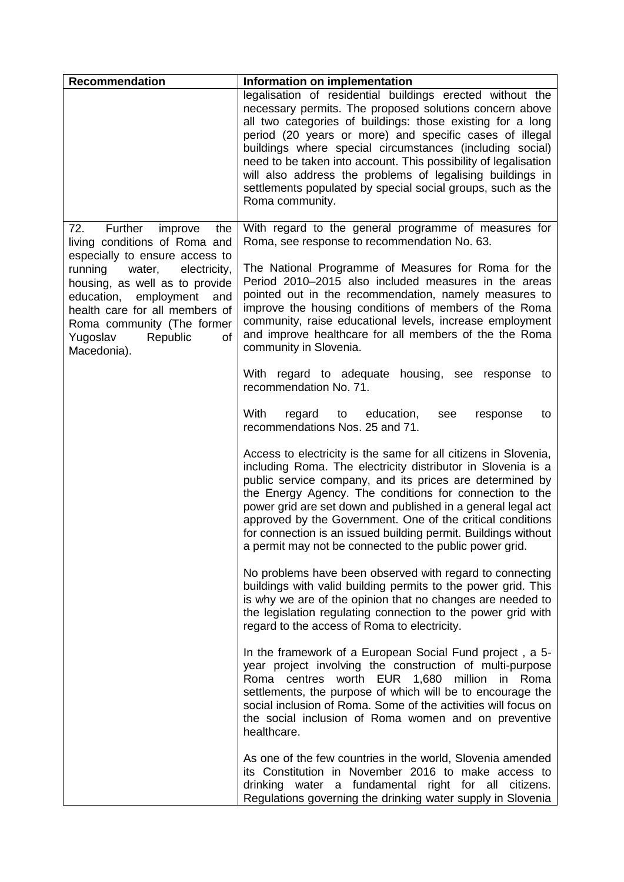| Recommendation | Information on implementation |
|---|---|
| | legalisation of residential buildings erected without the necessary permits. The proposed solutions concern above all two categories of buildings: those existing for a long period (20 years or more) and specific cases of illegal buildings where special circumstances (including social) need to be taken into account. This possibility of legalisation will also address the problems of legalising buildings in settlements populated by special social groups, such as the Roma community. |
| 72. Further improve the living conditions of Roma and especially to ensure access to running water, electricity, housing, as well as to provide education, employment and health care for all members of Roma community (The former Yugoslav Republic of Macedonia). | With regard to the general programme of measures for Roma, see response to recommendation No. 63.<br><br>The National Programme of Measures for Roma for the Period 2010–2015 also included measures in the areas pointed out in the recommendation, namely measures to improve the housing conditions of members of the Roma community, raise educational levels, increase employment and improve healthcare for all members of the the Roma community in Slovenia.<br><br>With regard to adequate housing, see response to recommendation No. 71.<br><br>With regard to education, see response to recommendations Nos. 25 and 71.<br><br>Access to electricity is the same for all citizens in Slovenia, including Roma. The electricity distributor in Slovenia is a public service company, and its prices are determined by the Energy Agency. The conditions for connection to the power grid are set down and published in a general legal act approved by the Government. One of the critical conditions for connection is an issued building permit. Buildings without a permit may not be connected to the public power grid.<br><br>No problems have been observed with regard to connecting buildings with valid building permits to the power grid. This is why we are of the opinion that no changes are needed to the legislation regulating connection to the power grid with regard to the access of Roma to electricity.<br><br>In the framework of a European Social Fund project , a 5-year project involving the construction of multi-purpose Roma centres worth EUR 1,680 million in Roma settlements, the purpose of which will be to encourage the social inclusion of Roma. Some of the activities will focus on the social inclusion of Roma women and on preventive healthcare.<br><br>As one of the few countries in the world, Slovenia amended its Constitution in November 2016 to make access to drinking water a fundamental right for all citizens. Regulations governing the drinking water supply in Slovenia |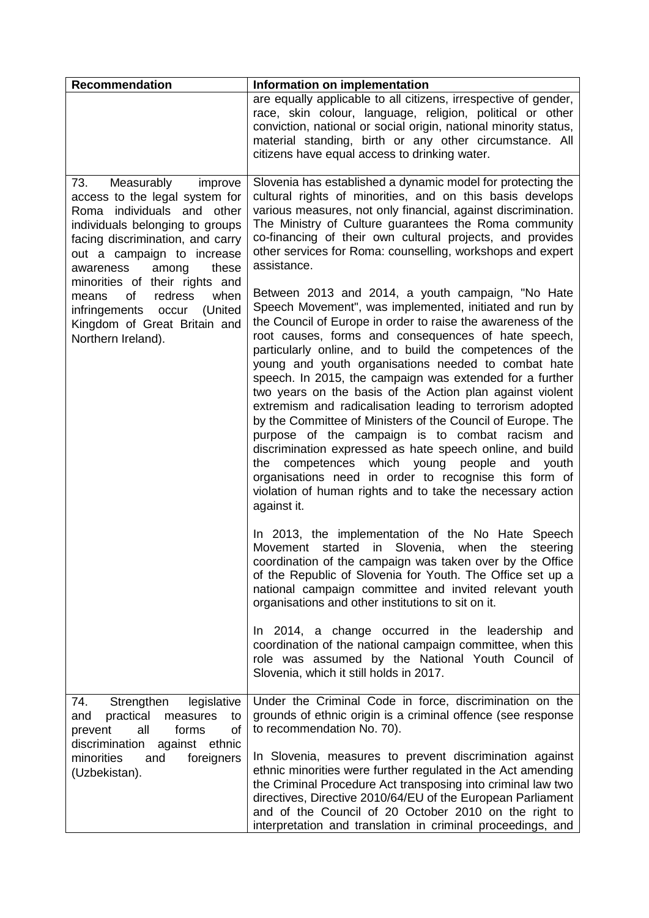| Recommendation | Information on implementation |
| --- | --- |
| | are equally applicable to all citizens, irrespective of gender, race, skin colour, language, religion, political or other conviction, national or social origin, national minority status, material standing, birth or any other circumstance. All citizens have equal access to drinking water. |
| 73. Measurably improve access to the legal system for Roma individuals and other individuals belonging to groups facing discrimination, and carry out a campaign to increase awareness among these minorities of their rights and means of redress when infringements occur (United Kingdom of Great Britain and Northern Ireland). | Slovenia has established a dynamic model for protecting the cultural rights of minorities, and on this basis develops various measures, not only financial, against discrimination. The Ministry of Culture guarantees the Roma community co-financing of their own cultural projects, and provides other services for Roma: counselling, workshops and expert assistance.<br><br>Between 2013 and 2014, a youth campaign, "No Hate Speech Movement", was implemented, initiated and run by the Council of Europe in order to raise the awareness of the root causes, forms and consequences of hate speech, particularly online, and to build the competences of the young and youth organisations needed to combat hate speech. In 2015, the campaign was extended for a further two years on the basis of the Action plan against violent extremism and radicalisation leading to terrorism adopted by the Committee of Ministers of the Council of Europe. The purpose of the campaign is to combat racism and discrimination expressed as hate speech online, and build the competences which young people and youth organisations need in order to recognise this form of violation of human rights and to take the necessary action against it.<br><br>In 2013, the implementation of the No Hate Speech Movement started in Slovenia, when the steering coordination of the campaign was taken over by the Office of the Republic of Slovenia for Youth. The Office set up a national campaign committee and invited relevant youth organisations and other institutions to sit on it.<br><br>In 2014, a change occurred in the leadership and coordination of the national campaign committee, when this role was assumed by the National Youth Council of Slovenia, which it still holds in 2017. |
| 74. Strengthen legislative and practical measures to prevent all forms of discrimination against ethnic minorities and foreigners (Uzbekistan). | Under the Criminal Code in force, discrimination on the grounds of ethnic origin is a criminal offence (see response to recommendation No. 70).<br><br>In Slovenia, measures to prevent discrimination against ethnic minorities were further regulated in the Act amending the Criminal Procedure Act transposing into criminal law two directives, Directive 2010/64/EU of the European Parliament and of the Council of 20 October 2010 on the right to interpretation and translation in criminal proceedings, and |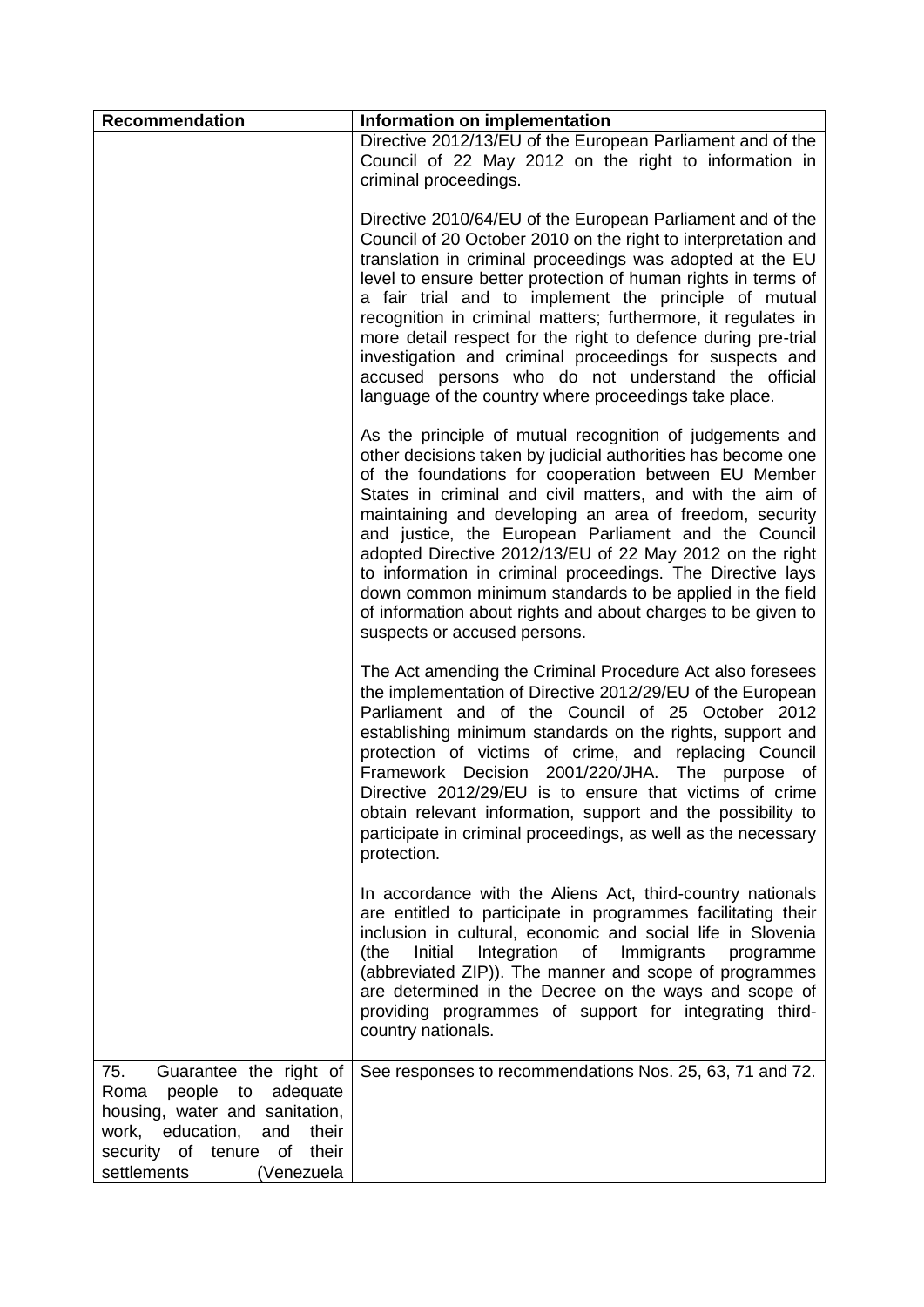| Recommendation | Information on implementation |
|---|---|
| | Directive 2012/13/EU of the European Parliament and of the Council of 22 May 2012 on the right to information in criminal proceedings.<br><br>Directive 2010/64/EU of the European Parliament and of the Council of 20 October 2010 on the right to interpretation and translation in criminal proceedings was adopted at the EU level to ensure better protection of human rights in terms of a fair trial and to implement the principle of mutual recognition in criminal matters; furthermore, it regulates in more detail respect for the right to defence during pre-trial investigation and criminal proceedings for suspects and accused persons who do not understand the official language of the country where proceedings take place.<br><br>As the principle of mutual recognition of judgements and other decisions taken by judicial authorities has become one of the foundations for cooperation between EU Member States in criminal and civil matters, and with the aim of maintaining and developing an area of freedom, security and justice, the European Parliament and the Council adopted Directive 2012/13/EU of 22 May 2012 on the right to information in criminal proceedings. The Directive lays down common minimum standards to be applied in the field of information about rights and about charges to be given to suspects or accused persons.<br><br>The Act amending the Criminal Procedure Act also foresees the implementation of Directive 2012/29/EU of the European Parliament and of the Council of 25 October 2012 establishing minimum standards on the rights, support and protection of victims of crime, and replacing Council Framework Decision 2001/220/JHA. The purpose of Directive 2012/29/EU is to ensure that victims of crime obtain relevant information, support and the possibility to participate in criminal proceedings, as well as the necessary protection.<br><br>In accordance with the Aliens Act, third-country nationals are entitled to participate in programmes facilitating their inclusion in cultural, economic and social life in Slovenia (the Initial Integration of Immigrants programme (abbreviated ZIP)). The manner and scope of programmes are determined in the Decree on the ways and scope of providing programmes of support for integrating third-country nationals. |
| 75. Guarantee the right of Roma people to adequate housing, water and sanitation, work, education, and their security of tenure of their settlements (Venezuela | See responses to recommendations Nos. 25, 63, 71 and 72. |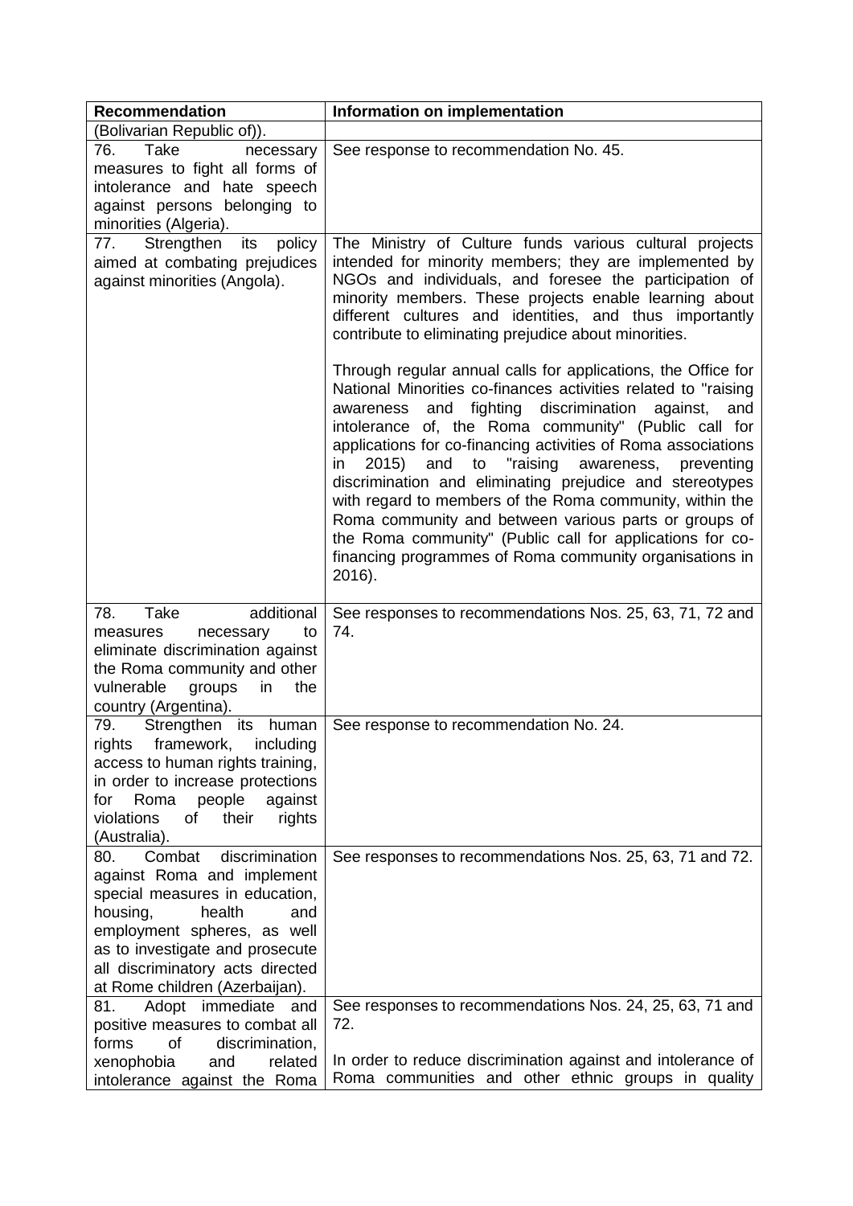| Recommendation | Information on implementation |
|---|---|
| (Bolivarian Republic of)). | |
| 76. Take necessary measures to fight all forms of intolerance and hate speech against persons belonging to minorities (Algeria). | See response to recommendation No. 45. |
| 77. Strengthen its policy aimed at combating prejudices against minorities (Angola). | The Ministry of Culture funds various cultural projects intended for minority members; they are implemented by NGOs and individuals, and foresee the participation of minority members. These projects enable learning about different cultures and identities, and thus importantly contribute to eliminating prejudice about minorities.<br><br>Through regular annual calls for applications, the Office for National Minorities co-finances activities related to "raising awareness and fighting discrimination against, and intolerance of, the Roma community" (Public call for applications for co-financing activities of Roma associations in 2015) and to "raising awareness, preventing discrimination and eliminating prejudice and stereotypes with regard to members of the Roma community, within the Roma community and between various parts or groups of the Roma community" (Public call for applications for co-financing programmes of Roma community organisations in 2016). |
| 78. Take additional measures necessary to eliminate discrimination against the Roma community and other vulnerable groups in the country (Argentina). | See responses to recommendations Nos. 25, 63, 71, 72 and 74. |
| 79. Strengthen its human rights framework, including access to human rights training, in order to increase protections for Roma people against violations of their rights (Australia). | See response to recommendation No. 24. |
| 80. Combat discrimination against Roma and implement special measures in education, housing, health and employment spheres, as well as to investigate and prosecute all discriminatory acts directed at Rome children (Azerbaijan). | See responses to recommendations Nos. 25, 63, 71 and 72. |
| 81. Adopt immediate and positive measures to combat all forms of discrimination, xenophobia and related intolerance against the Roma | See responses to recommendations Nos. 24, 25, 63, 71 and 72.<br><br>In order to reduce discrimination against and intolerance of Roma communities and other ethnic groups in quality |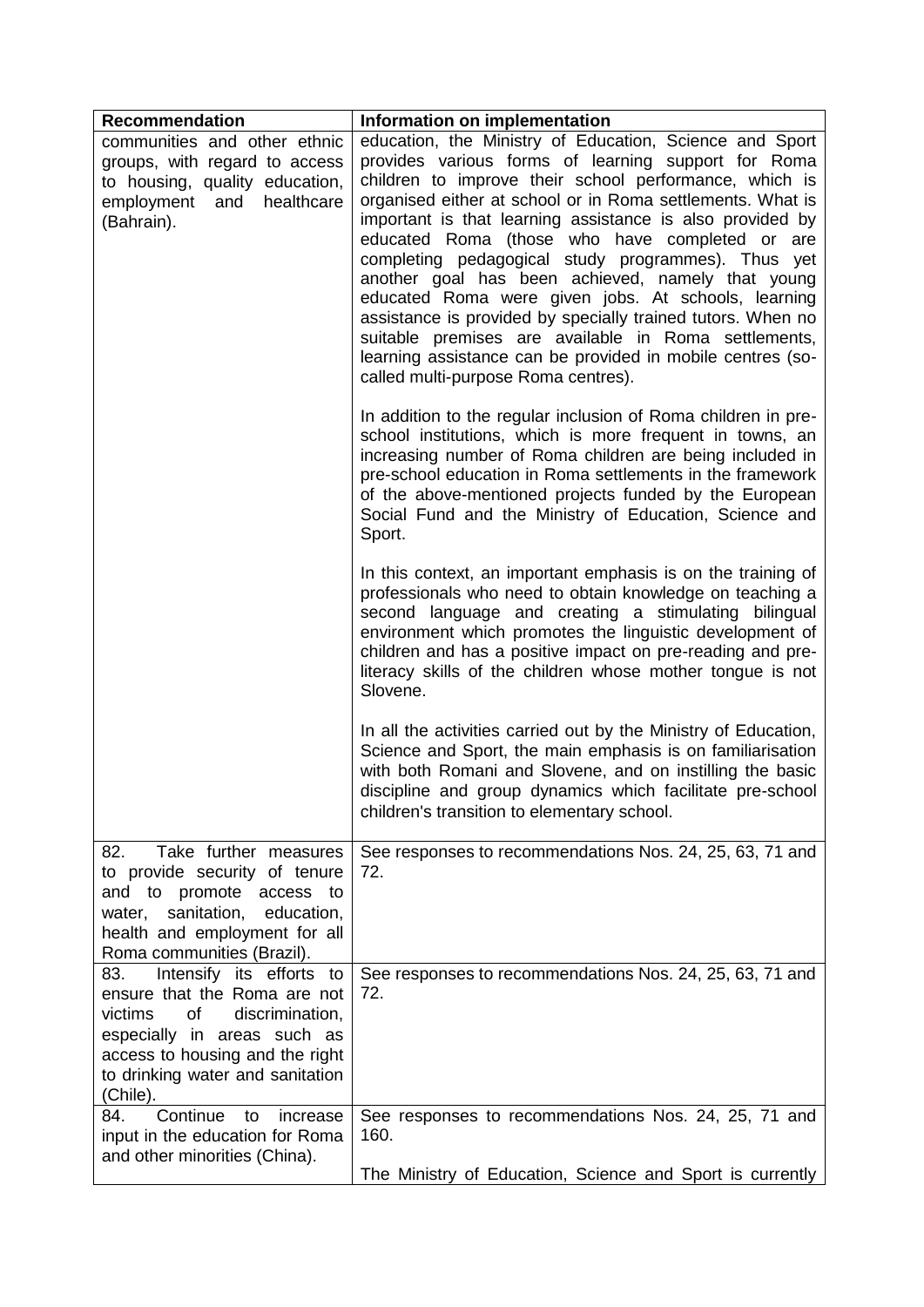| Recommendation | Information on implementation |
|---|---|
| communities and other ethnic groups, with regard to access to housing, quality education, employment and healthcare (Bahrain). | education, the Ministry of Education, Science and Sport provides various forms of learning support for Roma children to improve their school performance, which is organised either at school or in Roma settlements. What is important is that learning assistance is also provided by educated Roma (those who have completed or are completing pedagogical study programmes). Thus yet another goal has been achieved, namely that young educated Roma were given jobs. At schools, learning assistance is provided by specially trained tutors. When no suitable premises are available in Roma settlements, learning assistance can be provided in mobile centres (so-called multi-purpose Roma centres).<br><br>In addition to the regular inclusion of Roma children in pre-school institutions, which is more frequent in towns, an increasing number of Roma children are being included in pre-school education in Roma settlements in the framework of the above-mentioned projects funded by the European Social Fund and the Ministry of Education, Science and Sport.<br><br>In this context, an important emphasis is on the training of professionals who need to obtain knowledge on teaching a second language and creating a stimulating bilingual environment which promotes the linguistic development of children and has a positive impact on pre-reading and pre-literacy skills of the children whose mother tongue is not Slovene.<br><br>In all the activities carried out by the Ministry of Education, Science and Sport, the main emphasis is on familiarisation with both Romani and Slovene, and on instilling the basic discipline and group dynamics which facilitate pre-school children's transition to elementary school. |
| 82. Take further measures to provide security of tenure and to promote access to water, sanitation, education, health and employment for all Roma communities (Brazil). | See responses to recommendations Nos. 24, 25, 63, 71 and 72. |
| 83. Intensify its efforts to ensure that the Roma are not victims of discrimination, especially in areas such as access to housing and the right to drinking water and sanitation (Chile). | See responses to recommendations Nos. 24, 25, 63, 71 and 72. |
| 84. Continue to increase input in the education for Roma and other minorities (China). | See responses to recommendations Nos. 24, 25, 71 and 160.<br><br>The Ministry of Education, Science and Sport is currently |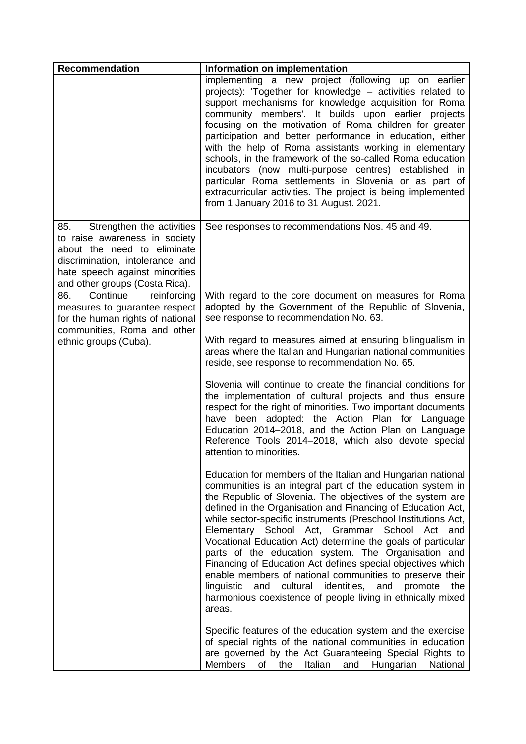| Recommendation | Information on implementation |
| --- | --- |
| | implementing a new project (following up on earlier projects): 'Together for knowledge – activities related to support mechanisms for knowledge acquisition for Roma community members'. It builds upon earlier projects focusing on the motivation of Roma children for greater participation and better performance in education, either with the help of Roma assistants working in elementary schools, in the framework of the so-called Roma education incubators (now multi-purpose centres) established in particular Roma settlements in Slovenia or as part of extracurricular activities. The project is being implemented from 1 January 2016 to 31 August. 2021. |
| 85. Strengthen the activities to raise awareness in society about the need to eliminate discrimination, intolerance and hate speech against minorities and other groups (Costa Rica). | See responses to recommendations Nos. 45 and 49. |
| 86. Continue reinforcing measures to guarantee respect for the human rights of national communities, Roma and other ethnic groups (Cuba). | With regard to the core document on measures for Roma adopted by the Government of the Republic of Slovenia, see response to recommendation No. 63.<br><br>With regard to measures aimed at ensuring bilingualism in areas where the Italian and Hungarian national communities reside, see response to recommendation No. 65.<br><br>Slovenia will continue to create the financial conditions for the implementation of cultural projects and thus ensure respect for the right of minorities. Two important documents have been adopted: the Action Plan for Language Education 2014–2018, and the Action Plan on Language Reference Tools 2014–2018, which also devote special attention to minorities.<br><br>Education for members of the Italian and Hungarian national communities is an integral part of the education system in the Republic of Slovenia. The objectives of the system are defined in the Organisation and Financing of Education Act, while sector-specific instruments (Preschool Institutions Act, Elementary School Act, Grammar School Act and Vocational Education Act) determine the goals of particular parts of the education system. The Organisation and Financing of Education Act defines special objectives which enable members of national communities to preserve their linguistic and cultural identities, and promote the harmonious coexistence of people living in ethnically mixed areas.<br><br>Specific features of the education system and the exercise of special rights of the national communities in education are governed by the Act Guaranteeing Special Rights to Members of the Italian and Hungarian National |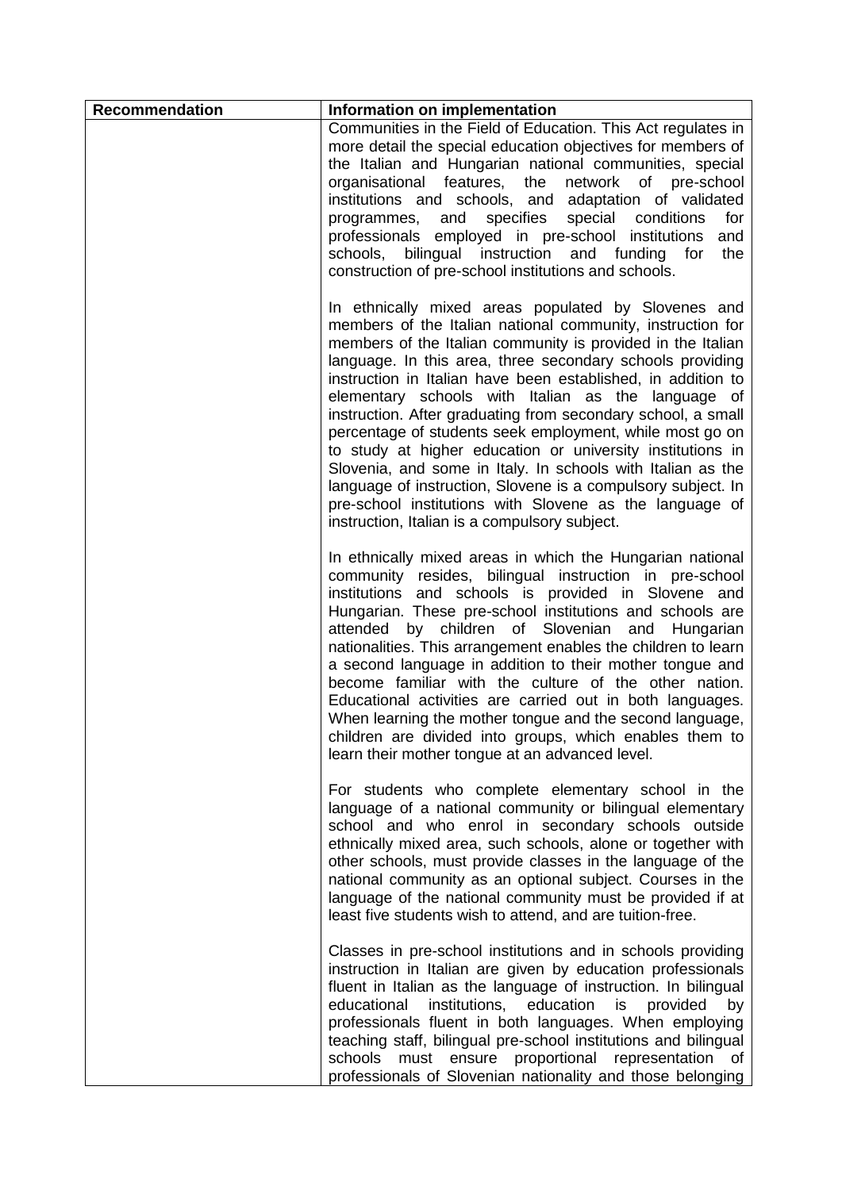| Recommendation | Information on implementation |
| --- | --- |
| | Communities in the Field of Education. This Act regulates in more detail the special education objectives for members of the Italian and Hungarian national communities, special organisational features, the network of pre-school institutions and schools, and adaptation of validated programmes, and specifies special conditions for professionals employed in pre-school institutions and schools, bilingual instruction and funding for the construction of pre-school institutions and schools.<br><br>In ethnically mixed areas populated by Slovenes and members of the Italian national community, instruction for members of the Italian community is provided in the Italian language. In this area, three secondary schools providing instruction in Italian have been established, in addition to elementary schools with Italian as the language of instruction. After graduating from secondary school, a small percentage of students seek employment, while most go on to study at higher education or university institutions in Slovenia, and some in Italy. In schools with Italian as the language of instruction, Slovene is a compulsory subject. In pre-school institutions with Slovene as the language of instruction, Italian is a compulsory subject.<br><br>In ethnically mixed areas in which the Hungarian national community resides, bilingual instruction in pre-school institutions and schools is provided in Slovene and Hungarian. These pre-school institutions and schools are attended by children of Slovenian and Hungarian nationalities. This arrangement enables the children to learn a second language in addition to their mother tongue and become familiar with the culture of the other nation. Educational activities are carried out in both languages. When learning the mother tongue and the second language, children are divided into groups, which enables them to learn their mother tongue at an advanced level.<br><br>For students who complete elementary school in the language of a national community or bilingual elementary school and who enrol in secondary schools outside ethnically mixed area, such schools, alone or together with other schools, must provide classes in the language of the national community as an optional subject. Courses in the language of the national community must be provided if at least five students wish to attend, and are tuition-free.<br><br>Classes in pre-school institutions and in schools providing instruction in Italian are given by education professionals fluent in Italian as the language of instruction. In bilingual educational institutions, education is provided by professionals fluent in both languages. When employing teaching staff, bilingual pre-school institutions and bilingual schools must ensure proportional representation of professionals of Slovenian nationality and those belonging |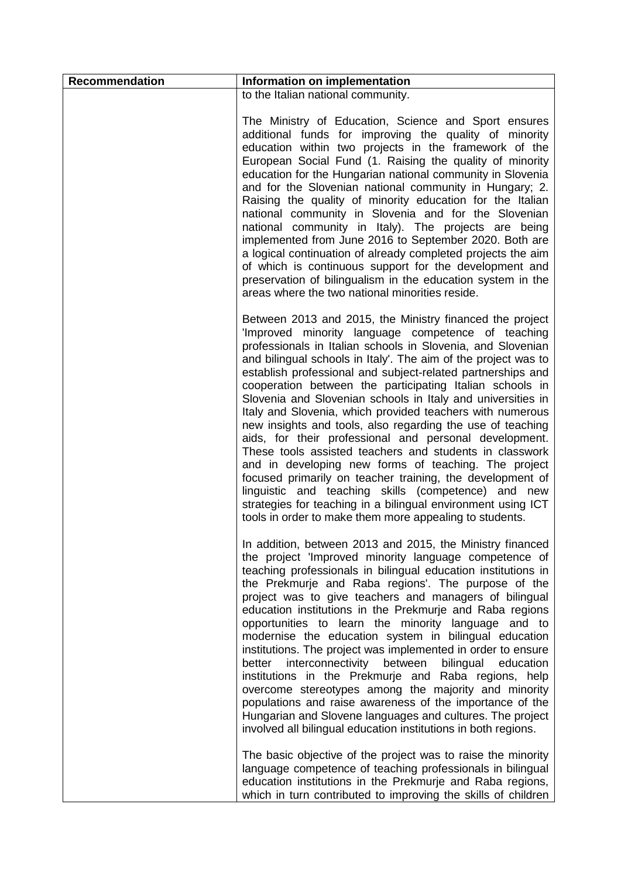| Recommendation | Information on implementation |
|---|---|
| | to the Italian national community.<br><br>The Ministry of Education, Science and Sport ensures additional funds for improving the quality of minority education within two projects in the framework of the European Social Fund (1. Raising the quality of minority education for the Hungarian national community in Slovenia and for the Slovenian national community in Hungary; 2. Raising the quality of minority education for the Italian national community in Slovenia and for the Slovenian national community in Italy). The projects are being implemented from June 2016 to September 2020. Both are a logical continuation of already completed projects the aim of which is continuous support for the development and preservation of bilingualism in the education system in the areas where the two national minorities reside.<br><br>Between 2013 and 2015, the Ministry financed the project 'Improved minority language competence of teaching professionals in Italian schools in Slovenia, and Slovenian and bilingual schools in Italy'. The aim of the project was to establish professional and subject-related partnerships and cooperation between the participating Italian schools in Slovenia and Slovenian schools in Italy and universities in Italy and Slovenia, which provided teachers with numerous new insights and tools, also regarding the use of teaching aids, for their professional and personal development. These tools assisted teachers and students in classwork and in developing new forms of teaching. The project focused primarily on teacher training, the development of linguistic and teaching skills (competence) and new strategies for teaching in a bilingual environment using ICT tools in order to make them more appealing to students.<br><br>In addition, between 2013 and 2015, the Ministry financed the project 'Improved minority language competence of teaching professionals in bilingual education institutions in the Prekmurje and Raba regions'. The purpose of the project was to give teachers and managers of bilingual education institutions in the Prekmurje and Raba regions opportunities to learn the minority language and to modernise the education system in bilingual education institutions. The project was implemented in order to ensure better interconnectivity between bilingual education institutions in the Prekmurje and Raba regions, help overcome stereotypes among the majority and minority populations and raise awareness of the importance of the Hungarian and Slovene languages and cultures. The project involved all bilingual education institutions in both regions.<br><br>The basic objective of the project was to raise the minority language competence of teaching professionals in bilingual education institutions in the Prekmurje and Raba regions, which in turn contributed to improving the skills of children |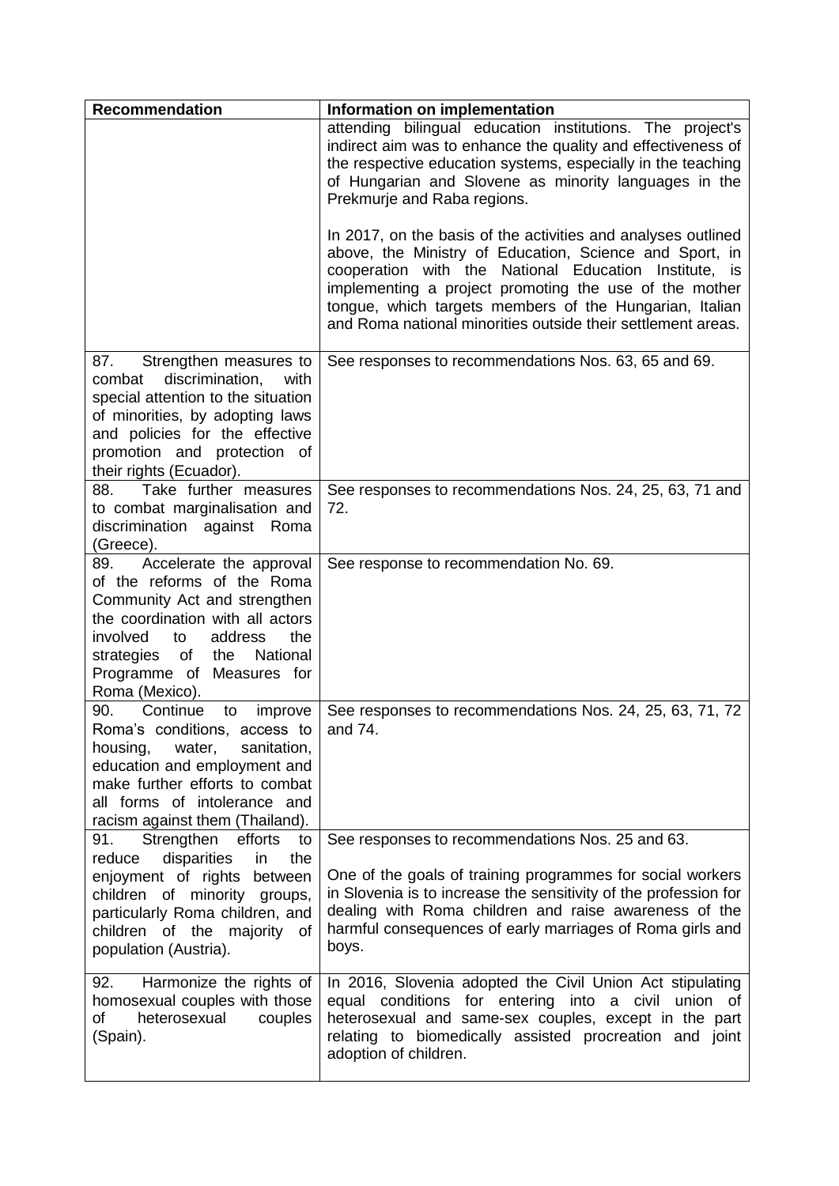| Recommendation | Information on implementation |
|---|---|
| | attending bilingual education institutions. The project's indirect aim was to enhance the quality and effectiveness of the respective education systems, especially in the teaching of Hungarian and Slovene as minority languages in the Prekmurje and Raba regions.<br><br>In 2017, on the basis of the activities and analyses outlined above, the Ministry of Education, Science and Sport, in cooperation with the National Education Institute, is implementing a project promoting the use of the mother tongue, which targets members of the Hungarian, Italian and Roma national minorities outside their settlement areas. |
| 87. Strengthen measures to combat discrimination, with special attention to the situation of minorities, by adopting laws and policies for the effective promotion and protection of their rights (Ecuador). | See responses to recommendations Nos. 63, 65 and 69. |
| 88. Take further measures to combat marginalisation and discrimination against Roma (Greece). | See responses to recommendations Nos. 24, 25, 63, 71 and 72. |
| 89. Accelerate the approval of the reforms of the Roma Community Act and strengthen the coordination with all actors involved to address the strategies of the National Programme of Measures for Roma (Mexico). | See response to recommendation No. 69. |
| 90. Continue to improve Roma's conditions, access to housing, water, sanitation, education and employment and make further efforts to combat all forms of intolerance and racism against them (Thailand). | See responses to recommendations Nos. 24, 25, 63, 71, 72 and 74. |
| 91. Strengthen efforts to reduce disparities in the enjoyment of rights between children of minority groups, particularly Roma children, and children of the majority of population (Austria). | See responses to recommendations Nos. 25 and 63.<br><br>One of the goals of training programmes for social workers in Slovenia is to increase the sensitivity of the profession for dealing with Roma children and raise awareness of the harmful consequences of early marriages of Roma girls and boys. |
| 92. Harmonize the rights of homosexual couples with those of heterosexual couples (Spain). | In 2016, Slovenia adopted the Civil Union Act stipulating equal conditions for entering into a civil union of heterosexual and same-sex couples, except in the part relating to biomedically assisted procreation and joint adoption of children. |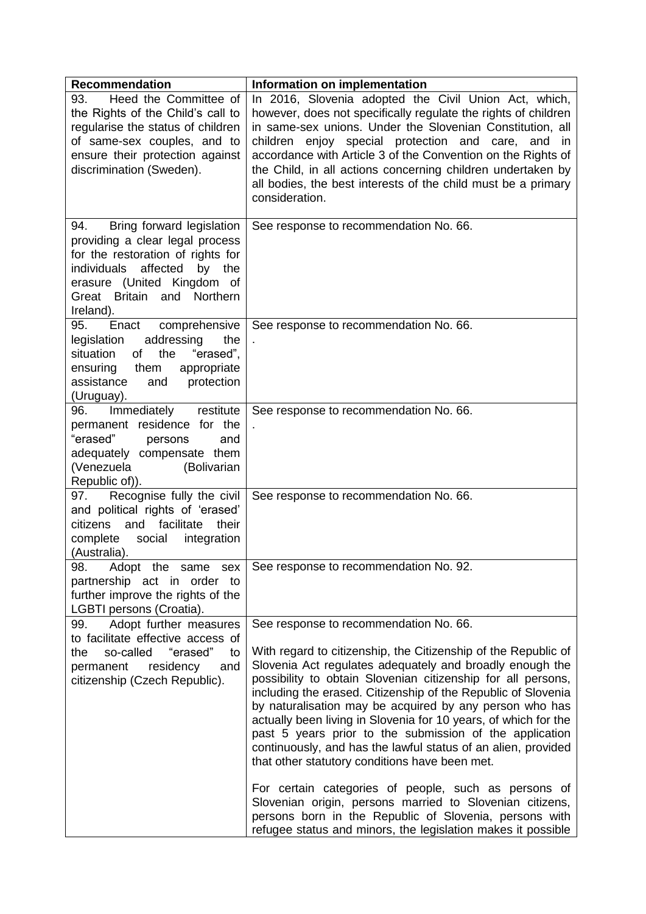| Recommendation | Information on implementation |
|---|---|
| 93. Heed the Committee of the Rights of the Child's call to regularise the status of children of same-sex couples, and to ensure their protection against discrimination (Sweden). | In 2016, Slovenia adopted the Civil Union Act, which, however, does not specifically regulate the rights of children in same-sex unions. Under the Slovenian Constitution, all children enjoy special protection and care, and in accordance with Article 3 of the Convention on the Rights of the Child, in all actions concerning children undertaken by all bodies, the best interests of the child must be a primary consideration. |
| 94. Bring forward legislation providing a clear legal process for the restoration of rights for individuals affected by the erasure (United Kingdom of Great Britain and Northern Ireland). | See response to recommendation No. 66. |
| 95. Enact comprehensive legislation addressing the situation of the "erased", ensuring them appropriate assistance and protection (Uruguay). | See response to recommendation No. 66.<br>. |
| 96. Immediately restitute permanent residence for the "erased" persons and adequately compensate them (Venezuela (Bolivarian Republic of)). | See response to recommendation No. 66.<br>. |
| 97. Recognise fully the civil and political rights of 'erased' citizens and facilitate their complete social integration (Australia). | See response to recommendation No. 66. |
| 98. Adopt the same sex partnership act in order to further improve the rights of the LGBTI persons (Croatia). | See response to recommendation No. 92. |
| 99. Adopt further measures to facilitate effective access of the so-called "erased" to permanent residency and citizenship (Czech Republic). | See response to recommendation No. 66.<br><br>With regard to citizenship, the Citizenship of the Republic of Slovenia Act regulates adequately and broadly enough the possibility to obtain Slovenian citizenship for all persons, including the erased. Citizenship of the Republic of Slovenia by naturalisation may be acquired by any person who has actually been living in Slovenia for 10 years, of which for the past 5 years prior to the submission of the application continuously, and has the lawful status of an alien, provided that other statutory conditions have been met.<br><br>For certain categories of people, such as persons of Slovenian origin, persons married to Slovenian citizens, persons born in the Republic of Slovenia, persons with refugee status and minors, the legislation makes it possible |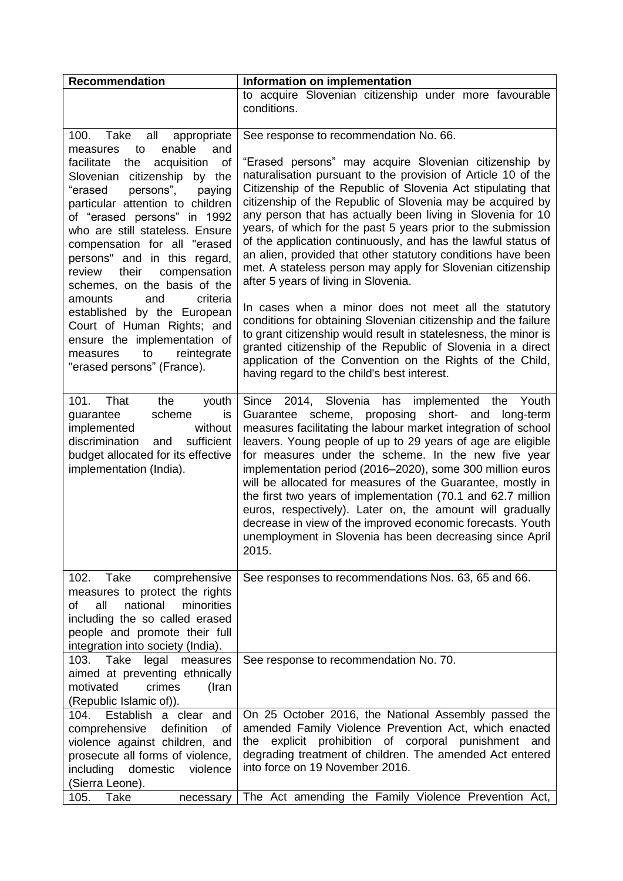| Recommendation | Information on implementation |
|---|---|
| | to acquire Slovenian citizenship under more favourable conditions. |
| 100. Take all appropriate measures to enable and facilitate the acquisition of Slovenian citizenship by the "erased persons", paying particular attention to children of "erased persons" in 1992 who are still stateless. Ensure compensation for all "erased persons" and in this regard, review their compensation schemes, on the basis of the amounts and criteria established by the European Court of Human Rights; and ensure the implementation of measures to reintegrate "erased persons" (France). | See response to recommendation No. 66.<br><br>"Erased persons" may acquire Slovenian citizenship by naturalisation pursuant to the provision of Article 10 of the Citizenship of the Republic of Slovenia Act stipulating that citizenship of the Republic of Slovenia may be acquired by any person that has actually been living in Slovenia for 10 years, of which for the past 5 years prior to the submission of the application continuously, and has the lawful status of an alien, provided that other statutory conditions have been met. A stateless person may apply for Slovenian citizenship after 5 years of living in Slovenia.<br><br>In cases when a minor does not meet all the statutory conditions for obtaining Slovenian citizenship and the failure to grant citizenship would result in statelesness, the minor is granted citizenship of the Republic of Slovenia in a direct application of the Convention on the Rights of the Child, having regard to the child's best interest. |
| 101. That the youth guarantee scheme is implemented without discrimination and sufficient budget allocated for its effective implementation (India). | Since 2014, Slovenia has implemented the Youth Guarantee scheme, proposing short- and long-term measures facilitating the labour market integration of school leavers. Young people of up to 29 years of age are eligible for measures under the scheme. In the new five year implementation period (2016–2020), some 300 million euros will be allocated for measures of the Guarantee, mostly in the first two years of implementation (70.1 and 62.7 million euros, respectively). Later on, the amount will gradually decrease in view of the improved economic forecasts. Youth unemployment in Slovenia has been decreasing since April 2015. |
| 102. Take comprehensive measures to protect the rights of all national minorities including the so called erased people and promote their full integration into society (India). | See responses to recommendations Nos. 63, 65 and 66. |
| 103. Take legal measures aimed at preventing ethnically motivated crimes (Iran (Republic Islamic of)). | See response to recommendation No. 70. |
| 104. Establish a clear and comprehensive definition of violence against children, and prosecute all forms of violence, including domestic violence (Sierra Leone). | On 25 October 2016, the National Assembly passed the amended Family Violence Prevention Act, which enacted the explicit prohibition of corporal punishment and degrading treatment of children. The amended Act entered into force on 19 November 2016. |
| 105. Take necessary | The Act amending the Family Violence Prevention Act, |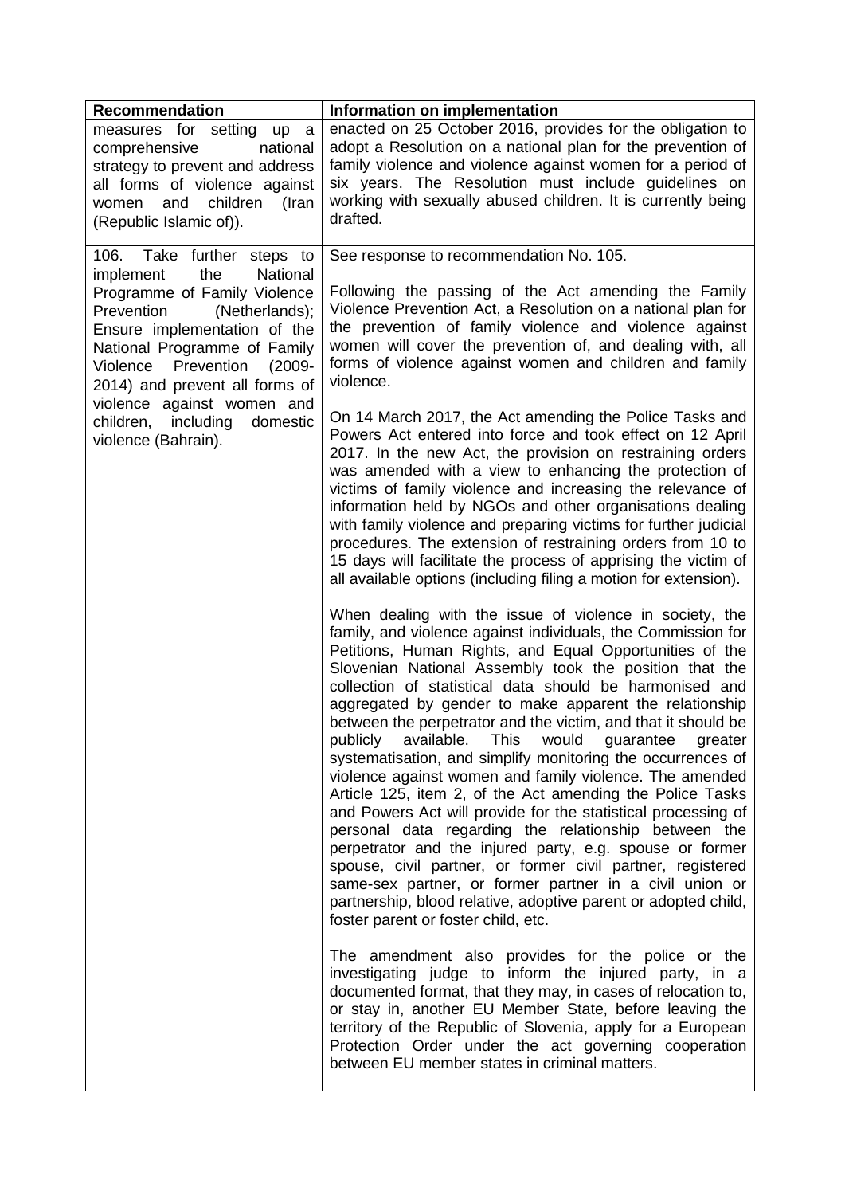| Recommendation | Information on implementation |
|---|---|
| measures for setting up a comprehensive national strategy to prevent and address all forms of violence against women and children (Iran (Republic Islamic of)). | enacted on 25 October 2016, provides for the obligation to adopt a Resolution on a national plan for the prevention of family violence and violence against women for a period of six years. The Resolution must include guidelines on working with sexually abused children. It is currently being drafted. |
| 106. Take further steps to implement the National Programme of Family Violence Prevention (Netherlands); Ensure implementation of the National Programme of Family Violence Prevention (2009-2014) and prevent all forms of violence against women and children, including domestic violence (Bahrain). | See response to recommendation No. 105.<br><br>Following the passing of the Act amending the Family Violence Prevention Act, a Resolution on a national plan for the prevention of family violence and violence against women will cover the prevention of, and dealing with, all forms of violence against women and children and family violence.<br><br>On 14 March 2017, the Act amending the Police Tasks and Powers Act entered into force and took effect on 12 April 2017. In the new Act, the provision on restraining orders was amended with a view to enhancing the protection of victims of family violence and increasing the relevance of information held by NGOs and other organisations dealing with family violence and preparing victims for further judicial procedures. The extension of restraining orders from 10 to 15 days will facilitate the process of apprising the victim of all available options (including filing a motion for extension).<br><br>When dealing with the issue of violence in society, the family, and violence against individuals, the Commission for Petitions, Human Rights, and Equal Opportunities of the Slovenian National Assembly took the position that the collection of statistical data should be harmonised and aggregated by gender to make apparent the relationship between the perpetrator and the victim, and that it should be publicly available. This would guarantee greater systematisation, and simplify monitoring the occurrences of violence against women and family violence. The amended Article 125, item 2, of the Act amending the Police Tasks and Powers Act will provide for the statistical processing of personal data regarding the relationship between the perpetrator and the injured party, e.g. spouse or former spouse, civil partner, or former civil partner, registered same-sex partner, or former partner in a civil union or partnership, blood relative, adoptive parent or adopted child, foster parent or foster child, etc.<br><br>The amendment also provides for the police or the investigating judge to inform the injured party, in a documented format, that they may, in cases of relocation to, or stay in, another EU Member State, before leaving the territory of the Republic of Slovenia, apply for a European Protection Order under the act governing cooperation between EU member states in criminal matters. |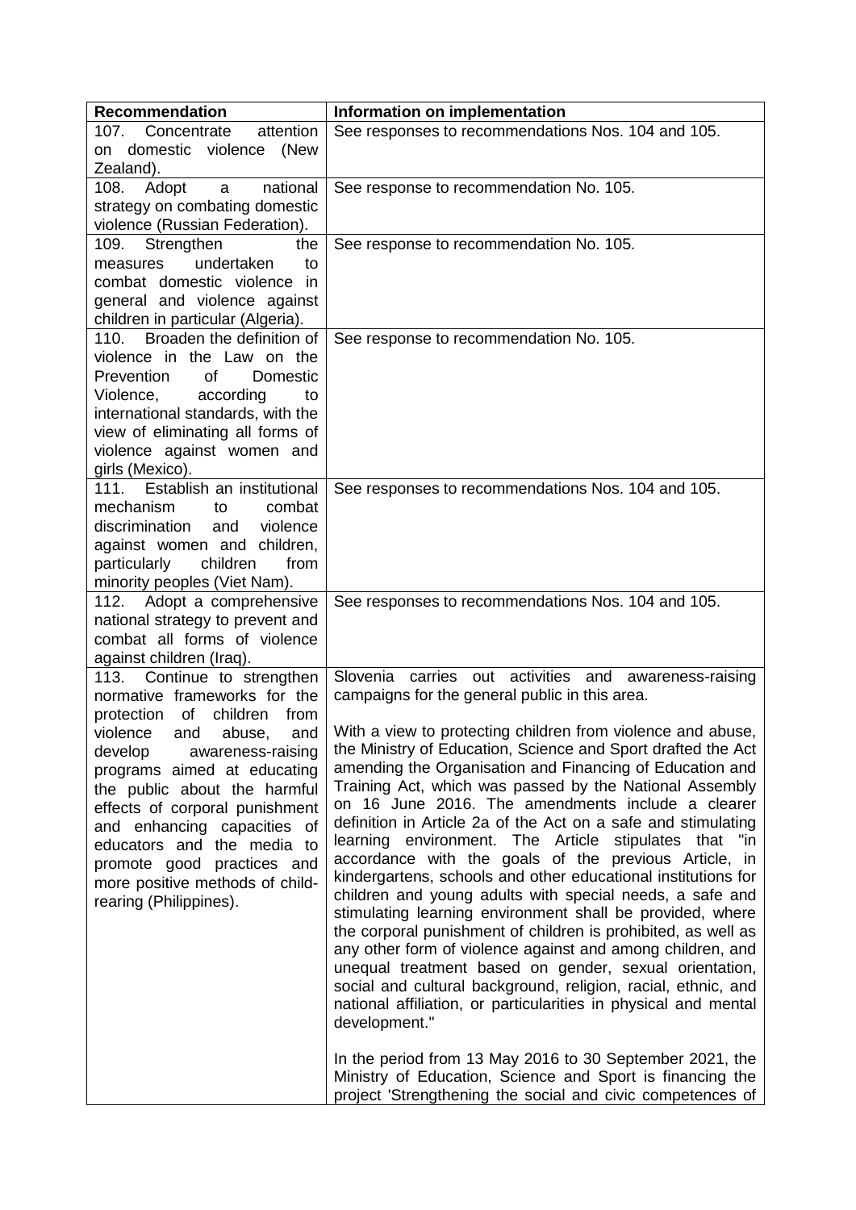| Recommendation | Information on implementation |
|---|---|
| 107. Concentrate attention on domestic violence (New Zealand). | See responses to recommendations Nos. 104 and 105. |
| 108. Adopt a national strategy on combating domestic violence (Russian Federation). | See response to recommendation No. 105. |
| 109. Strengthen the measures undertaken to combat domestic violence in general and violence against children in particular (Algeria). | See response to recommendation No. 105. |
| 110. Broaden the definition of violence in the Law on the Prevention of Domestic Violence, according to international standards, with the view of eliminating all forms of violence against women and girls (Mexico). | See response to recommendation No. 105. |
| 111. Establish an institutional mechanism to combat discrimination and violence against women and children, particularly children from minority peoples (Viet Nam). | See responses to recommendations Nos. 104 and 105. |
| 112. Adopt a comprehensive national strategy to prevent and combat all forms of violence against children (Iraq). | See responses to recommendations Nos. 104 and 105. |
| 113. Continue to strengthen normative frameworks for the protection of children from violence and abuse, and develop awareness-raising programs aimed at educating the public about the harmful effects of corporal punishment and enhancing capacities of educators and the media to promote good practices and more positive methods of child-rearing (Philippines). | Slovenia carries out activities and awareness-raising campaigns for the general public in this area.<br><br>With a view to protecting children from violence and abuse, the Ministry of Education, Science and Sport drafted the Act amending the Organisation and Financing of Education and Training Act, which was passed by the National Assembly on 16 June 2016. The amendments include a clearer definition in Article 2a of the Act on a safe and stimulating learning environment. The Article stipulates that "in accordance with the goals of the previous Article, in kindergartens, schools and other educational institutions for children and young adults with special needs, a safe and stimulating learning environment shall be provided, where the corporal punishment of children is prohibited, as well as any other form of violence against and among children, and unequal treatment based on gender, sexual orientation, social and cultural background, religion, racial, ethnic, and national affiliation, or particularities in physical and mental development."<br><br>In the period from 13 May 2016 to 30 September 2021, the Ministry of Education, Science and Sport is financing the project 'Strengthening the social and civic competences of |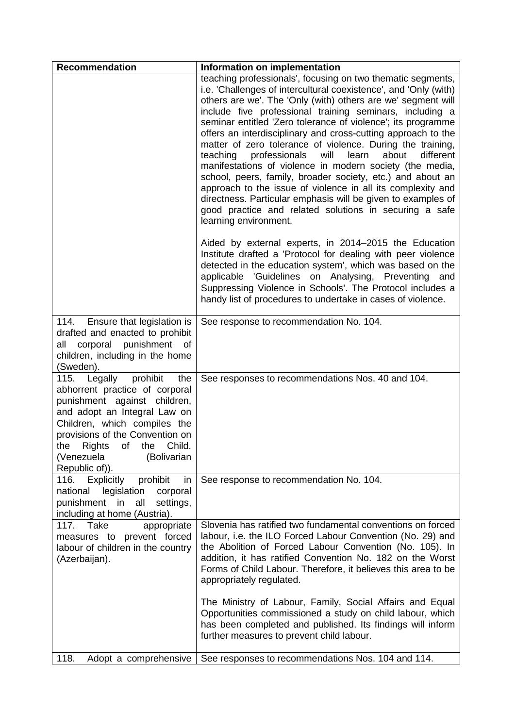| Recommendation | Information on implementation |
|---|---|
| | teaching professionals', focusing on two thematic segments, i.e. 'Challenges of intercultural coexistence', and 'Only (with) others are we'. The 'Only (with) others are we' segment will include five professional training seminars, including a seminar entitled 'Zero tolerance of violence'; its programme offers an interdisciplinary and cross-cutting approach to the matter of zero tolerance of violence. During the training, teaching professionals will learn about different manifestations of violence in modern society (the media, school, peers, family, broader society, etc.) and about an approach to the issue of violence in all its complexity and directness. Particular emphasis will be given to examples of good practice and related solutions in securing a safe learning environment.<br><br>Aided by external experts, in 2014–2015 the Education Institute drafted a 'Protocol for dealing with peer violence detected in the education system', which was based on the applicable 'Guidelines on Analysing, Preventing and Suppressing Violence in Schools'. The Protocol includes a handy list of procedures to undertake in cases of violence. |
| 114. Ensure that legislation is drafted and enacted to prohibit all corporal punishment of children, including in the home (Sweden). | See response to recommendation No. 104. |
| 115. Legally prohibit the abhorrent practice of corporal punishment against children, and adopt an Integral Law on Children, which compiles the provisions of the Convention on the Rights of the Child. (Venezuela (Bolivarian Republic of)). | See responses to recommendations Nos. 40 and 104. |
| 116. Explicitly prohibit in national legislation corporal punishment in all settings, including at home (Austria). | See response to recommendation No. 104. |
| 117. Take appropriate measures to prevent forced labour of children in the country (Azerbaijan). | Slovenia has ratified two fundamental conventions on forced labour, i.e. the ILO Forced Labour Convention (No. 29) and the Abolition of Forced Labour Convention (No. 105). In addition, it has ratified Convention No. 182 on the Worst Forms of Child Labour. Therefore, it believes this area to be appropriately regulated.<br><br>The Ministry of Labour, Family, Social Affairs and Equal Opportunities commissioned a study on child labour, which has been completed and published. Its findings will inform further measures to prevent child labour. |
| 118. Adopt a comprehensive | See responses to recommendations Nos. 104 and 114. |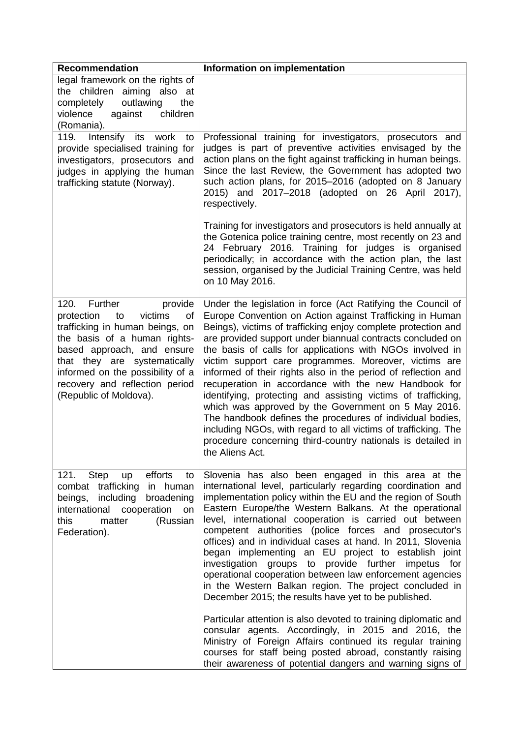| Recommendation | Information on implementation |
| --- | --- |
| legal framework on the rights of the children aiming also at completely outlawing the violence against children (Romania). | |
| 119. Intensify its work to provide specialised training for investigators, prosecutors and judges in applying the human trafficking statute (Norway). | Professional training for investigators, prosecutors and judges is part of preventive activities envisaged by the action plans on the fight against trafficking in human beings. Since the last Review, the Government has adopted two such action plans, for 2015–2016 (adopted on 8 January 2015) and 2017–2018 (adopted on 26 April 2017), respectively.<br><br>Training for investigators and prosecutors is held annually at the Gotenica police training centre, most recently on 23 and 24 February 2016. Training for judges is organised periodically; in accordance with the action plan, the last session, organised by the Judicial Training Centre, was held on 10 May 2016. |
| 120. Further provide protection to victims of trafficking in human beings, on the basis of a human rights-based approach, and ensure that they are systematically informed on the possibility of a recovery and reflection period (Republic of Moldova). | Under the legislation in force (Act Ratifying the Council of Europe Convention on Action against Trafficking in Human Beings), victims of trafficking enjoy complete protection and are provided support under biannual contracts concluded on the basis of calls for applications with NGOs involved in victim support care programmes. Moreover, victims are informed of their rights also in the period of reflection and recuperation in accordance with the new Handbook for identifying, protecting and assisting victims of trafficking, which was approved by the Government on 5 May 2016. The handbook defines the procedures of individual bodies, including NGOs, with regard to all victims of trafficking. The procedure concerning third-country nationals is detailed in the Aliens Act. |
| 121. Step up efforts to combat trafficking in human beings, including broadening international cooperation on this matter (Russian Federation). | Slovenia has also been engaged in this area at the international level, particularly regarding coordination and implementation policy within the EU and the region of South Eastern Europe/the Western Balkans. At the operational level, international cooperation is carried out between competent authorities (police forces and prosecutor's offices) and in individual cases at hand. In 2011, Slovenia began implementing an EU project to establish joint investigation groups to provide further impetus for operational cooperation between law enforcement agencies in the Western Balkan region. The project concluded in December 2015; the results have yet to be published.<br><br>Particular attention is also devoted to training diplomatic and consular agents. Accordingly, in 2015 and 2016, the Ministry of Foreign Affairs continued its regular training courses for staff being posted abroad, constantly raising their awareness of potential dangers and warning signs of |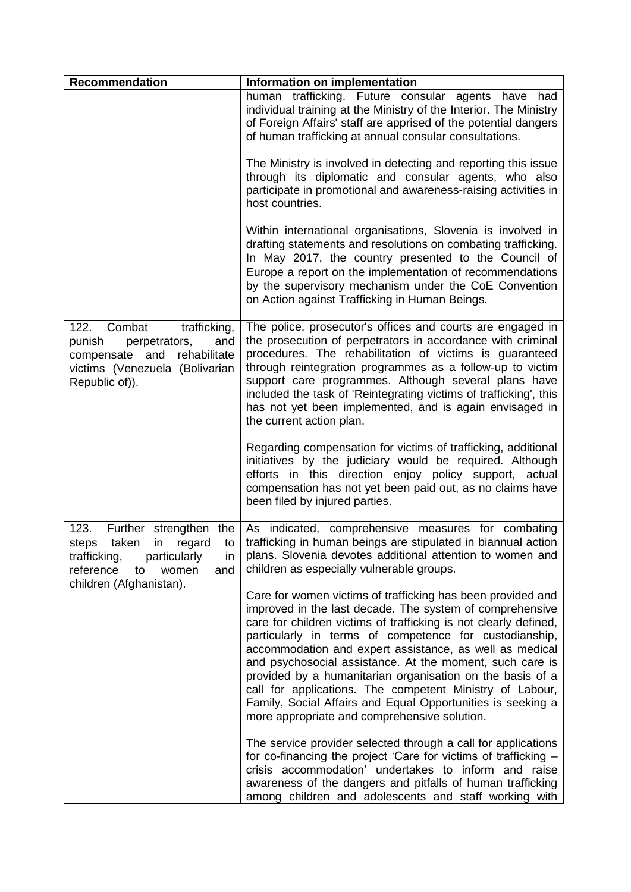| Recommendation | Information on implementation |
|---|---|
| | human trafficking. Future consular agents have had individual training at the Ministry of the Interior. The Ministry of Foreign Affairs' staff are apprised of the potential dangers of human trafficking at annual consular consultations.<br><br>The Ministry is involved in detecting and reporting this issue through its diplomatic and consular agents, who also participate in promotional and awareness-raising activities in host countries.<br><br>Within international organisations, Slovenia is involved in drafting statements and resolutions on combating trafficking. In May 2017, the country presented to the Council of Europe a report on the implementation of recommendations by the supervisory mechanism under the CoE Convention on Action against Trafficking in Human Beings. |
| 122. Combat trafficking, punish perpetrators, and compensate and rehabilitate victims (Venezuela (Bolivarian Republic of)). | The police, prosecutor's offices and courts are engaged in the prosecution of perpetrators in accordance with criminal procedures. The rehabilitation of victims is guaranteed through reintegration programmes as a follow-up to victim support care programmes. Although several plans have included the task of 'Reintegrating victims of trafficking', this has not yet been implemented, and is again envisaged in the current action plan.<br><br>Regarding compensation for victims of trafficking, additional initiatives by the judiciary would be required. Although efforts in this direction enjoy policy support, actual compensation has not yet been paid out, as no claims have been filed by injured parties. |
| 123. Further strengthen the steps taken in regard to trafficking, particularly in reference to women and children (Afghanistan). | As indicated, comprehensive measures for combating trafficking in human beings are stipulated in biannual action plans. Slovenia devotes additional attention to women and children as especially vulnerable groups.<br><br>Care for women victims of trafficking has been provided and improved in the last decade. The system of comprehensive care for children victims of trafficking is not clearly defined, particularly in terms of competence for custodianship, accommodation and expert assistance, as well as medical and psychosocial assistance. At the moment, such care is provided by a humanitarian organisation on the basis of a call for applications. The competent Ministry of Labour, Family, Social Affairs and Equal Opportunities is seeking a more appropriate and comprehensive solution.<br><br>The service provider selected through a call for applications for co-financing the project 'Care for victims of trafficking – crisis accommodation' undertakes to inform and raise awareness of the dangers and pitfalls of human trafficking among children and adolescents and staff working with |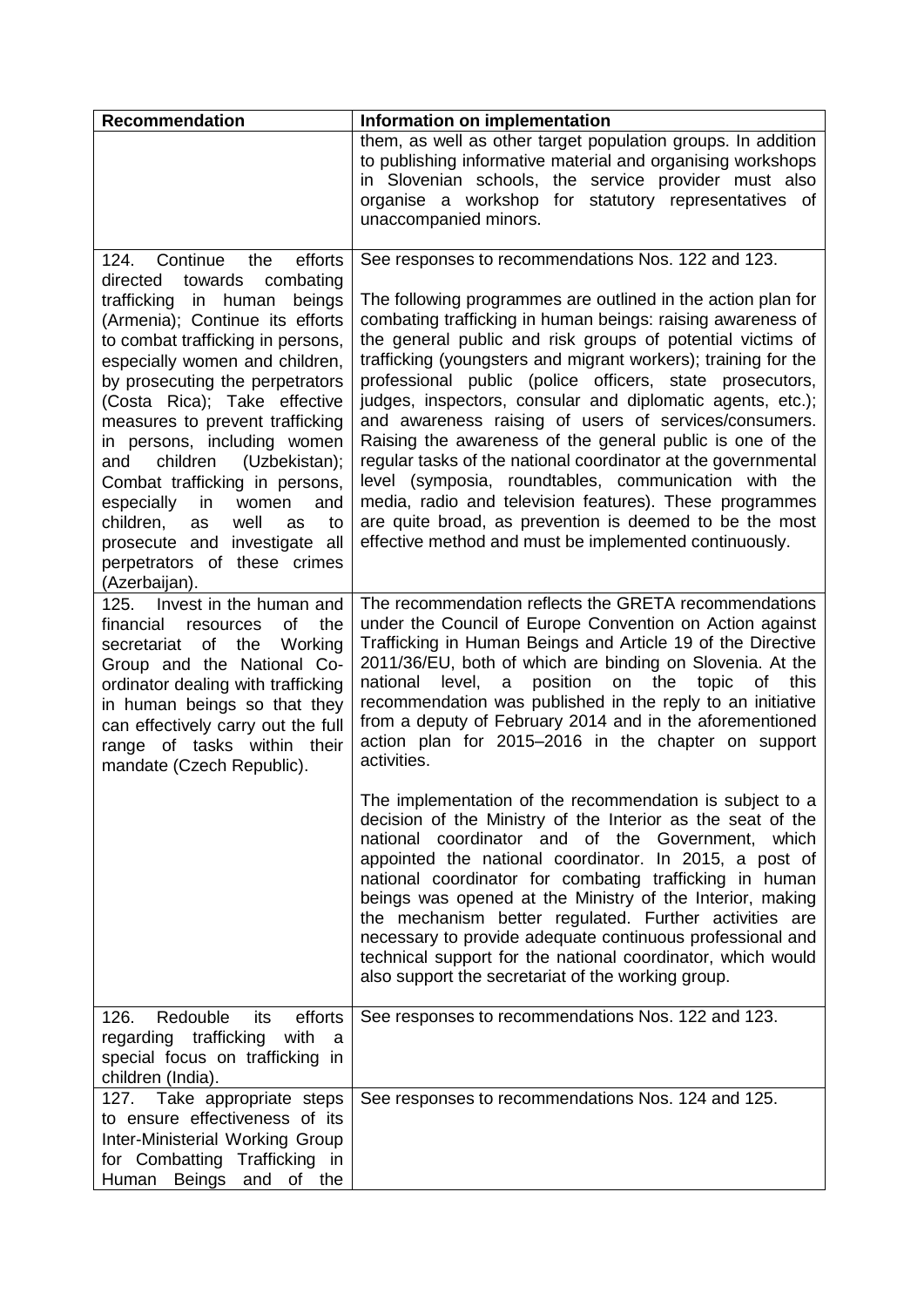| Recommendation | Information on implementation |
|---|---|
| | them, as well as other target population groups. In addition to publishing informative material and organising workshops in Slovenian schools, the service provider must also organise a workshop for statutory representatives of unaccompanied minors. |
| 124. Continue the efforts directed towards combating trafficking in human beings (Armenia); Continue its efforts to combat trafficking in persons, especially women and children, by prosecuting the perpetrators (Costa Rica); Take effective measures to prevent trafficking in persons, including women and children (Uzbekistan); Combat trafficking in persons, especially in women and children, as well as to prosecute and investigate all perpetrators of these crimes (Azerbaijan). | See responses to recommendations Nos. 122 and 123.<br><br>The following programmes are outlined in the action plan for combating trafficking in human beings: raising awareness of the general public and risk groups of potential victims of trafficking (youngsters and migrant workers); training for the professional public (police officers, state prosecutors, judges, inspectors, consular and diplomatic agents, etc.); and awareness raising of users of services/consumers. Raising the awareness of the general public is one of the regular tasks of the national coordinator at the governmental level (symposia, roundtables, communication with the media, radio and television features). These programmes are quite broad, as prevention is deemed to be the most effective method and must be implemented continuously. |
| 125. Invest in the human and financial resources of the secretariat of the Working Group and the National Co-ordinator dealing with trafficking in human beings so that they can effectively carry out the full range of tasks within their mandate (Czech Republic). | The recommendation reflects the GRETA recommendations under the Council of Europe Convention on Action against Trafficking in Human Beings and Article 19 of the Directive 2011/36/EU, both of which are binding on Slovenia. At the national level, a position on the topic of this recommendation was published in the reply to an initiative from a deputy of February 2014 and in the aforementioned action plan for 2015–2016 in the chapter on support activities.<br><br>The implementation of the recommendation is subject to a decision of the Ministry of the Interior as the seat of the national coordinator and of the Government, which appointed the national coordinator. In 2015, a post of national coordinator for combating trafficking in human beings was opened at the Ministry of the Interior, making the mechanism better regulated. Further activities are necessary to provide adequate continuous professional and technical support for the national coordinator, which would also support the secretariat of the working group. |
| 126. Redouble its efforts regarding trafficking with a special focus on trafficking in children (India). | See responses to recommendations Nos. 122 and 123. |
| 127. Take appropriate steps to ensure effectiveness of its Inter-Ministerial Working Group for Combatting Trafficking in Human Beings and of the | See responses to recommendations Nos. 124 and 125. |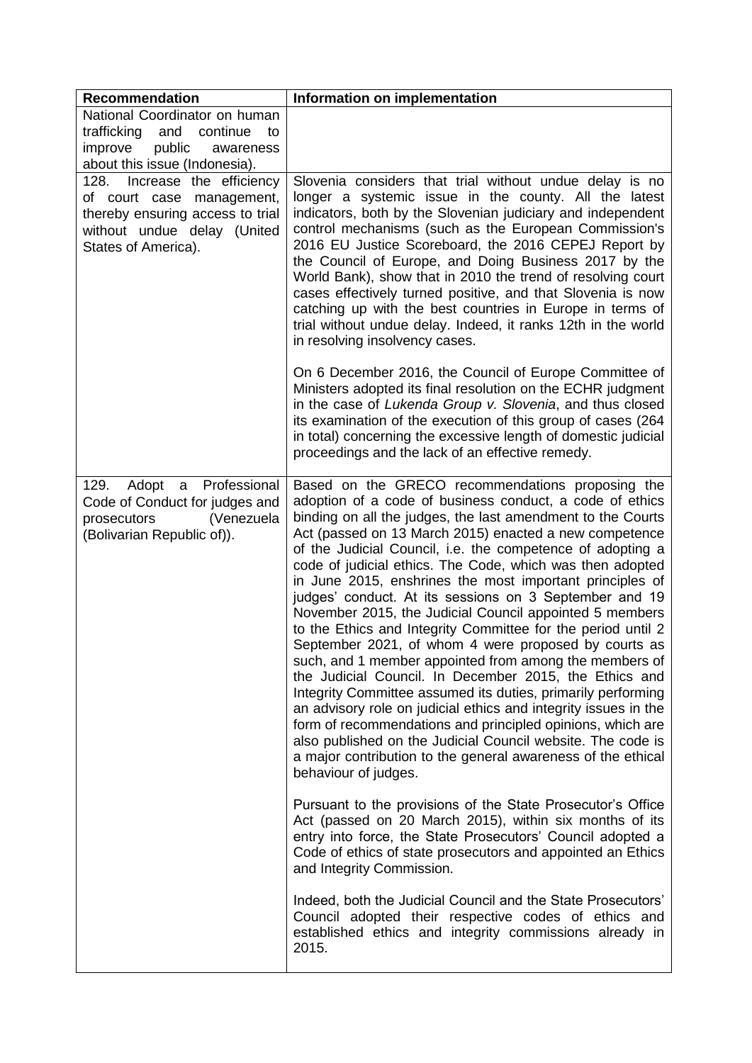| Recommendation | Information on implementation |
|---|---|
| National Coordinator on human trafficking and continue to improve public awareness about this issue (Indonesia). | |
| 128. Increase the efficiency of court case management, thereby ensuring access to trial without undue delay (United States of America). | Slovenia considers that trial without undue delay is no longer a systemic issue in the county. All the latest indicators, both by the Slovenian judiciary and independent control mechanisms (such as the European Commission's 2016 EU Justice Scoreboard, the 2016 CEPEJ Report by the Council of Europe, and Doing Business 2017 by the World Bank), show that in 2010 the trend of resolving court cases effectively turned positive, and that Slovenia is now catching up with the best countries in Europe in terms of trial without undue delay. Indeed, it ranks 12th in the world in resolving insolvency cases.<br><br>On 6 December 2016, the Council of Europe Committee of Ministers adopted its final resolution on the ECHR judgment in the case of *Lukenda Group v. Slovenia*, and thus closed its examination of the execution of this group of cases (264 in total) concerning the excessive length of domestic judicial proceedings and the lack of an effective remedy. |
| 129. Adopt a Professional Code of Conduct for judges and prosecutors (Venezuela (Bolivarian Republic of)). | Based on the GRECO recommendations proposing the adoption of a code of business conduct, a code of ethics binding on all the judges, the last amendment to the Courts Act (passed on 13 March 2015) enacted a new competence of the Judicial Council, i.e. the competence of adopting a code of judicial ethics. The Code, which was then adopted in June 2015, enshrines the most important principles of judges' conduct. At its sessions on 3 September and 19 November 2015, the Judicial Council appointed 5 members to the Ethics and Integrity Committee for the period until 2 September 2021, of whom 4 were proposed by courts as such, and 1 member appointed from among the members of the Judicial Council. In December 2015, the Ethics and Integrity Committee assumed its duties, primarily performing an advisory role on judicial ethics and integrity issues in the form of recommendations and principled opinions, which are also published on the Judicial Council website. The code is a major contribution to the general awareness of the ethical behaviour of judges.<br><br>Pursuant to the provisions of the State Prosecutor's Office Act (passed on 20 March 2015), within six months of its entry into force, the State Prosecutors' Council adopted a Code of ethics of state prosecutors and appointed an Ethics and Integrity Commission.<br><br>Indeed, both the Judicial Council and the State Prosecutors' Council adopted their respective codes of ethics and established ethics and integrity commissions already in 2015. |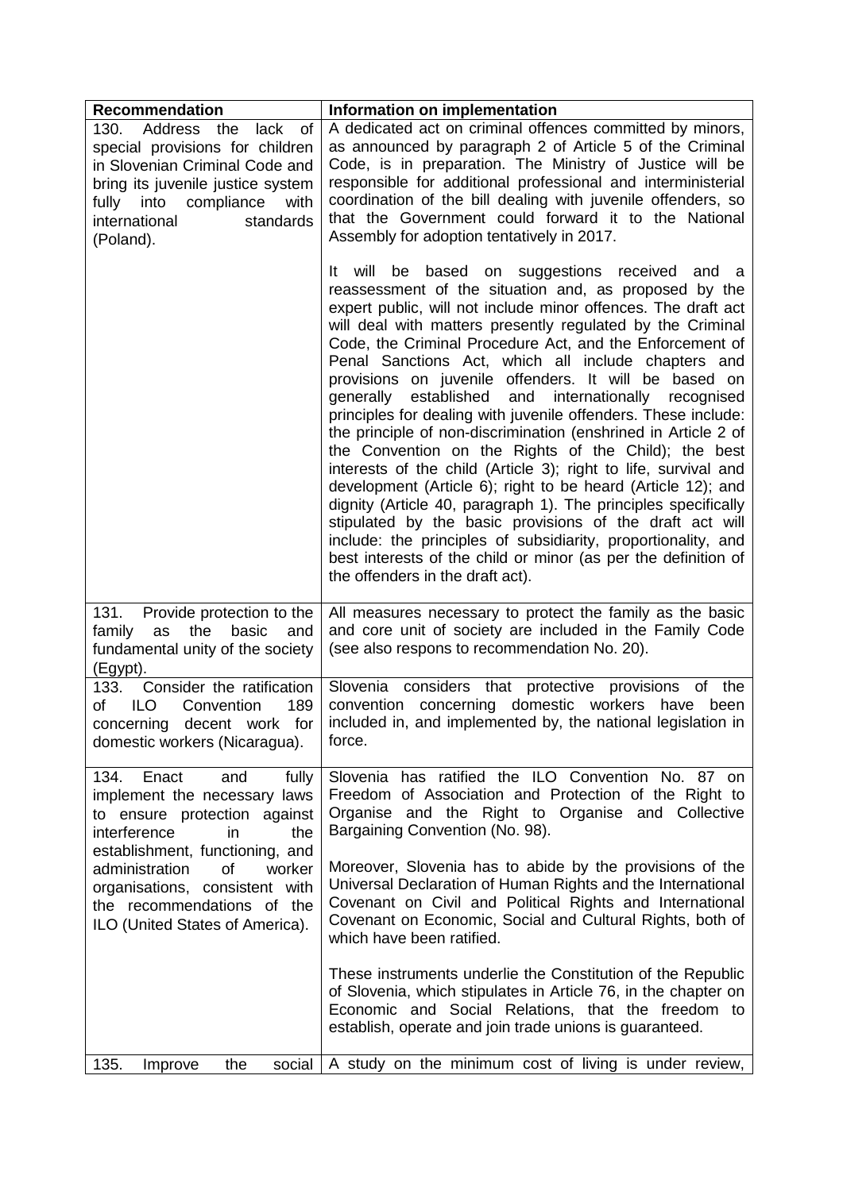| Recommendation | Information on implementation |
|---|---|
| 130. Address the lack of special provisions for children in Slovenian Criminal Code and bring its juvenile justice system fully into compliance with international standards (Poland). | A dedicated act on criminal offences committed by minors, as announced by paragraph 2 of Article 5 of the Criminal Code, is in preparation. The Ministry of Justice will be responsible for additional professional and interministerial coordination of the bill dealing with juvenile offenders, so that the Government could forward it to the National Assembly for adoption tentatively in 2017.<br><br>It will be based on suggestions received and a reassessment of the situation and, as proposed by the expert public, will not include minor offences. The draft act will deal with matters presently regulated by the Criminal Code, the Criminal Procedure Act, and the Enforcement of Penal Sanctions Act, which all include chapters and provisions on juvenile offenders. It will be based on generally established and internationally recognised principles for dealing with juvenile offenders. These include: the principle of non-discrimination (enshrined in Article 2 of the Convention on the Rights of the Child); the best interests of the child (Article 3); right to life, survival and development (Article 6); right to be heard (Article 12); and dignity (Article 40, paragraph 1). The principles specifically stipulated by the basic provisions of the draft act will include: the principles of subsidiarity, proportionality, and best interests of the child or minor (as per the definition of the offenders in the draft act). |
| 131. Provide protection to the family as the basic and fundamental unity of the society (Egypt). | All measures necessary to protect the family as the basic and core unit of society are included in the Family Code (see also respons to recommendation No. 20). |
| 133. Consider the ratification of ILO Convention 189 concerning decent work for domestic workers (Nicaragua). | Slovenia considers that protective provisions of the convention concerning domestic workers have been included in, and implemented by, the national legislation in force. |
| 134. Enact and fully implement the necessary laws to ensure protection against interference in the establishment, functioning, and administration of worker organisations, consistent with the recommendations of the ILO (United States of America). | Slovenia has ratified the ILO Convention No. 87 on Freedom of Association and Protection of the Right to Organise and the Right to Organise and Collective Bargaining Convention (No. 98).<br><br>Moreover, Slovenia has to abide by the provisions of the Universal Declaration of Human Rights and the International Covenant on Civil and Political Rights and International Covenant on Economic, Social and Cultural Rights, both of which have been ratified.<br><br>These instruments underlie the Constitution of the Republic of Slovenia, which stipulates in Article 76, in the chapter on Economic and Social Relations, that the freedom to establish, operate and join trade unions is guaranteed. |
| 135. Improve the social | A study on the minimum cost of living is under review, |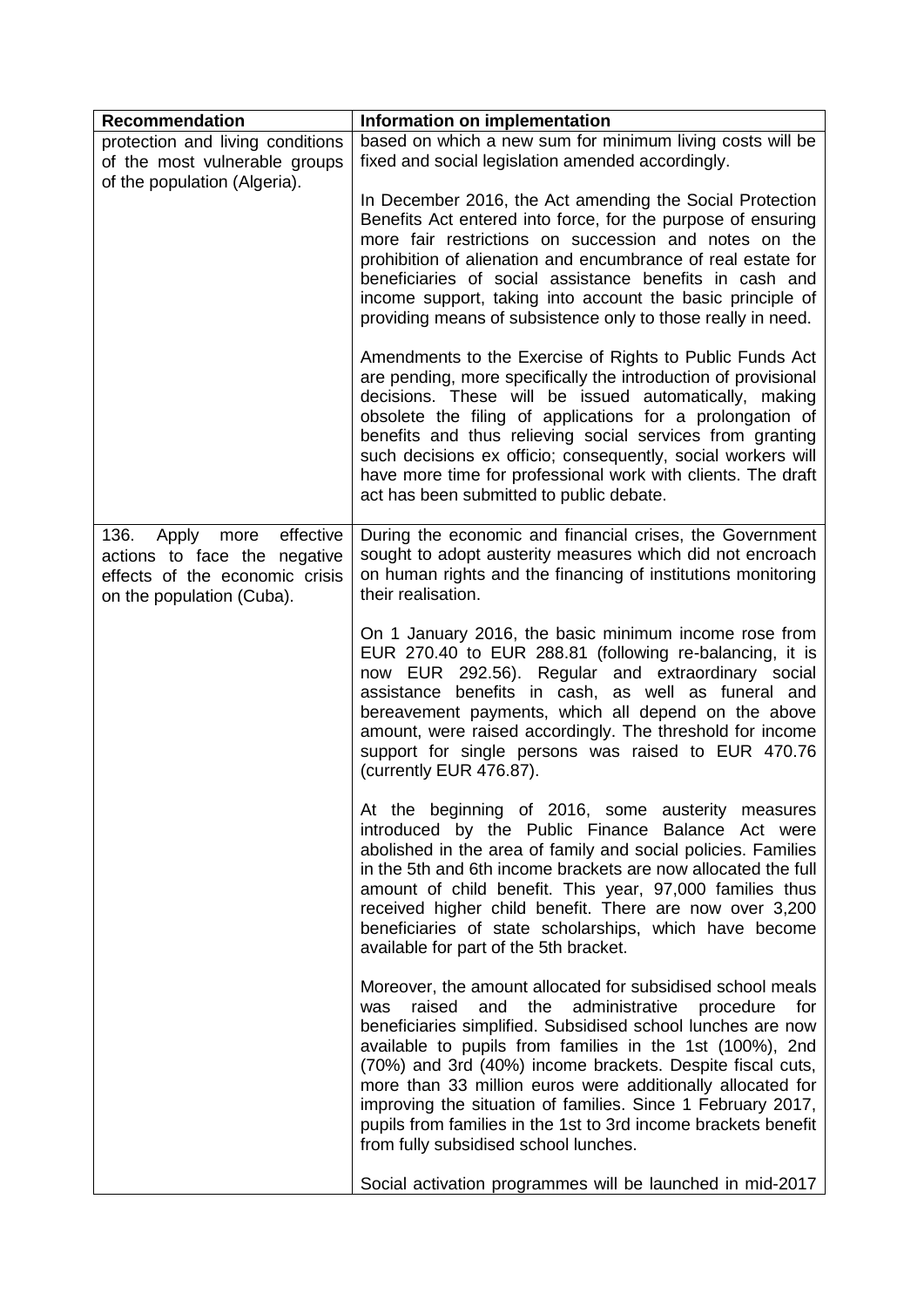| Recommendation | Information on implementation |
| --- | --- |
| protection and living conditions of the most vulnerable groups of the population (Algeria). | based on which a new sum for minimum living costs will be fixed and social legislation amended accordingly.<br><br>In December 2016, the Act amending the Social Protection Benefits Act entered into force, for the purpose of ensuring more fair restrictions on succession and notes on the prohibition of alienation and encumbrance of real estate for beneficiaries of social assistance benefits in cash and income support, taking into account the basic principle of providing means of subsistence only to those really in need.<br><br>Amendments to the Exercise of Rights to Public Funds Act are pending, more specifically the introduction of provisional decisions. These will be issued automatically, making obsolete the filing of applications for a prolongation of benefits and thus relieving social services from granting such decisions ex officio; consequently, social workers will have more time for professional work with clients. The draft act has been submitted to public debate. |
| 136. Apply more effective actions to face the negative effects of the economic crisis on the population (Cuba). | During the economic and financial crises, the Government sought to adopt austerity measures which did not encroach on human rights and the financing of institutions monitoring their realisation.<br><br>On 1 January 2016, the basic minimum income rose from EUR 270.40 to EUR 288.81 (following re-balancing, it is now EUR 292.56). Regular and extraordinary social assistance benefits in cash, as well as funeral and bereavement payments, which all depend on the above amount, were raised accordingly. The threshold for income support for single persons was raised to EUR 470.76 (currently EUR 476.87).<br><br>At the beginning of 2016, some austerity measures introduced by the Public Finance Balance Act were abolished in the area of family and social policies. Families in the 5th and 6th income brackets are now allocated the full amount of child benefit. This year, 97,000 families thus received higher child benefit. There are now over 3,200 beneficiaries of state scholarships, which have become available for part of the 5th bracket.<br><br>Moreover, the amount allocated for subsidised school meals was raised and the administrative procedure for beneficiaries simplified. Subsidised school lunches are now available to pupils from families in the 1st (100%), 2nd (70%) and 3rd (40%) income brackets. Despite fiscal cuts, more than 33 million euros were additionally allocated for improving the situation of families. Since 1 February 2017, pupils from families in the 1st to 3rd income brackets benefit from fully subsidised school lunches.<br><br>Social activation programmes will be launched in mid-2017 |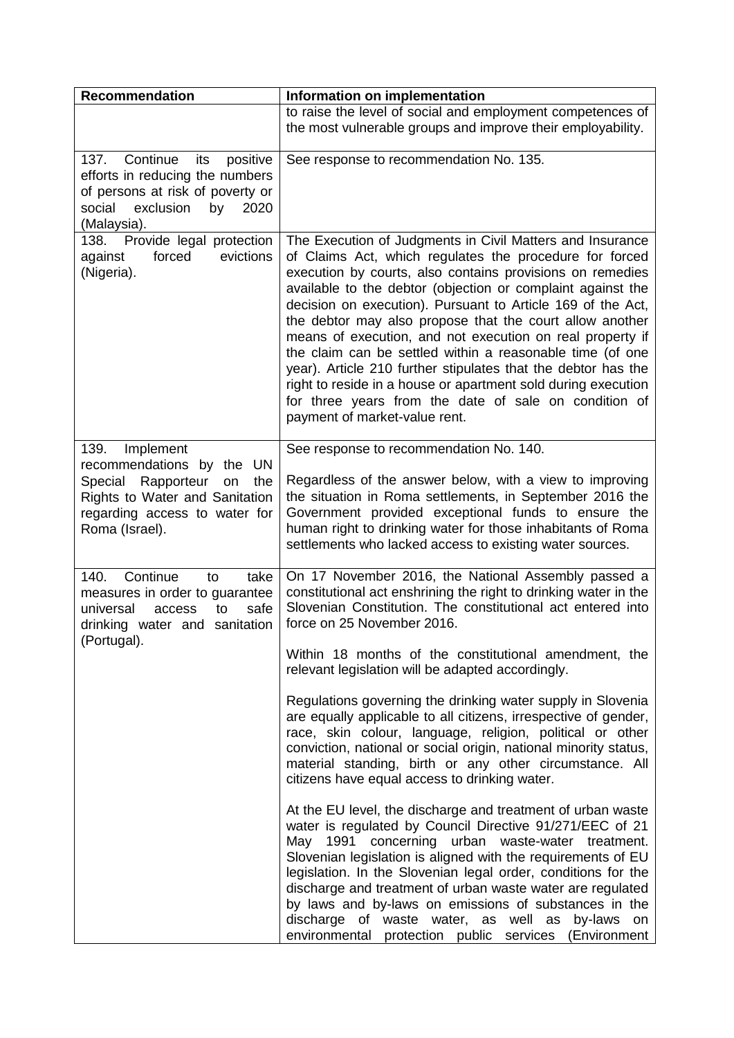| Recommendation | Information on implementation |
|---|---|
| | to raise the level of social and employment competences of the most vulnerable groups and improve their employability. |
| 137. Continue its positive efforts in reducing the numbers of persons at risk of poverty or social exclusion by 2020 (Malaysia). | See response to recommendation No. 135. |
| 138. Provide legal protection against forced evictions (Nigeria). | The Execution of Judgments in Civil Matters and Insurance of Claims Act, which regulates the procedure for forced execution by courts, also contains provisions on remedies available to the debtor (objection or complaint against the decision on execution). Pursuant to Article 169 of the Act, the debtor may also propose that the court allow another means of execution, and not execution on real property if the claim can be settled within a reasonable time (of one year). Article 210 further stipulates that the debtor has the right to reside in a house or apartment sold during execution for three years from the date of sale on condition of payment of market-value rent. |
| 139. Implement recommendations by the UN Special Rapporteur on the Rights to Water and Sanitation regarding access to water for Roma (Israel). | See response to recommendation No. 140.<br><br>Regardless of the answer below, with a view to improving the situation in Roma settlements, in September 2016 the Government provided exceptional funds to ensure the human right to drinking water for those inhabitants of Roma settlements who lacked access to existing water sources. |
| 140. Continue to take measures in order to guarantee universal access to safe drinking water and sanitation (Portugal). | On 17 November 2016, the National Assembly passed a constitutional act enshrining the right to drinking water in the Slovenian Constitution. The constitutional act entered into force on 25 November 2016.<br><br>Within 18 months of the constitutional amendment, the relevant legislation will be adapted accordingly.<br><br>Regulations governing the drinking water supply in Slovenia are equally applicable to all citizens, irrespective of gender, race, skin colour, language, religion, political or other conviction, national or social origin, national minority status, material standing, birth or any other circumstance. All citizens have equal access to drinking water.<br><br>At the EU level, the discharge and treatment of urban waste water is regulated by Council Directive 91/271/EEC of 21 May 1991 concerning urban waste-water treatment. Slovenian legislation is aligned with the requirements of EU legislation. In the Slovenian legal order, conditions for the discharge and treatment of urban waste water are regulated by laws and by-laws on emissions of substances in the discharge of waste water, as well as by-laws on environmental protection public services (Environment |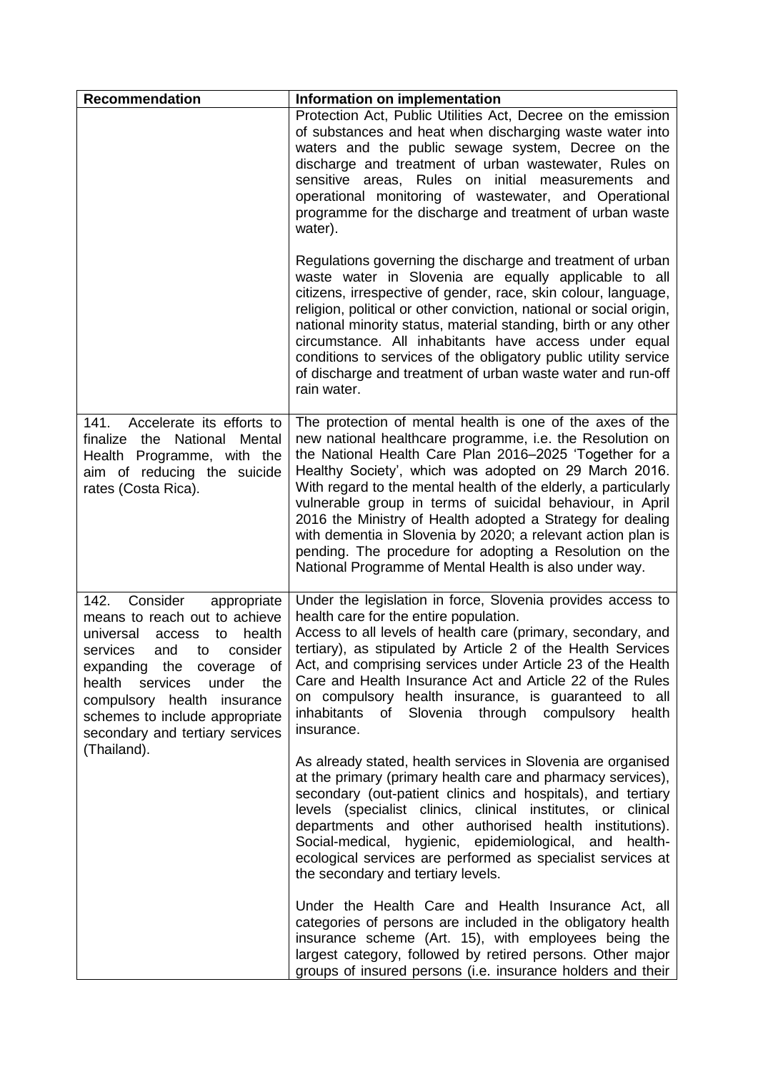| Recommendation | Information on implementation |
| --- | --- |
| | Protection Act, Public Utilities Act, Decree on the emission of substances and heat when discharging waste water into waters and the public sewage system, Decree on the discharge and treatment of urban wastewater, Rules on sensitive areas, Rules on initial measurements and operational monitoring of wastewater, and Operational programme for the discharge and treatment of urban waste water).<br><br>Regulations governing the discharge and treatment of urban waste water in Slovenia are equally applicable to all citizens, irrespective of gender, race, skin colour, language, religion, political or other conviction, national or social origin, national minority status, material standing, birth or any other circumstance. All inhabitants have access under equal conditions to services of the obligatory public utility service of discharge and treatment of urban waste water and run-off rain water. |
| 141. Accelerate its efforts to finalize the National Mental Health Programme, with the aim of reducing the suicide rates (Costa Rica). | The protection of mental health is one of the axes of the new national healthcare programme, i.e. the Resolution on the National Health Care Plan 2016–2025 'Together for a Healthy Society', which was adopted on 29 March 2016. With regard to the mental health of the elderly, a particularly vulnerable group in terms of suicidal behaviour, in April 2016 the Ministry of Health adopted a Strategy for dealing with dementia in Slovenia by 2020; a relevant action plan is pending. The procedure for adopting a Resolution on the National Programme of Mental Health is also under way. |
| 142. Consider appropriate means to reach out to achieve universal access to health services and to consider expanding the coverage of health services under the compulsory health insurance schemes to include appropriate secondary and tertiary services (Thailand). | Under the legislation in force, Slovenia provides access to health care for the entire population.<br>Access to all levels of health care (primary, secondary, and tertiary), as stipulated by Article 2 of the Health Services Act, and comprising services under Article 23 of the Health Care and Health Insurance Act and Article 22 of the Rules on compulsory health insurance, is guaranteed to all inhabitants of Slovenia through compulsory health insurance.<br><br>As already stated, health services in Slovenia are organised at the primary (primary health care and pharmacy services), secondary (out-patient clinics and hospitals), and tertiary levels (specialist clinics, clinical institutes, or clinical departments and other authorised health institutions). Social-medical, hygienic, epidemiological, and health-ecological services are performed as specialist services at the secondary and tertiary levels.<br><br>Under the Health Care and Health Insurance Act, all categories of persons are included in the obligatory health insurance scheme (Art. 15), with employees being the largest category, followed by retired persons. Other major groups of insured persons (i.e. insurance holders and their |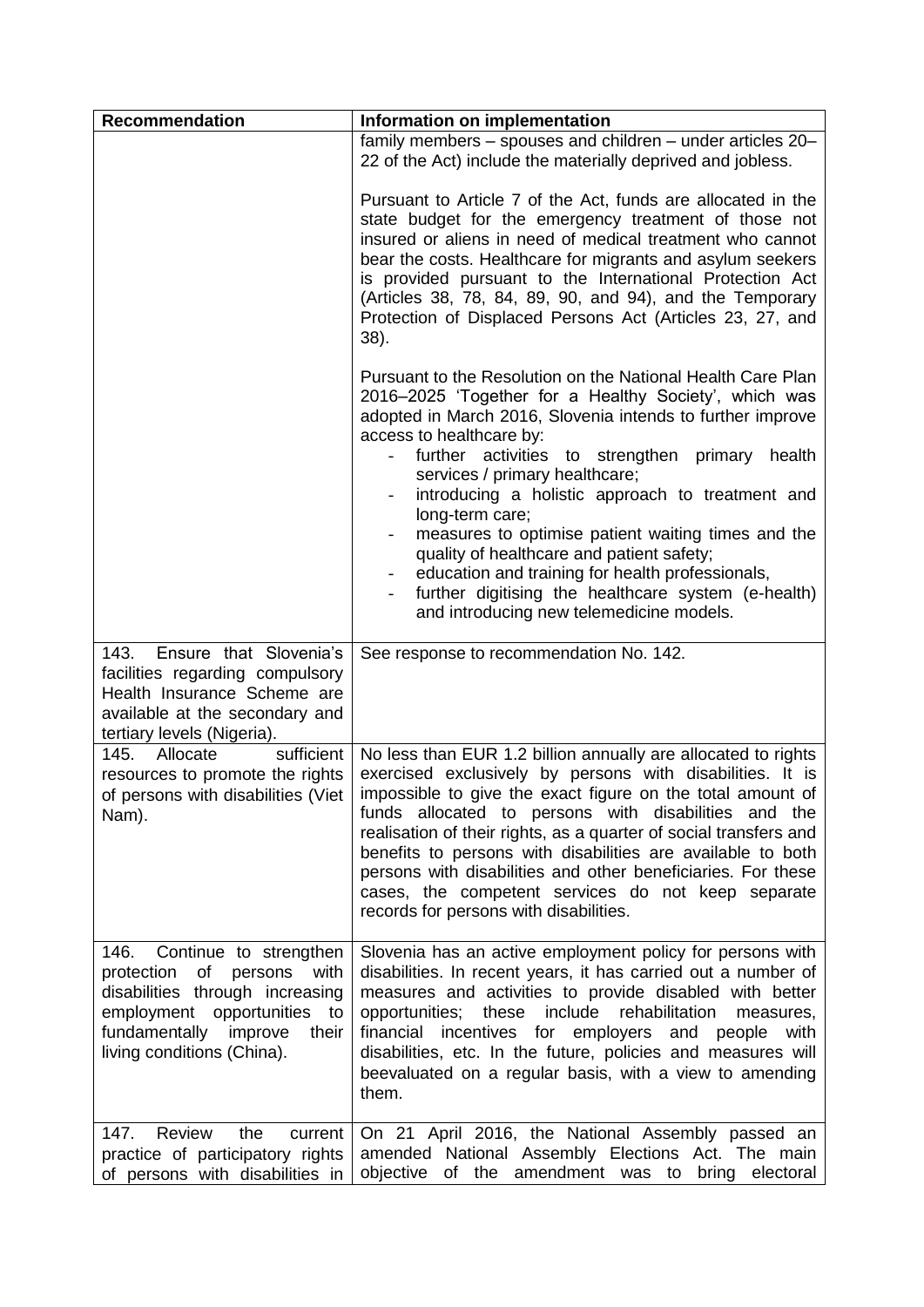| Recommendation | Information on implementation |
| --- | --- |
| | family members – spouses and children – under articles 20–22 of the Act) include the materially deprived and jobless.<br><br>Pursuant to Article 7 of the Act, funds are allocated in the state budget for the emergency treatment of those not insured or aliens in need of medical treatment who cannot bear the costs. Healthcare for migrants and asylum seekers is provided pursuant to the International Protection Act (Articles 38, 78, 84, 89, 90, and 94), and the Temporary Protection of Displaced Persons Act (Articles 23, 27, and 38).<br><br>Pursuant to the Resolution on the National Health Care Plan 2016–2025 'Together for a Healthy Society', which was adopted in March 2016, Slovenia intends to further improve access to healthcare by:<br>- further activities to strengthen primary health services / primary healthcare;<br>- introducing a holistic approach to treatment and long-term care;<br>- measures to optimise patient waiting times and the quality of healthcare and patient safety;<br>- education and training for health professionals,<br>- further digitising the healthcare system (e-health) and introducing new telemedicine models. |
| 143. Ensure that Slovenia's facilities regarding compulsory Health Insurance Scheme are available at the secondary and tertiary levels (Nigeria). | See response to recommendation No. 142. |
| 145. Allocate sufficient resources to promote the rights of persons with disabilities (Viet Nam). | No less than EUR 1.2 billion annually are allocated to rights exercised exclusively by persons with disabilities. It is impossible to give the exact figure on the total amount of funds allocated to persons with disabilities and the realisation of their rights, as a quarter of social transfers and benefits to persons with disabilities are available to both persons with disabilities and other beneficiaries. For these cases, the competent services do not keep separate records for persons with disabilities. |
| 146. Continue to strengthen protection of persons with disabilities through increasing employment opportunities to fundamentally improve their living conditions (China). | Slovenia has an active employment policy for persons with disabilities. In recent years, it has carried out a number of measures and activities to provide disabled with better opportunities; these include rehabilitation measures, financial incentives for employers and people with disabilities, etc. In the future, policies and measures will beevaluated on a regular basis, with a view to amending them. |
| 147. Review the current practice of participatory rights of persons with disabilities in | On 21 April 2016, the National Assembly passed an amended National Assembly Elections Act. The main objective of the amendment was to bring electoral |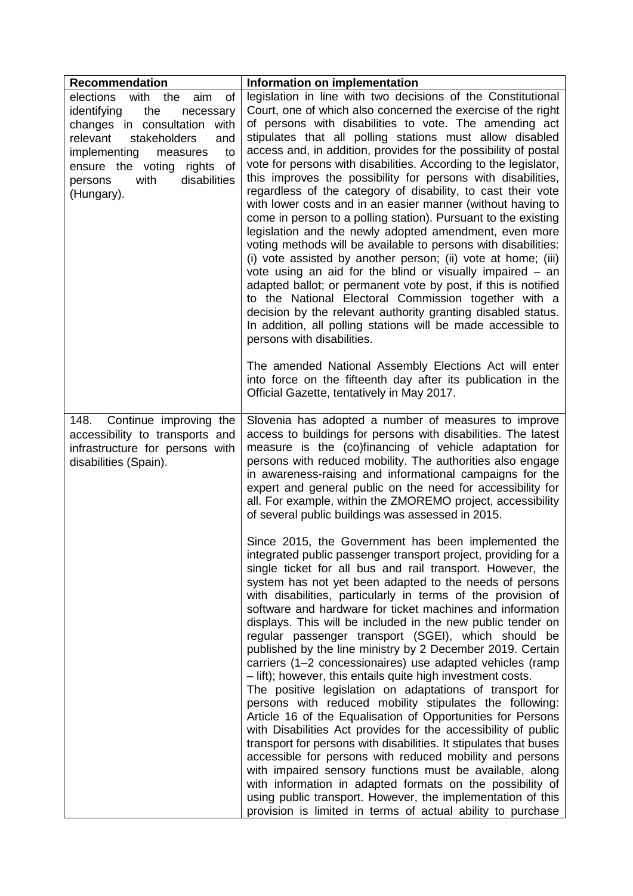| Recommendation | Information on implementation |
| --- | --- |
| elections with the aim of identifying the necessary changes in consultation with relevant stakeholders and implementing measures to ensure the voting rights of persons with disabilities (Hungary). | legislation in line with two decisions of the Constitutional Court, one of which also concerned the exercise of the right of persons with disabilities to vote. The amending act stipulates that all polling stations must allow disabled access and, in addition, provides for the possibility of postal vote for persons with disabilities. According to the legislator, this improves the possibility for persons with disabilities, regardless of the category of disability, to cast their vote with lower costs and in an easier manner (without having to come in person to a polling station). Pursuant to the existing legislation and the newly adopted amendment, even more voting methods will be available to persons with disabilities: (i) vote assisted by another person; (ii) vote at home; (iii) vote using an aid for the blind or visually impaired – an adapted ballot; or permanent vote by post, if this is notified to the National Electoral Commission together with a decision by the relevant authority granting disabled status. In addition, all polling stations will be made accessible to persons with disabilities.<br><br>The amended National Assembly Elections Act will enter into force on the fifteenth day after its publication in the Official Gazette, tentatively in May 2017. |
| 148. Continue improving the accessibility to transports and infrastructure for persons with disabilities (Spain). | Slovenia has adopted a number of measures to improve access to buildings for persons with disabilities. The latest measure is the (co)financing of vehicle adaptation for persons with reduced mobility. The authorities also engage in awareness-raising and informational campaigns for the expert and general public on the need for accessibility for all. For example, within the ZMOREMO project, accessibility of several public buildings was assessed in 2015.<br><br>Since 2015, the Government has been implemented the integrated public passenger transport project, providing for a single ticket for all bus and rail transport. However, the system has not yet been adapted to the needs of persons with disabilities, particularly in terms of the provision of software and hardware for ticket machines and information displays. This will be included in the new public tender on regular passenger transport (SGEI), which should be published by the line ministry by 2 December 2019. Certain carriers (1–2 concessionaires) use adapted vehicles (ramp – lift); however, this entails quite high investment costs.<br>The positive legislation on adaptations of transport for persons with reduced mobility stipulates the following: Article 16 of the Equalisation of Opportunities for Persons with Disabilities Act provides for the accessibility of public transport for persons with disabilities. It stipulates that buses accessible for persons with reduced mobility and persons with impaired sensory functions must be available, along with information in adapted formats on the possibility of using public transport. However, the implementation of this provision is limited in terms of actual ability to purchase |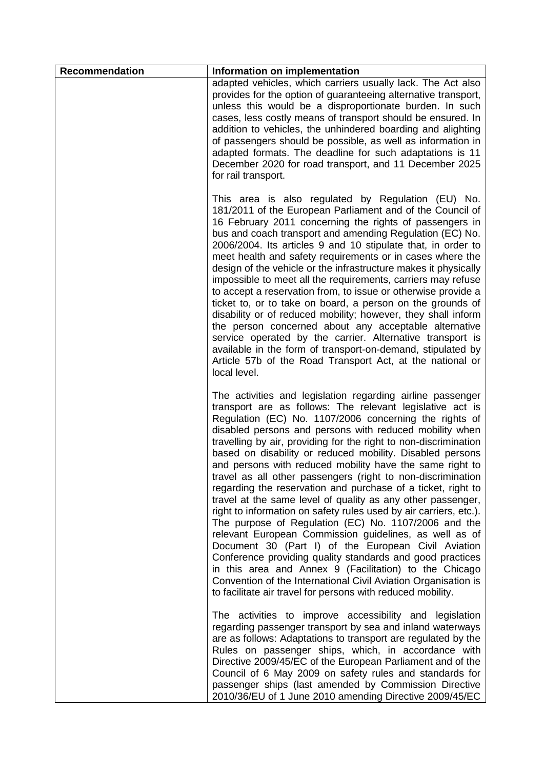| Recommendation | Information on implementation |
| --- | --- |
| | adapted vehicles, which carriers usually lack. The Act also provides for the option of guaranteeing alternative transport, unless this would be a disproportionate burden. In such cases, less costly means of transport should be ensured. In addition to vehicles, the unhindered boarding and alighting of passengers should be possible, as well as information in adapted formats. The deadline for such adaptations is 11 December 2020 for road transport, and 11 December 2025 for rail transport.<br><br>This area is also regulated by Regulation (EU) No. 181/2011 of the European Parliament and of the Council of 16 February 2011 concerning the rights of passengers in bus and coach transport and amending Regulation (EC) No. 2006/2004. Its articles 9 and 10 stipulate that, in order to meet health and safety requirements or in cases where the design of the vehicle or the infrastructure makes it physically impossible to meet all the requirements, carriers may refuse to accept a reservation from, to issue or otherwise provide a ticket to, or to take on board, a person on the grounds of disability or of reduced mobility; however, they shall inform the person concerned about any acceptable alternative service operated by the carrier. Alternative transport is available in the form of transport-on-demand, stipulated by Article 57b of the Road Transport Act, at the national or local level.<br><br>The activities and legislation regarding airline passenger transport are as follows: The relevant legislative act is Regulation (EC) No. 1107/2006 concerning the rights of disabled persons and persons with reduced mobility when travelling by air, providing for the right to non-discrimination based on disability or reduced mobility. Disabled persons and persons with reduced mobility have the same right to travel as all other passengers (right to non-discrimination regarding the reservation and purchase of a ticket, right to travel at the same level of quality as any other passenger, right to information on safety rules used by air carriers, etc.). The purpose of Regulation (EC) No. 1107/2006 and the relevant European Commission guidelines, as well as of Document 30 (Part I) of the European Civil Aviation Conference providing quality standards and good practices in this area and Annex 9 (Facilitation) to the Chicago Convention of the International Civil Aviation Organisation is to facilitate air travel for persons with reduced mobility.<br><br>The activities to improve accessibility and legislation regarding passenger transport by sea and inland waterways are as follows: Adaptations to transport are regulated by the Rules on passenger ships, which, in accordance with Directive 2009/45/EC of the European Parliament and of the Council of 6 May 2009 on safety rules and standards for passenger ships (last amended by Commission Directive 2010/36/EU of 1 June 2010 amending Directive 2009/45/EC |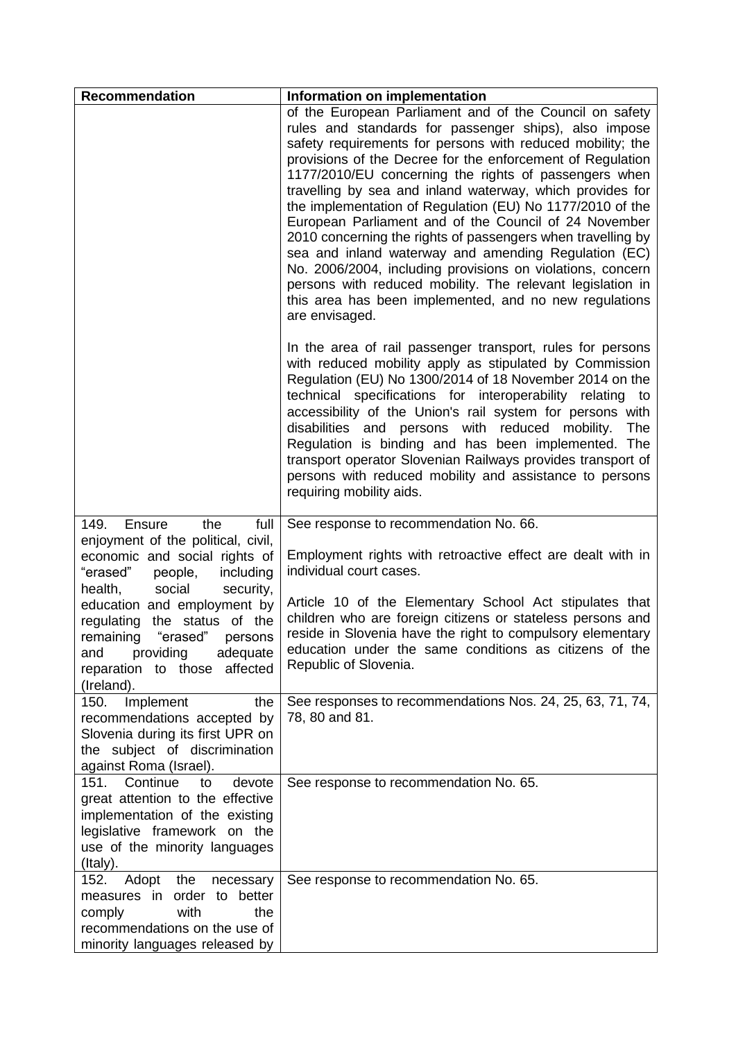| Recommendation | Information on implementation |
|---|---|
| | of the European Parliament and of the Council on safety rules and standards for passenger ships), also impose safety requirements for persons with reduced mobility; the provisions of the Decree for the enforcement of Regulation 1177/2010/EU concerning the rights of passengers when travelling by sea and inland waterway, which provides for the implementation of Regulation (EU) No 1177/2010 of the European Parliament and of the Council of 24 November 2010 concerning the rights of passengers when travelling by sea and inland waterway and amending Regulation (EC) No. 2006/2004, including provisions on violations, concern persons with reduced mobility. The relevant legislation in this area has been implemented, and no new regulations are envisaged.<br><br>In the area of rail passenger transport, rules for persons with reduced mobility apply as stipulated by Commission Regulation (EU) No 1300/2014 of 18 November 2014 on the technical specifications for interoperability relating to accessibility of the Union's rail system for persons with disabilities and persons with reduced mobility. The Regulation is binding and has been implemented. The transport operator Slovenian Railways provides transport of persons with reduced mobility and assistance to persons requiring mobility aids. |
| 149. Ensure the full enjoyment of the political, civil, economic and social rights of "erased" people, including health, social security, education and employment by regulating the status of the remaining "erased" persons and providing adequate reparation to those affected (Ireland). | See response to recommendation No. 66.<br><br>Employment rights with retroactive effect are dealt with in individual court cases.<br><br>Article 10 of the Elementary School Act stipulates that children who are foreign citizens or stateless persons and reside in Slovenia have the right to compulsory elementary education under the same conditions as citizens of the Republic of Slovenia. |
| 150. Implement the recommendations accepted by Slovenia during its first UPR on the subject of discrimination against Roma (Israel). | See responses to recommendations Nos. 24, 25, 63, 71, 74, 78, 80 and 81. |
| 151. Continue to devote great attention to the effective implementation of the existing legislative framework on the use of the minority languages (Italy). | See response to recommendation No. 65. |
| 152. Adopt the necessary measures in order to better comply with the recommendations on the use of minority languages released by | See response to recommendation No. 65. |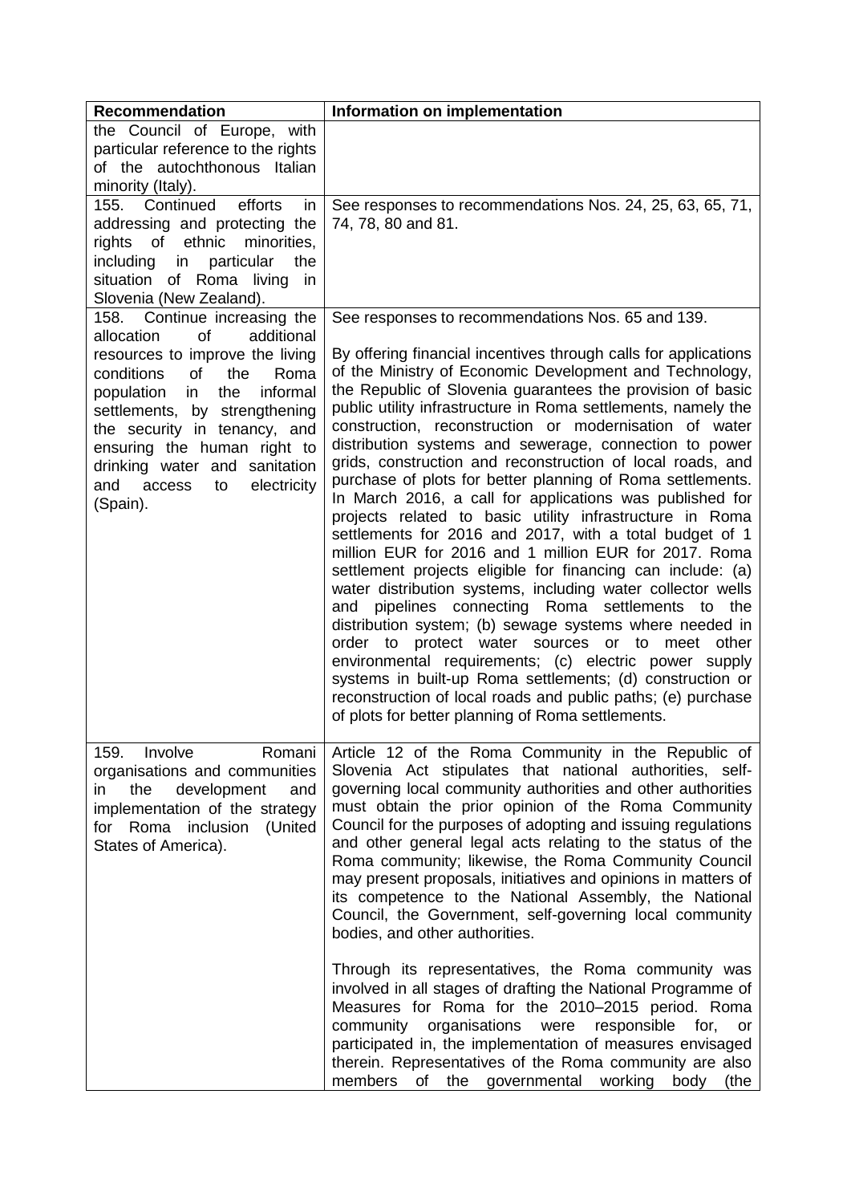| Recommendation | Information on implementation |
|---|---|
| the Council of Europe, with particular reference to the rights of the autochthonous Italian minority (Italy). | |
| 155. Continued efforts in addressing and protecting the rights of ethnic minorities, including in particular the situation of Roma living in Slovenia (New Zealand). | See responses to recommendations Nos. 24, 25, 63, 65, 71, 74, 78, 80 and 81. |
| 158. Continue increasing the allocation of additional resources to improve the living conditions of the Roma population in the informal settlements, by strengthening the security in tenancy, and ensuring the human right to drinking water and sanitation and access to electricity (Spain). | See responses to recommendations Nos. 65 and 139.<br><br>By offering financial incentives through calls for applications of the Ministry of Economic Development and Technology, the Republic of Slovenia guarantees the provision of basic public utility infrastructure in Roma settlements, namely the construction, reconstruction or modernisation of water distribution systems and sewerage, connection to power grids, construction and reconstruction of local roads, and purchase of plots for better planning of Roma settlements. In March 2016, a call for applications was published for projects related to basic utility infrastructure in Roma settlements for 2016 and 2017, with a total budget of 1 million EUR for 2016 and 1 million EUR for 2017. Roma settlement projects eligible for financing can include: (a) water distribution systems, including water collector wells and pipelines connecting Roma settlements to the distribution system; (b) sewage systems where needed in order to protect water sources or to meet other environmental requirements; (c) electric power supply systems in built-up Roma settlements; (d) construction or reconstruction of local roads and public paths; (e) purchase of plots for better planning of Roma settlements. |
| 159. Involve Romani organisations and communities in the development and implementation of the strategy for Roma inclusion (United States of America). | Article 12 of the Roma Community in the Republic of Slovenia Act stipulates that national authorities, self-governing local community authorities and other authorities must obtain the prior opinion of the Roma Community Council for the purposes of adopting and issuing regulations and other general legal acts relating to the status of the Roma community; likewise, the Roma Community Council may present proposals, initiatives and opinions in matters of its competence to the National Assembly, the National Council, the Government, self-governing local community bodies, and other authorities.<br><br>Through its representatives, the Roma community was involved in all stages of drafting the National Programme of Measures for Roma for the 2010–2015 period. Roma community organisations were responsible for, or participated in, the implementation of measures envisaged therein. Representatives of the Roma community are also members of the governmental working body (the |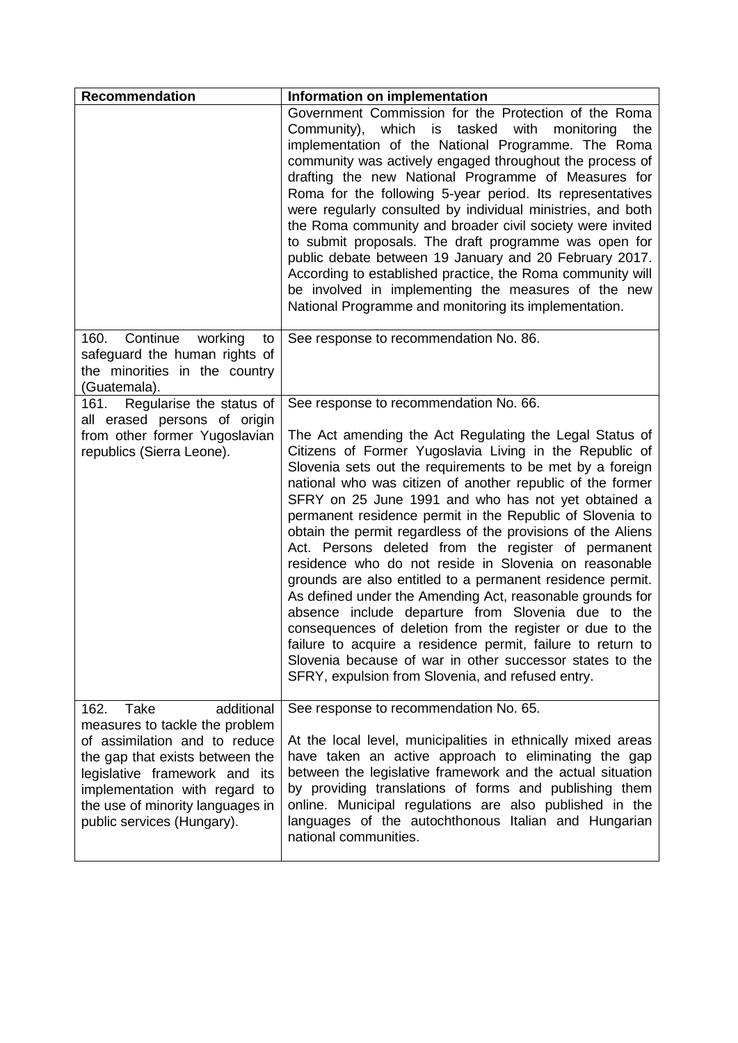| Recommendation | Information on implementation |
| --- | --- |
| | Government Commission for the Protection of the Roma Community), which is tasked with monitoring the implementation of the National Programme. The Roma community was actively engaged throughout the process of drafting the new National Programme of Measures for Roma for the following 5-year period. Its representatives were regularly consulted by individual ministries, and both the Roma community and broader civil society were invited to submit proposals. The draft programme was open for public debate between 19 January and 20 February 2017. According to established practice, the Roma community will be involved in implementing the measures of the new National Programme and monitoring its implementation. |
| 160. Continue working to safeguard the human rights of the minorities in the country (Guatemala). | See response to recommendation No. 86. |
| 161. Regularise the status of all erased persons of origin from other former Yugoslavian republics (Sierra Leone). | See response to recommendation No. 66.<br><br>The Act amending the Act Regulating the Legal Status of Citizens of Former Yugoslavia Living in the Republic of Slovenia sets out the requirements to be met by a foreign national who was citizen of another republic of the former SFRY on 25 June 1991 and who has not yet obtained a permanent residence permit in the Republic of Slovenia to obtain the permit regardless of the provisions of the Aliens Act. Persons deleted from the register of permanent residence who do not reside in Slovenia on reasonable grounds are also entitled to a permanent residence permit. As defined under the Amending Act, reasonable grounds for absence include departure from Slovenia due to the consequences of deletion from the register or due to the failure to acquire a residence permit, failure to return to Slovenia because of war in other successor states to the SFRY, expulsion from Slovenia, and refused entry. |
| 162. Take additional measures to tackle the problem of assimilation and to reduce the gap that exists between the legislative framework and its implementation with regard to the use of minority languages in public services (Hungary). | See response to recommendation No. 65.<br><br>At the local level, municipalities in ethnically mixed areas have taken an active approach to eliminating the gap between the legislative framework and the actual situation by providing translations of forms and publishing them online. Municipal regulations are also published in the languages of the autochthonous Italian and Hungarian national communities. |